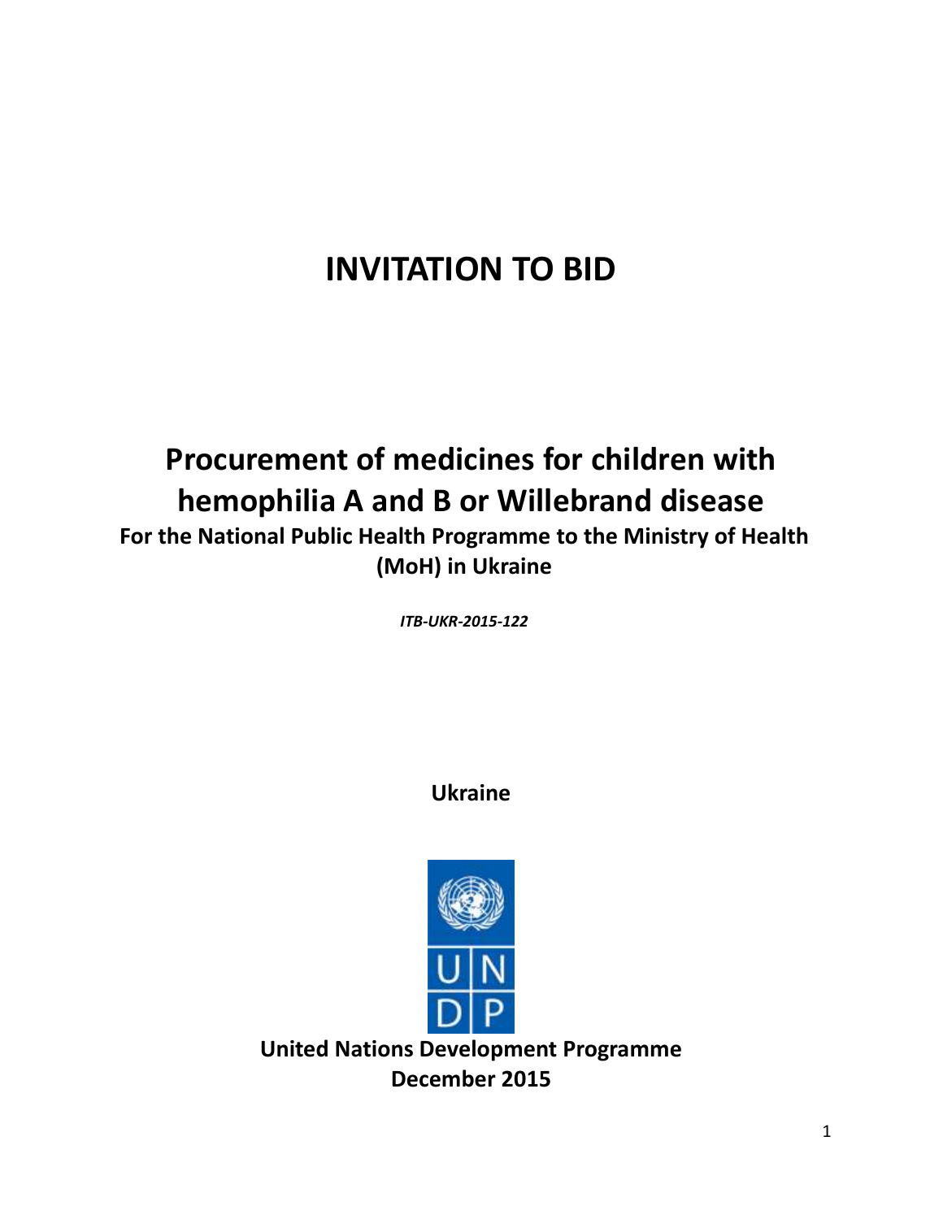# INVITATION TO BID

## Procurement of medicines for children with hemophilia A and B or Willebrand disease

### For the National Public Health Programme to the Ministry of Health (MoH) in Ukraine

***ITB-UKR-2015-122***

**Ukraine**

**United Nations Development Programme**
**December 2015**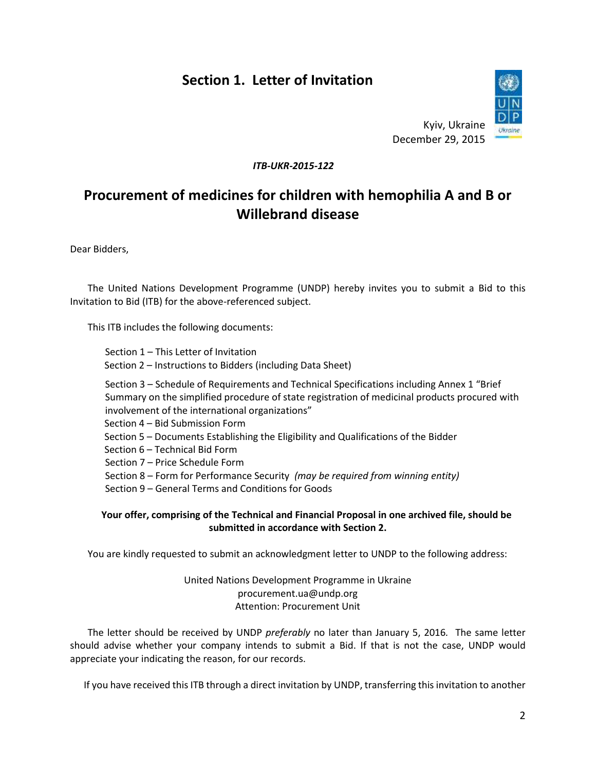## Section 1. Letter of Invitation

Kyiv, Ukraine
December 29, 2015

***ITB-UKR-2015-122***

# Procurement of medicines for children with hemophilia A and B or Willebrand disease

Dear Bidders,

The United Nations Development Programme (UNDP) hereby invites you to submit a Bid to this Invitation to Bid (ITB) for the above-referenced subject.

This ITB includes the following documents:

- Section 1 – This Letter of Invitation
- Section 2 – Instructions to Bidders (including Data Sheet)
- Section 3 – Schedule of Requirements and Technical Specifications including Annex 1 "Brief Summary on the simplified procedure of state registration of medicinal products procured with involvement of the international organizations"
- Section 4 – Bid Submission Form
- Section 5 – Documents Establishing the Eligibility and Qualifications of the Bidder
- Section 6 – Technical Bid Form
- Section 7 – Price Schedule Form
- Section 8 – Form for Performance Security *(may be required from winning entity)*
- Section 9 – General Terms and Conditions for Goods

**Your offer, comprising of the Technical and Financial Proposal in one archived file, should be submitted in accordance with Section 2.**

You are kindly requested to submit an acknowledgment letter to UNDP to the following address:

United Nations Development Programme in Ukraine
procurement.ua@undp.org
Attention: Procurement Unit

The letter should be received by UNDP *preferably* no later than January 5, 2016. The same letter should advise whether your company intends to submit a Bid. If that is not the case, UNDP would appreciate your indicating the reason, for our records.

If you have received this ITB through a direct invitation by UNDP, transferring this invitation to another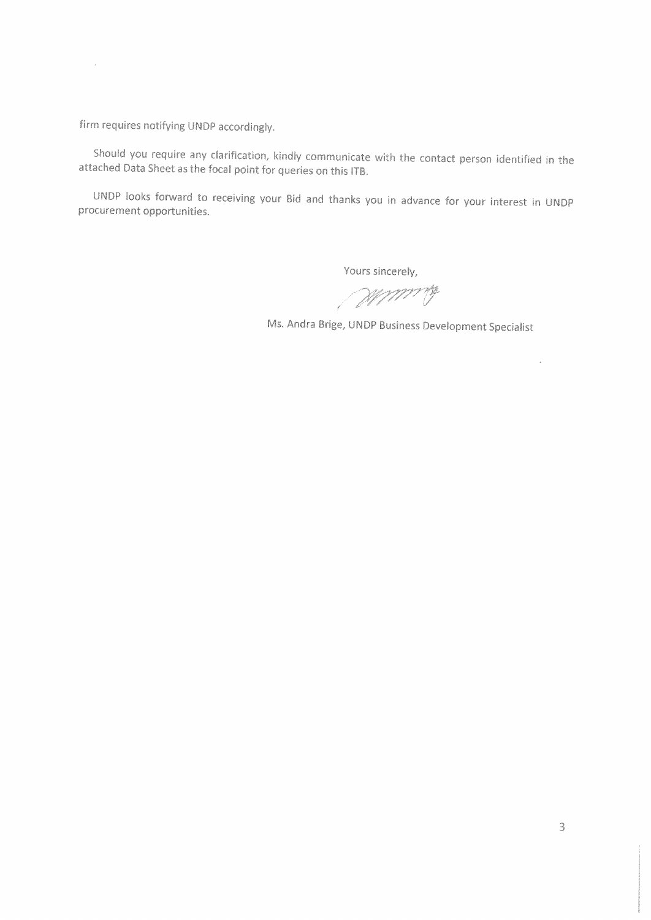firm requires notifying UNDP accordingly.

Should you require any clarification, kindly communicate with the contact person identified in the attached Data Sheet as the focal point for queries on this ITB.

UNDP looks forward to receiving your Bid and thanks you in advance for your interest in UNDP procurement opportunities.

Yours sincerely,

Ms. Andra Brige, UNDP Business Development Specialist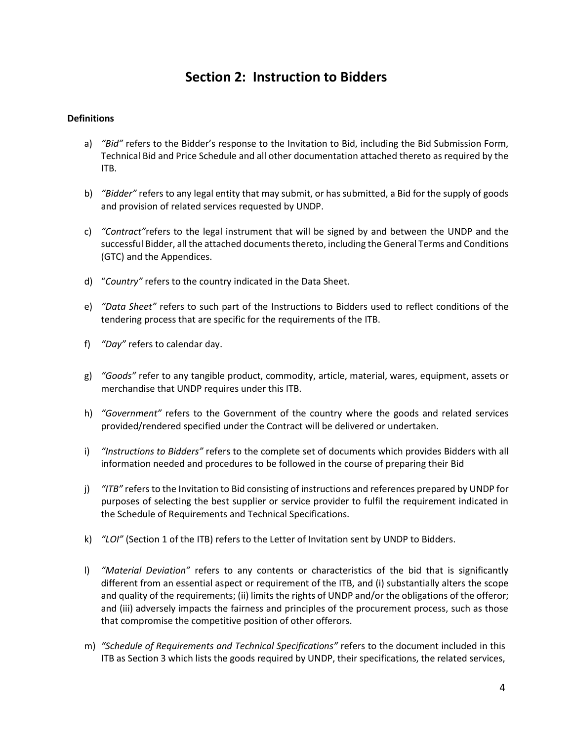# Section 2: Instruction to Bidders

**Definitions**

a) *"Bid"* refers to the Bidder's response to the Invitation to Bid, including the Bid Submission Form, Technical Bid and Price Schedule and all other documentation attached thereto as required by the ITB.

b) *"Bidder"* refers to any legal entity that may submit, or has submitted, a Bid for the supply of goods and provision of related services requested by UNDP.

c) *"Contract"*refers to the legal instrument that will be signed by and between the UNDP and the successful Bidder, all the attached documents thereto, including the General Terms and Conditions (GTC) and the Appendices.

d) "*Country"* refers to the country indicated in the Data Sheet.

e) *"Data Sheet"* refers to such part of the Instructions to Bidders used to reflect conditions of the tendering process that are specific for the requirements of the ITB.

f) *"Day"* refers to calendar day.

g) *"Goods"* refer to any tangible product, commodity, article, material, wares, equipment, assets or merchandise that UNDP requires under this ITB.

h) *"Government"* refers to the Government of the country where the goods and related services provided/rendered specified under the Contract will be delivered or undertaken.

i) *"Instructions to Bidders"* refers to the complete set of documents which provides Bidders with all information needed and procedures to be followed in the course of preparing their Bid

j) *"ITB"* refers to the Invitation to Bid consisting of instructions and references prepared by UNDP for purposes of selecting the best supplier or service provider to fulfil the requirement indicated in the Schedule of Requirements and Technical Specifications.

k) *"LOI"* (Section 1 of the ITB) refers to the Letter of Invitation sent by UNDP to Bidders.

l) *"Material Deviation"* refers to any contents or characteristics of the bid that is significantly different from an essential aspect or requirement of the ITB, and (i) substantially alters the scope and quality of the requirements; (ii) limits the rights of UNDP and/or the obligations of the offeror; and (iii) adversely impacts the fairness and principles of the procurement process, such as those that compromise the competitive position of other offerors.

m) *"Schedule of Requirements and Technical Specifications"* refers to the document included in this ITB as Section 3 which lists the goods required by UNDP, their specifications, the related services,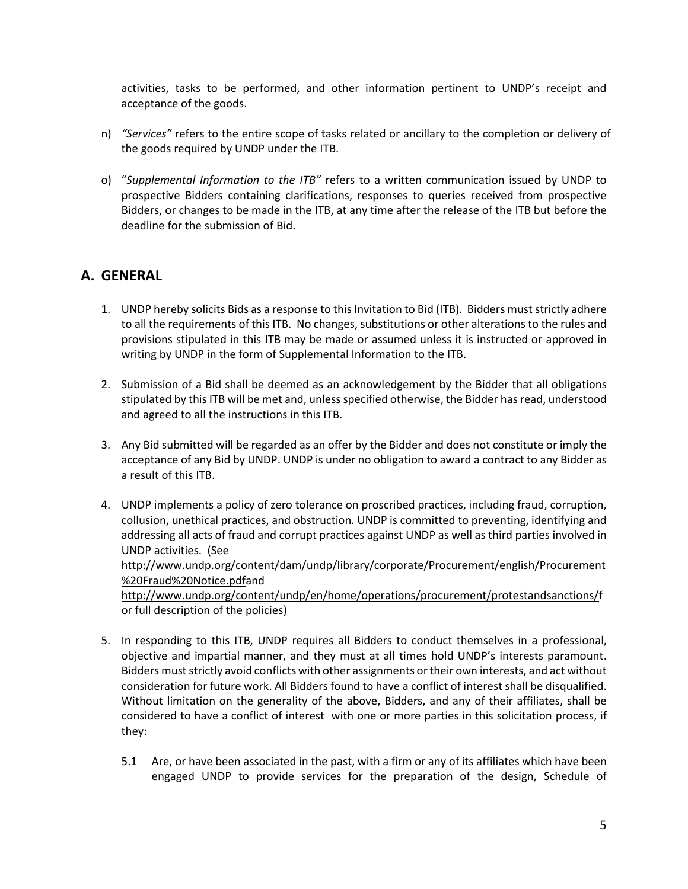activities, tasks to be performed, and other information pertinent to UNDP's receipt and acceptance of the goods.

n) *"Services"* refers to the entire scope of tasks related or ancillary to the completion or delivery of the goods required by UNDP under the ITB.

o) "*Supplemental Information to the ITB"* refers to a written communication issued by UNDP to prospective Bidders containing clarifications, responses to queries received from prospective Bidders, or changes to be made in the ITB, at any time after the release of the ITB but before the deadline for the submission of Bid.

## A. GENERAL

1. UNDP hereby solicits Bids as a response to this Invitation to Bid (ITB). Bidders must strictly adhere to all the requirements of this ITB. No changes, substitutions or other alterations to the rules and provisions stipulated in this ITB may be made or assumed unless it is instructed or approved in writing by UNDP in the form of Supplemental Information to the ITB.

2. Submission of a Bid shall be deemed as an acknowledgement by the Bidder that all obligations stipulated by this ITB will be met and, unless specified otherwise, the Bidder has read, understood and agreed to all the instructions in this ITB.

3. Any Bid submitted will be regarded as an offer by the Bidder and does not constitute or imply the acceptance of any Bid by UNDP. UNDP is under no obligation to award a contract to any Bidder as a result of this ITB.

4. UNDP implements a policy of zero tolerance on proscribed practices, including fraud, corruption, collusion, unethical practices, and obstruction. UNDP is committed to preventing, identifying and addressing all acts of fraud and corrupt practices against UNDP as well as third parties involved in UNDP activities. (See http://www.undp.org/content/dam/undp/library/corporate/Procurement/english/Procurement%20Fraud%20Notice.pdfand http://www.undp.org/content/undp/en/home/operations/procurement/protestandsanctions/for full description of the policies)

5. In responding to this ITB, UNDP requires all Bidders to conduct themselves in a professional, objective and impartial manner, and they must at all times hold UNDP's interests paramount. Bidders must strictly avoid conflicts with other assignments or their own interests, and act without consideration for future work. All Bidders found to have a conflict of interest shall be disqualified. Without limitation on the generality of the above, Bidders, and any of their affiliates, shall be considered to have a conflict of interest with one or more parties in this solicitation process, if they:

   5.1 Are, or have been associated in the past, with a firm or any of its affiliates which have been engaged UNDP to provide services for the preparation of the design, Schedule of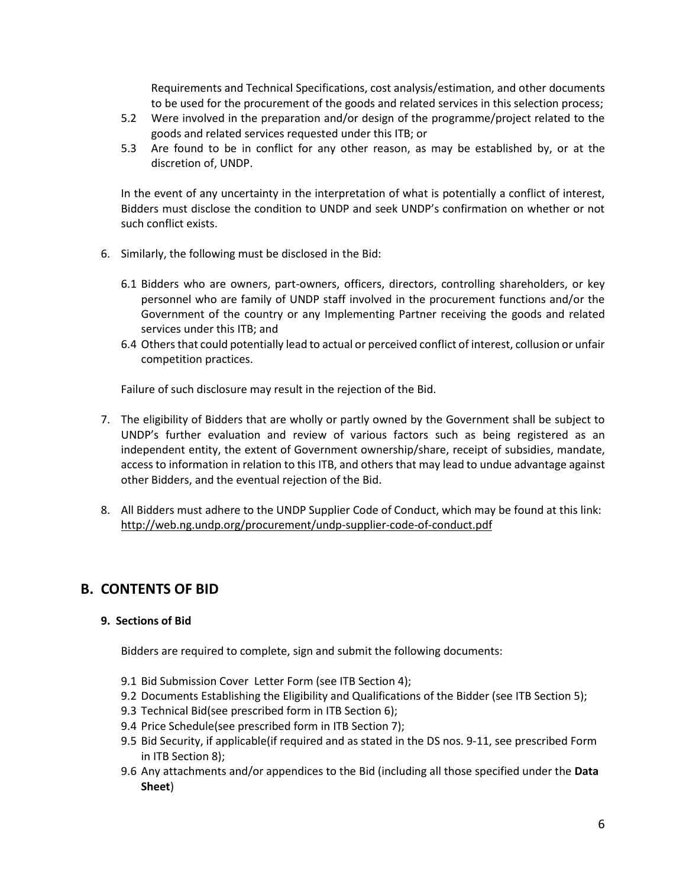Requirements and Technical Specifications, cost analysis/estimation, and other documents to be used for the procurement of the goods and related services in this selection process;

5.2 Were involved in the preparation and/or design of the programme/project related to the goods and related services requested under this ITB; or

5.3 Are found to be in conflict for any other reason, as may be established by, or at the discretion of, UNDP.

In the event of any uncertainty in the interpretation of what is potentially a conflict of interest, Bidders must disclose the condition to UNDP and seek UNDP's confirmation on whether or not such conflict exists.

6. Similarly, the following must be disclosed in the Bid:

   6.1 Bidders who are owners, part-owners, officers, directors, controlling shareholders, or key personnel who are family of UNDP staff involved in the procurement functions and/or the Government of the country or any Implementing Partner receiving the goods and related services under this ITB; and

   6.4 Others that could potentially lead to actual or perceived conflict of interest, collusion or unfair competition practices.

   Failure of such disclosure may result in the rejection of the Bid.

7. The eligibility of Bidders that are wholly or partly owned by the Government shall be subject to UNDP's further evaluation and review of various factors such as being registered as an independent entity, the extent of Government ownership/share, receipt of subsidies, mandate, access to information in relation to this ITB, and others that may lead to undue advantage against other Bidders, and the eventual rejection of the Bid.

8. All Bidders must adhere to the UNDP Supplier Code of Conduct, which may be found at this link: http://web.ng.undp.org/procurement/undp-supplier-code-of-conduct.pdf

## B. CONTENTS OF BID

### 9. Sections of Bid

Bidders are required to complete, sign and submit the following documents:

9.1 Bid Submission Cover Letter Form (see ITB Section 4);

9.2 Documents Establishing the Eligibility and Qualifications of the Bidder (see ITB Section 5);

9.3 Technical Bid(see prescribed form in ITB Section 6);

9.4 Price Schedule(see prescribed form in ITB Section 7);

9.5 Bid Security, if applicable(if required and as stated in the DS nos. 9-11, see prescribed Form in ITB Section 8);

9.6 Any attachments and/or appendices to the Bid (including all those specified under the **Data Sheet**)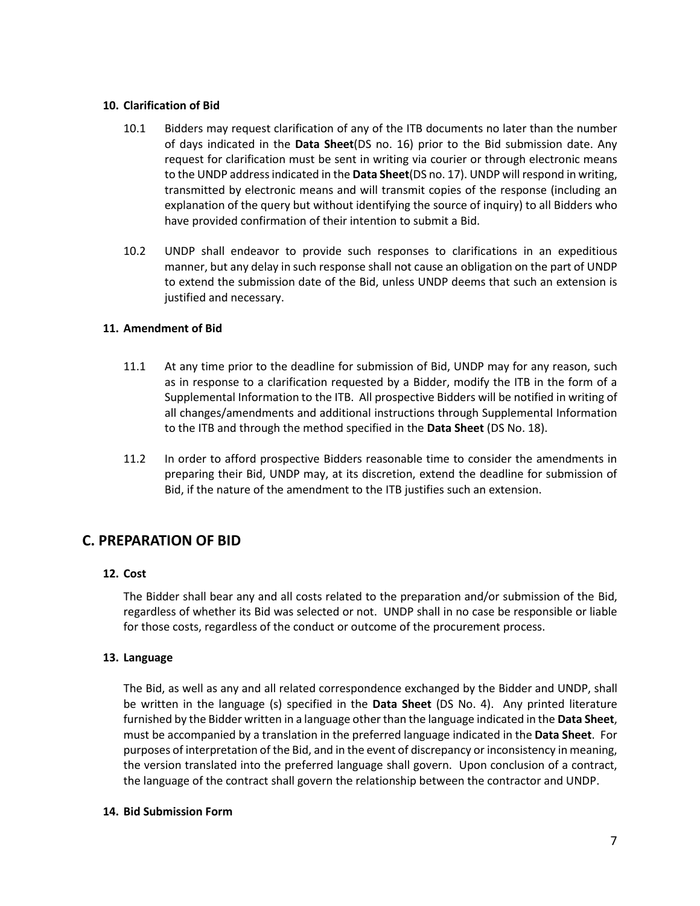### 10. Clarification of Bid

10.1 Bidders may request clarification of any of the ITB documents no later than the number of days indicated in the **Data Sheet**(DS no. 16) prior to the Bid submission date. Any request for clarification must be sent in writing via courier or through electronic means to the UNDP address indicated in the **Data Sheet**(DS no. 17). UNDP will respond in writing, transmitted by electronic means and will transmit copies of the response (including an explanation of the query but without identifying the source of inquiry) to all Bidders who have provided confirmation of their intention to submit a Bid.

10.2 UNDP shall endeavor to provide such responses to clarifications in an expeditious manner, but any delay in such response shall not cause an obligation on the part of UNDP to extend the submission date of the Bid, unless UNDP deems that such an extension is justified and necessary.

### 11. Amendment of Bid

11.1 At any time prior to the deadline for submission of Bid, UNDP may for any reason, such as in response to a clarification requested by a Bidder, modify the ITB in the form of a Supplemental Information to the ITB. All prospective Bidders will be notified in writing of all changes/amendments and additional instructions through Supplemental Information to the ITB and through the method specified in the **Data Sheet** (DS No. 18).

11.2 In order to afford prospective Bidders reasonable time to consider the amendments in preparing their Bid, UNDP may, at its discretion, extend the deadline for submission of Bid, if the nature of the amendment to the ITB justifies such an extension.

## C. PREPARATION OF BID

### 12. Cost

The Bidder shall bear any and all costs related to the preparation and/or submission of the Bid, regardless of whether its Bid was selected or not. UNDP shall in no case be responsible or liable for those costs, regardless of the conduct or outcome of the procurement process.

### 13. Language

The Bid, as well as any and all related correspondence exchanged by the Bidder and UNDP, shall be written in the language (s) specified in the **Data Sheet** (DS No. 4). Any printed literature furnished by the Bidder written in a language other than the language indicated in the **Data Sheet**, must be accompanied by a translation in the preferred language indicated in the **Data Sheet**. For purposes of interpretation of the Bid, and in the event of discrepancy or inconsistency in meaning, the version translated into the preferred language shall govern. Upon conclusion of a contract, the language of the contract shall govern the relationship between the contractor and UNDP.

### 14. Bid Submission Form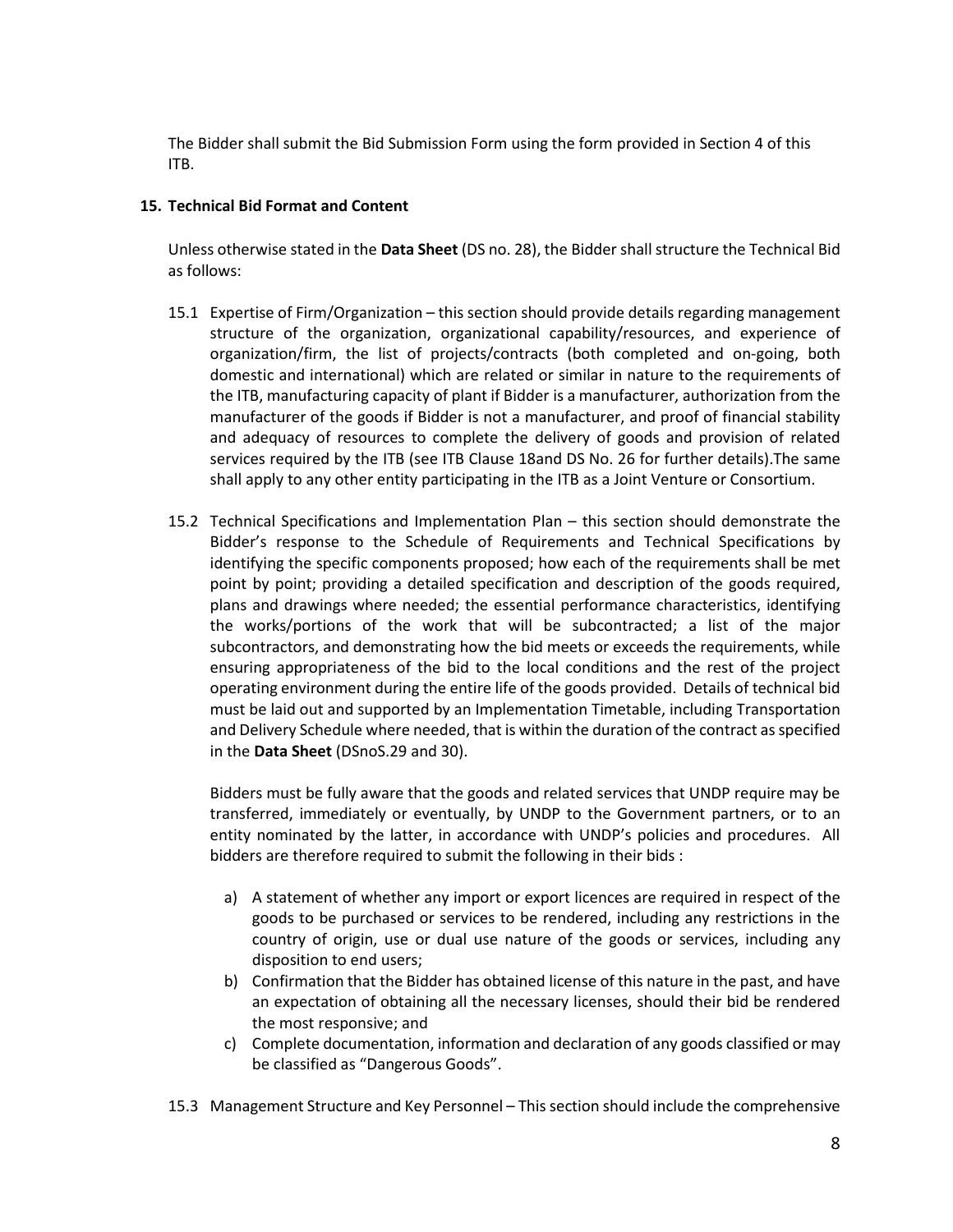The Bidder shall submit the Bid Submission Form using the form provided in Section 4 of this ITB.

**15. Technical Bid Format and Content**

Unless otherwise stated in the **Data Sheet** (DS no. 28), the Bidder shall structure the Technical Bid as follows:

15.1 Expertise of Firm/Organization – this section should provide details regarding management structure of the organization, organizational capability/resources, and experience of organization/firm, the list of projects/contracts (both completed and on-going, both domestic and international) which are related or similar in nature to the requirements of the ITB, manufacturing capacity of plant if Bidder is a manufacturer, authorization from the manufacturer of the goods if Bidder is not a manufacturer, and proof of financial stability and adequacy of resources to complete the delivery of goods and provision of related services required by the ITB (see ITB Clause 18and DS No. 26 for further details).The same shall apply to any other entity participating in the ITB as a Joint Venture or Consortium.

15.2 Technical Specifications and Implementation Plan – this section should demonstrate the Bidder's response to the Schedule of Requirements and Technical Specifications by identifying the specific components proposed; how each of the requirements shall be met point by point; providing a detailed specification and description of the goods required, plans and drawings where needed; the essential performance characteristics, identifying the works/portions of the work that will be subcontracted; a list of the major subcontractors, and demonstrating how the bid meets or exceeds the requirements, while ensuring appropriateness of the bid to the local conditions and the rest of the project operating environment during the entire life of the goods provided. Details of technical bid must be laid out and supported by an Implementation Timetable, including Transportation and Delivery Schedule where needed, that is within the duration of the contract as specified in the **Data Sheet** (DSnoS.29 and 30).

Bidders must be fully aware that the goods and related services that UNDP require may be transferred, immediately or eventually, by UNDP to the Government partners, or to an entity nominated by the latter, in accordance with UNDP's policies and procedures. All bidders are therefore required to submit the following in their bids :

a) A statement of whether any import or export licences are required in respect of the goods to be purchased or services to be rendered, including any restrictions in the country of origin, use or dual use nature of the goods or services, including any disposition to end users;
b) Confirmation that the Bidder has obtained license of this nature in the past, and have an expectation of obtaining all the necessary licenses, should their bid be rendered the most responsive; and
c) Complete documentation, information and declaration of any goods classified or may be classified as "Dangerous Goods".

15.3 Management Structure and Key Personnel – This section should include the comprehensive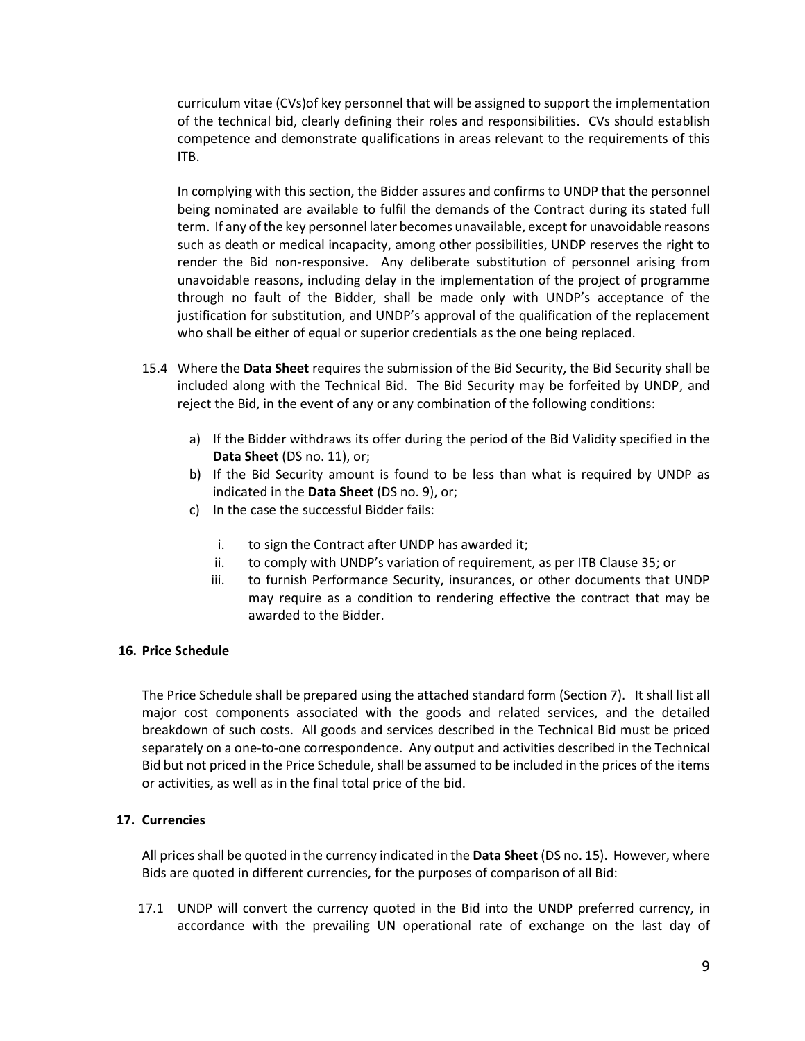curriculum vitae (CVs)of key personnel that will be assigned to support the implementation of the technical bid, clearly defining their roles and responsibilities. CVs should establish competence and demonstrate qualifications in areas relevant to the requirements of this ITB.

In complying with this section, the Bidder assures and confirms to UNDP that the personnel being nominated are available to fulfil the demands of the Contract during its stated full term. If any of the key personnel later becomes unavailable, except for unavoidable reasons such as death or medical incapacity, among other possibilities, UNDP reserves the right to render the Bid non-responsive. Any deliberate substitution of personnel arising from unavoidable reasons, including delay in the implementation of the project of programme through no fault of the Bidder, shall be made only with UNDP's acceptance of the justification for substitution, and UNDP's approval of the qualification of the replacement who shall be either of equal or superior credentials as the one being replaced.

15.4 Where the **Data Sheet** requires the submission of the Bid Security, the Bid Security shall be included along with the Technical Bid. The Bid Security may be forfeited by UNDP, and reject the Bid, in the event of any or any combination of the following conditions:

a) If the Bidder withdraws its offer during the period of the Bid Validity specified in the **Data Sheet** (DS no. 11), or;
b) If the Bid Security amount is found to be less than what is required by UNDP as indicated in the **Data Sheet** (DS no. 9), or;
c) In the case the successful Bidder fails:
   i. to sign the Contract after UNDP has awarded it;
   ii. to comply with UNDP's variation of requirement, as per ITB Clause 35; or
   iii. to furnish Performance Security, insurances, or other documents that UNDP may require as a condition to rendering effective the contract that may be awarded to the Bidder.

**16. Price Schedule**

The Price Schedule shall be prepared using the attached standard form (Section 7). It shall list all major cost components associated with the goods and related services, and the detailed breakdown of such costs. All goods and services described in the Technical Bid must be priced separately on a one-to-one correspondence. Any output and activities described in the Technical Bid but not priced in the Price Schedule, shall be assumed to be included in the prices of the items or activities, as well as in the final total price of the bid.

**17. Currencies**

All prices shall be quoted in the currency indicated in the **Data Sheet** (DS no. 15). However, where Bids are quoted in different currencies, for the purposes of comparison of all Bid:

17.1 UNDP will convert the currency quoted in the Bid into the UNDP preferred currency, in accordance with the prevailing UN operational rate of exchange on the last day of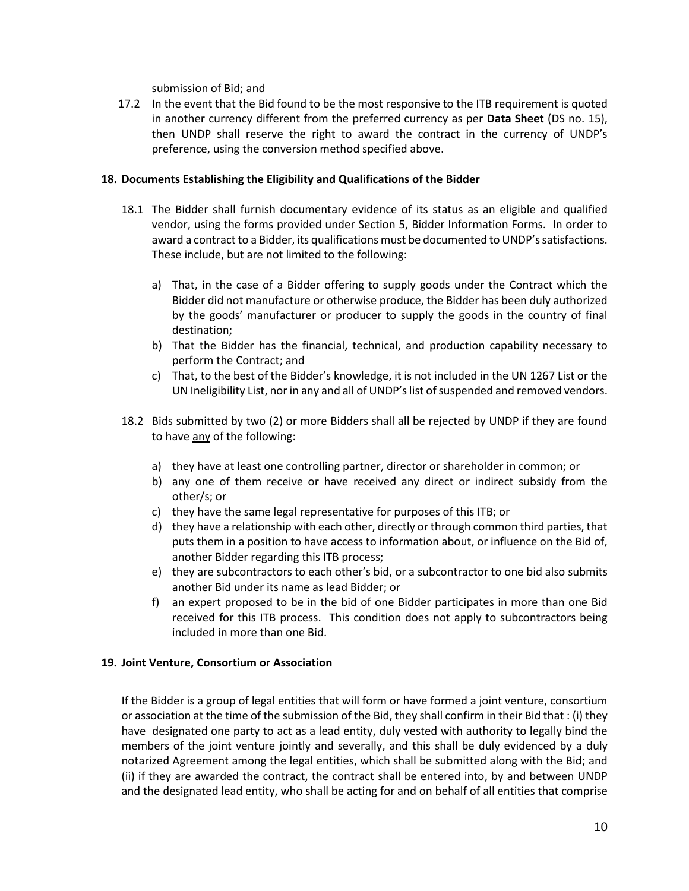submission of Bid; and

17.2 In the event that the Bid found to be the most responsive to the ITB requirement is quoted in another currency different from the preferred currency as per **Data Sheet** (DS no. 15), then UNDP shall reserve the right to award the contract in the currency of UNDP's preference, using the conversion method specified above.

## 18. Documents Establishing the Eligibility and Qualifications of the Bidder

18.1 The Bidder shall furnish documentary evidence of its status as an eligible and qualified vendor, using the forms provided under Section 5, Bidder Information Forms. In order to award a contract to a Bidder, its qualifications must be documented to UNDP's satisfactions. These include, but are not limited to the following:

a) That, in the case of a Bidder offering to supply goods under the Contract which the Bidder did not manufacture or otherwise produce, the Bidder has been duly authorized by the goods' manufacturer or producer to supply the goods in the country of final destination;

b) That the Bidder has the financial, technical, and production capability necessary to perform the Contract; and

c) That, to the best of the Bidder's knowledge, it is not included in the UN 1267 List or the UN Ineligibility List, nor in any and all of UNDP's list of suspended and removed vendors.

18.2 Bids submitted by two (2) or more Bidders shall all be rejected by UNDP if they are found to have <u>any</u> of the following:

a) they have at least one controlling partner, director or shareholder in common; or

b) any one of them receive or have received any direct or indirect subsidy from the other/s; or

c) they have the same legal representative for purposes of this ITB; or

d) they have a relationship with each other, directly or through common third parties, that puts them in a position to have access to information about, or influence on the Bid of, another Bidder regarding this ITB process;

e) they are subcontractors to each other's bid, or a subcontractor to one bid also submits another Bid under its name as lead Bidder; or

f) an expert proposed to be in the bid of one Bidder participates in more than one Bid received for this ITB process. This condition does not apply to subcontractors being included in more than one Bid.

## 19. Joint Venture, Consortium or Association

If the Bidder is a group of legal entities that will form or have formed a joint venture, consortium or association at the time of the submission of the Bid, they shall confirm in their Bid that : (i) they have designated one party to act as a lead entity, duly vested with authority to legally bind the members of the joint venture jointly and severally, and this shall be duly evidenced by a duly notarized Agreement among the legal entities, which shall be submitted along with the Bid; and (ii) if they are awarded the contract, the contract shall be entered into, by and between UNDP and the designated lead entity, who shall be acting for and on behalf of all entities that comprise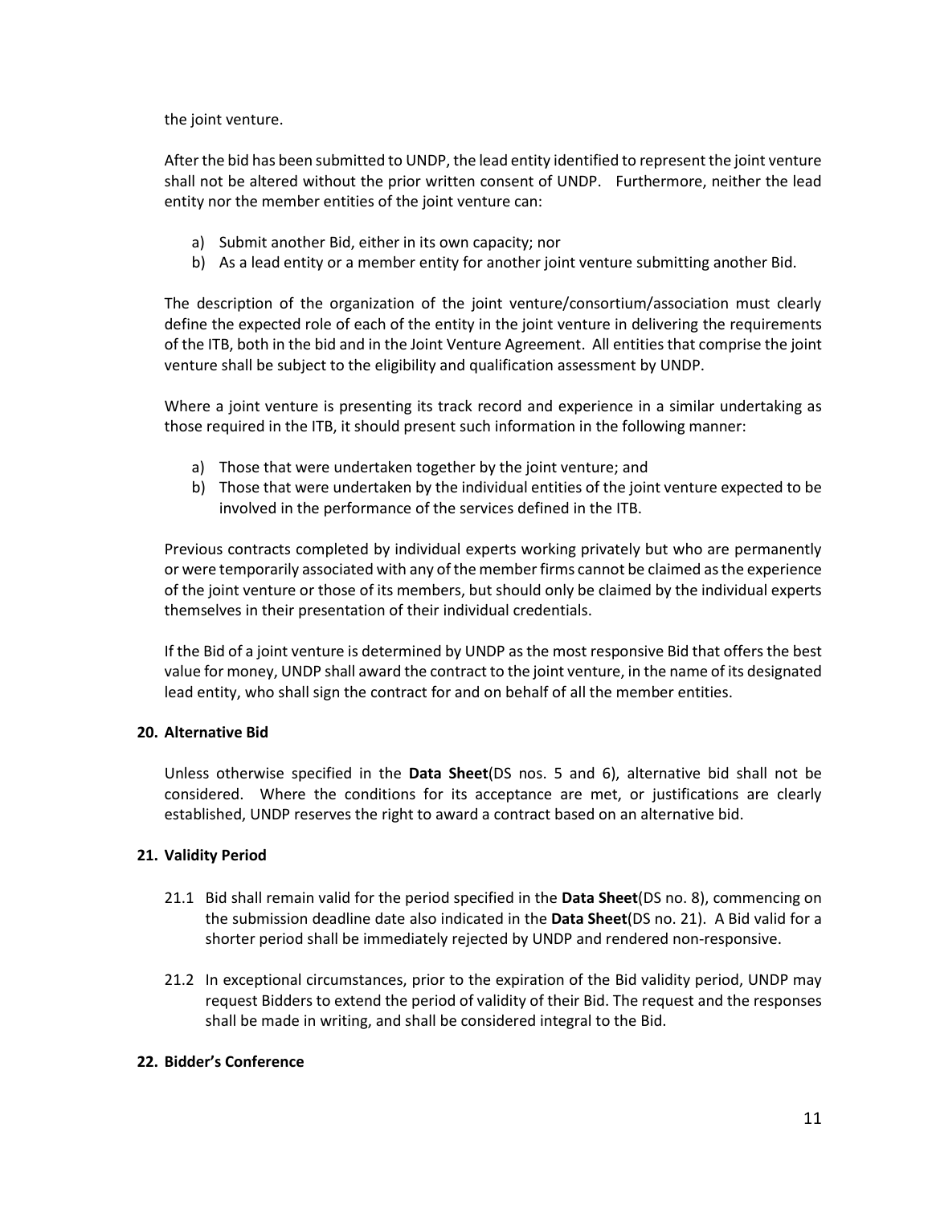the joint venture.

After the bid has been submitted to UNDP, the lead entity identified to represent the joint venture shall not be altered without the prior written consent of UNDP. Furthermore, neither the lead entity nor the member entities of the joint venture can:

a) Submit another Bid, either in its own capacity; nor
b) As a lead entity or a member entity for another joint venture submitting another Bid.

The description of the organization of the joint venture/consortium/association must clearly define the expected role of each of the entity in the joint venture in delivering the requirements of the ITB, both in the bid and in the Joint Venture Agreement. All entities that comprise the joint venture shall be subject to the eligibility and qualification assessment by UNDP.

Where a joint venture is presenting its track record and experience in a similar undertaking as those required in the ITB, it should present such information in the following manner:

a) Those that were undertaken together by the joint venture; and
b) Those that were undertaken by the individual entities of the joint venture expected to be involved in the performance of the services defined in the ITB.

Previous contracts completed by individual experts working privately but who are permanently or were temporarily associated with any of the member firms cannot be claimed as the experience of the joint venture or those of its members, but should only be claimed by the individual experts themselves in their presentation of their individual credentials.

If the Bid of a joint venture is determined by UNDP as the most responsive Bid that offers the best value for money, UNDP shall award the contract to the joint venture, in the name of its designated lead entity, who shall sign the contract for and on behalf of all the member entities.

## 20. Alternative Bid

Unless otherwise specified in the **Data Sheet**(DS nos. 5 and 6), alternative bid shall not be considered. Where the conditions for its acceptance are met, or justifications are clearly established, UNDP reserves the right to award a contract based on an alternative bid.

## 21. Validity Period

21.1 Bid shall remain valid for the period specified in the **Data Sheet**(DS no. 8), commencing on the submission deadline date also indicated in the **Data Sheet**(DS no. 21). A Bid valid for a shorter period shall be immediately rejected by UNDP and rendered non-responsive.

21.2 In exceptional circumstances, prior to the expiration of the Bid validity period, UNDP may request Bidders to extend the period of validity of their Bid. The request and the responses shall be made in writing, and shall be considered integral to the Bid.

## 22. Bidder's Conference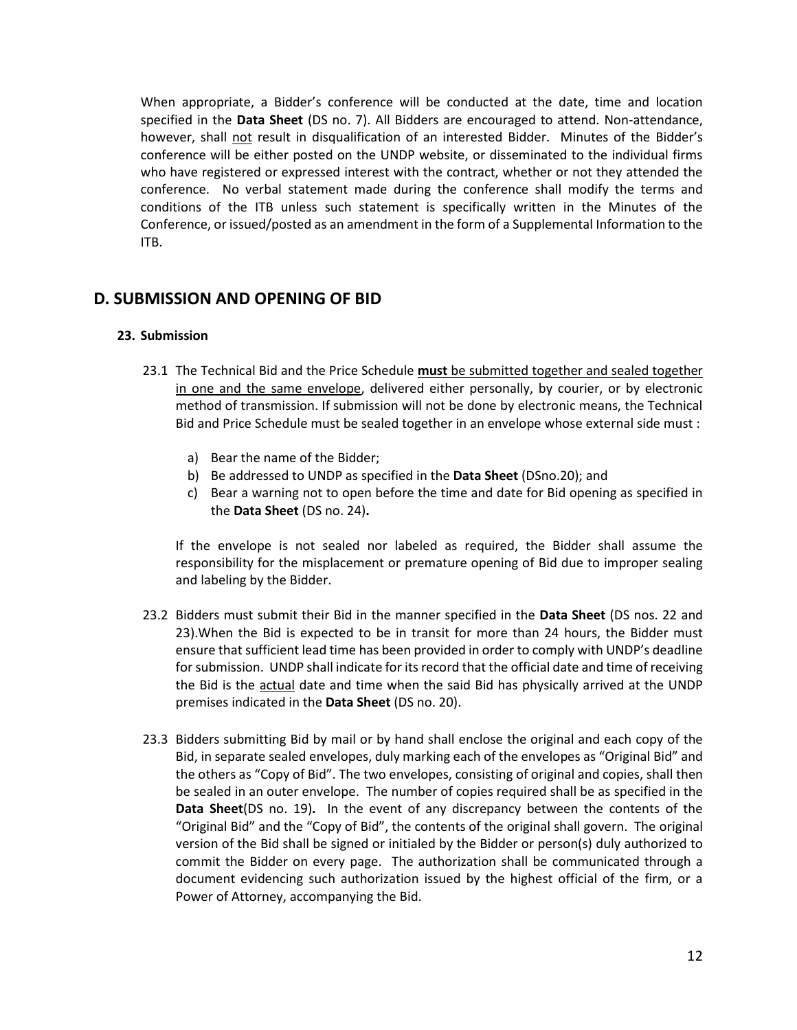When appropriate, a Bidder's conference will be conducted at the date, time and location specified in the **Data Sheet** (DS no. 7). All Bidders are encouraged to attend. Non-attendance, however, shall not result in disqualification of an interested Bidder. Minutes of the Bidder's conference will be either posted on the UNDP website, or disseminated to the individual firms who have registered or expressed interest with the contract, whether or not they attended the conference. No verbal statement made during the conference shall modify the terms and conditions of the ITB unless such statement is specifically written in the Minutes of the Conference, or issued/posted as an amendment in the form of a Supplemental Information to the ITB.

## D. SUBMISSION AND OPENING OF BID

### 23. Submission

23.1 The Technical Bid and the Price Schedule **must** be submitted together and sealed together in one and the same envelope, delivered either personally, by courier, or by electronic method of transmission. If submission will not be done by electronic means, the Technical Bid and Price Schedule must be sealed together in an envelope whose external side must :

a) Bear the name of the Bidder;
b) Be addressed to UNDP as specified in the **Data Sheet** (DSno.20); and
c) Bear a warning not to open before the time and date for Bid opening as specified in the **Data Sheet** (DS no. 24)**.**

If the envelope is not sealed nor labeled as required, the Bidder shall assume the responsibility for the misplacement or premature opening of Bid due to improper sealing and labeling by the Bidder.

23.2 Bidders must submit their Bid in the manner specified in the **Data Sheet** (DS nos. 22 and 23).When the Bid is expected to be in transit for more than 24 hours, the Bidder must ensure that sufficient lead time has been provided in order to comply with UNDP's deadline for submission. UNDP shall indicate for its record that the official date and time of receiving the Bid is the actual date and time when the said Bid has physically arrived at the UNDP premises indicated in the **Data Sheet** (DS no. 20).

23.3 Bidders submitting Bid by mail or by hand shall enclose the original and each copy of the Bid, in separate sealed envelopes, duly marking each of the envelopes as "Original Bid" and the others as "Copy of Bid". The two envelopes, consisting of original and copies, shall then be sealed in an outer envelope. The number of copies required shall be as specified in the **Data Sheet**(DS no. 19)**.** In the event of any discrepancy between the contents of the "Original Bid" and the "Copy of Bid", the contents of the original shall govern. The original version of the Bid shall be signed or initialed by the Bidder or person(s) duly authorized to commit the Bidder on every page. The authorization shall be communicated through a document evidencing such authorization issued by the highest official of the firm, or a Power of Attorney, accompanying the Bid.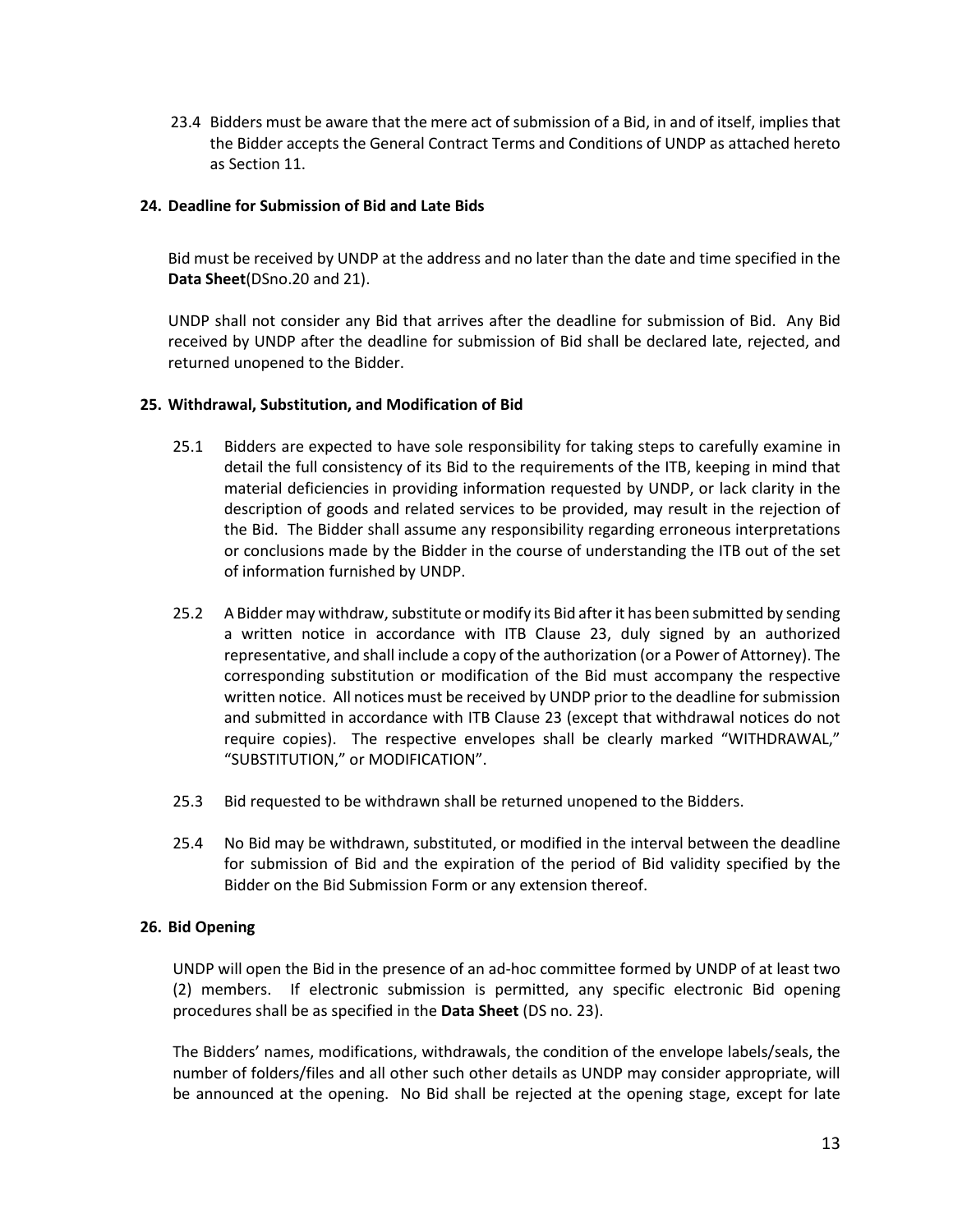23.4 Bidders must be aware that the mere act of submission of a Bid, in and of itself, implies that the Bidder accepts the General Contract Terms and Conditions of UNDP as attached hereto as Section 11.

### 24. Deadline for Submission of Bid and Late Bids

Bid must be received by UNDP at the address and no later than the date and time specified in the **Data Sheet**(DSno.20 and 21).

UNDP shall not consider any Bid that arrives after the deadline for submission of Bid. Any Bid received by UNDP after the deadline for submission of Bid shall be declared late, rejected, and returned unopened to the Bidder.

### 25. Withdrawal, Substitution, and Modification of Bid

25.1 Bidders are expected to have sole responsibility for taking steps to carefully examine in detail the full consistency of its Bid to the requirements of the ITB, keeping in mind that material deficiencies in providing information requested by UNDP, or lack clarity in the description of goods and related services to be provided, may result in the rejection of the Bid. The Bidder shall assume any responsibility regarding erroneous interpretations or conclusions made by the Bidder in the course of understanding the ITB out of the set of information furnished by UNDP.

25.2 A Bidder may withdraw, substitute or modify its Bid after it has been submitted by sending a written notice in accordance with ITB Clause 23, duly signed by an authorized representative, and shall include a copy of the authorization (or a Power of Attorney). The corresponding substitution or modification of the Bid must accompany the respective written notice. All notices must be received by UNDP prior to the deadline for submission and submitted in accordance with ITB Clause 23 (except that withdrawal notices do not require copies). The respective envelopes shall be clearly marked "WITHDRAWAL," "SUBSTITUTION," or MODIFICATION".

25.3 Bid requested to be withdrawn shall be returned unopened to the Bidders.

25.4 No Bid may be withdrawn, substituted, or modified in the interval between the deadline for submission of Bid and the expiration of the period of Bid validity specified by the Bidder on the Bid Submission Form or any extension thereof.

### 26. Bid Opening

UNDP will open the Bid in the presence of an ad-hoc committee formed by UNDP of at least two (2) members. If electronic submission is permitted, any specific electronic Bid opening procedures shall be as specified in the **Data Sheet** (DS no. 23).

The Bidders' names, modifications, withdrawals, the condition of the envelope labels/seals, the number of folders/files and all other such other details as UNDP may consider appropriate, will be announced at the opening. No Bid shall be rejected at the opening stage, except for late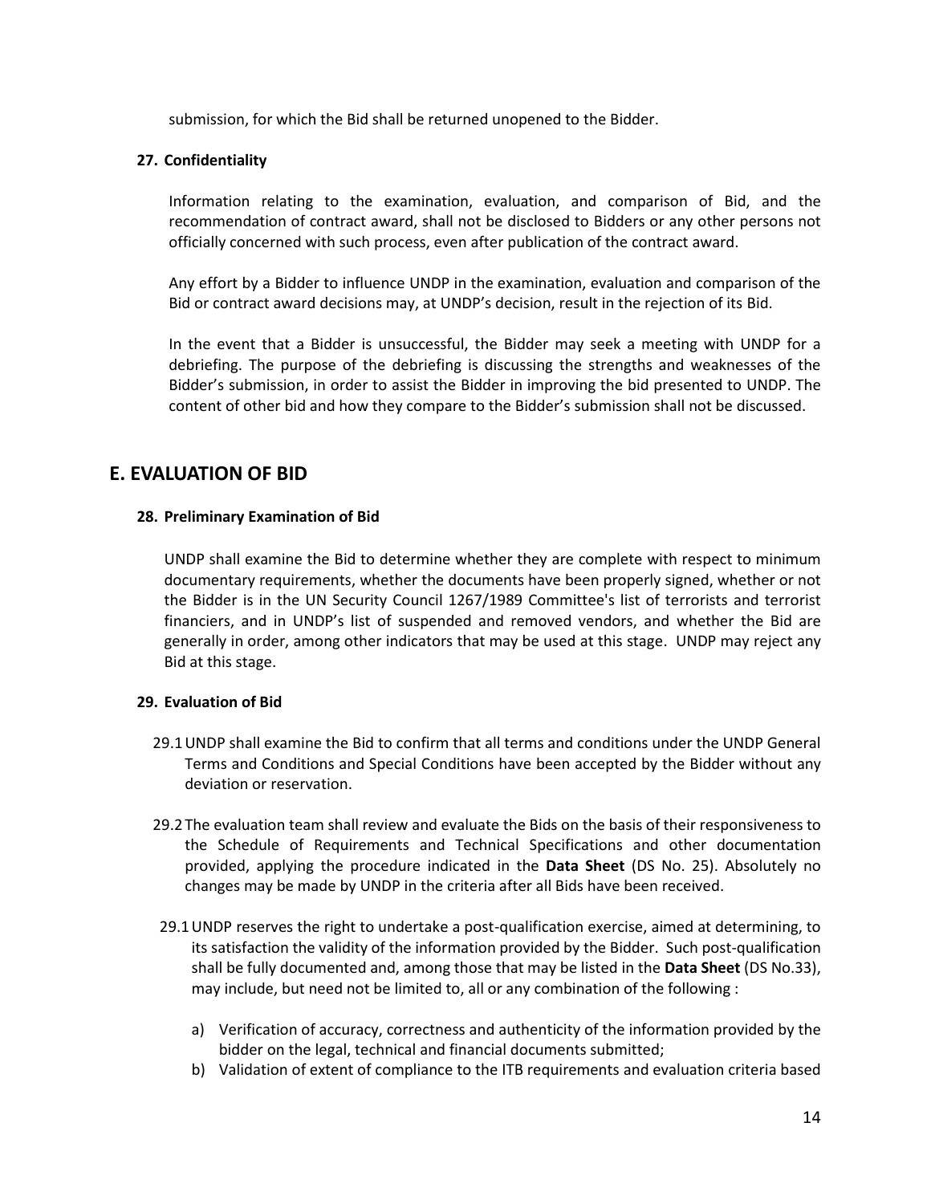submission, for which the Bid shall be returned unopened to the Bidder.

### 27. Confidentiality

Information relating to the examination, evaluation, and comparison of Bid, and the recommendation of contract award, shall not be disclosed to Bidders or any other persons not officially concerned with such process, even after publication of the contract award.

Any effort by a Bidder to influence UNDP in the examination, evaluation and comparison of the Bid or contract award decisions may, at UNDP's decision, result in the rejection of its Bid.

In the event that a Bidder is unsuccessful, the Bidder may seek a meeting with UNDP for a debriefing. The purpose of the debriefing is discussing the strengths and weaknesses of the Bidder's submission, in order to assist the Bidder in improving the bid presented to UNDP. The content of other bid and how they compare to the Bidder's submission shall not be discussed.

## E. EVALUATION OF BID

### 28. Preliminary Examination of Bid

UNDP shall examine the Bid to determine whether they are complete with respect to minimum documentary requirements, whether the documents have been properly signed, whether or not the Bidder is in the UN Security Council 1267/1989 Committee's list of terrorists and terrorist financiers, and in UNDP's list of suspended and removed vendors, and whether the Bid are generally in order, among other indicators that may be used at this stage. UNDP may reject any Bid at this stage.

### 29. Evaluation of Bid

29.1 UNDP shall examine the Bid to confirm that all terms and conditions under the UNDP General Terms and Conditions and Special Conditions have been accepted by the Bidder without any deviation or reservation.

29.2 The evaluation team shall review and evaluate the Bids on the basis of their responsiveness to the Schedule of Requirements and Technical Specifications and other documentation provided, applying the procedure indicated in the **Data Sheet** (DS No. 25). Absolutely no changes may be made by UNDP in the criteria after all Bids have been received.

29.1 UNDP reserves the right to undertake a post-qualification exercise, aimed at determining, to its satisfaction the validity of the information provided by the Bidder. Such post-qualification shall be fully documented and, among those that may be listed in the **Data Sheet** (DS No.33), may include, but need not be limited to, all or any combination of the following :

a) Verification of accuracy, correctness and authenticity of the information provided by the bidder on the legal, technical and financial documents submitted;
b) Validation of extent of compliance to the ITB requirements and evaluation criteria based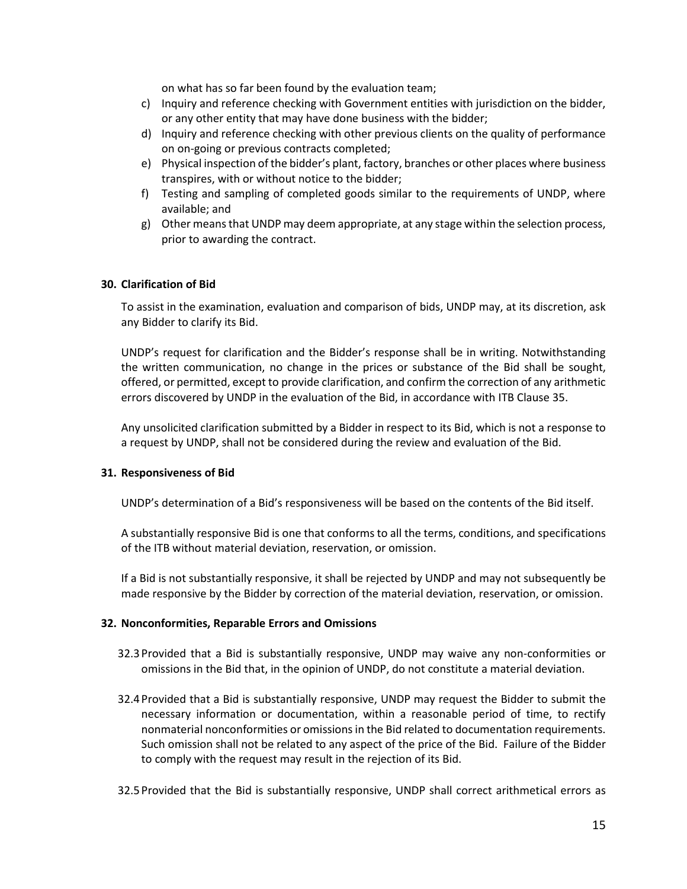on what has so far been found by the evaluation team;

c) Inquiry and reference checking with Government entities with jurisdiction on the bidder, or any other entity that may have done business with the bidder;
d) Inquiry and reference checking with other previous clients on the quality of performance on on-going or previous contracts completed;
e) Physical inspection of the bidder's plant, factory, branches or other places where business transpires, with or without notice to the bidder;
f) Testing and sampling of completed goods similar to the requirements of UNDP, where available; and
g) Other means that UNDP may deem appropriate, at any stage within the selection process, prior to awarding the contract.

**30. Clarification of Bid**

To assist in the examination, evaluation and comparison of bids, UNDP may, at its discretion, ask any Bidder to clarify its Bid.

UNDP's request for clarification and the Bidder's response shall be in writing. Notwithstanding the written communication, no change in the prices or substance of the Bid shall be sought, offered, or permitted, except to provide clarification, and confirm the correction of any arithmetic errors discovered by UNDP in the evaluation of the Bid, in accordance with ITB Clause 35.

Any unsolicited clarification submitted by a Bidder in respect to its Bid, which is not a response to a request by UNDP, shall not be considered during the review and evaluation of the Bid.

**31. Responsiveness of Bid**

UNDP's determination of a Bid's responsiveness will be based on the contents of the Bid itself.

A substantially responsive Bid is one that conforms to all the terms, conditions, and specifications of the ITB without material deviation, reservation, or omission.

If a Bid is not substantially responsive, it shall be rejected by UNDP and may not subsequently be made responsive by the Bidder by correction of the material deviation, reservation, or omission.

**32. Nonconformities, Reparable Errors and Omissions**

32.3 Provided that a Bid is substantially responsive, UNDP may waive any non-conformities or omissions in the Bid that, in the opinion of UNDP, do not constitute a material deviation.

32.4 Provided that a Bid is substantially responsive, UNDP may request the Bidder to submit the necessary information or documentation, within a reasonable period of time, to rectify nonmaterial nonconformities or omissions in the Bid related to documentation requirements. Such omission shall not be related to any aspect of the price of the Bid. Failure of the Bidder to comply with the request may result in the rejection of its Bid.

32.5 Provided that the Bid is substantially responsive, UNDP shall correct arithmetical errors as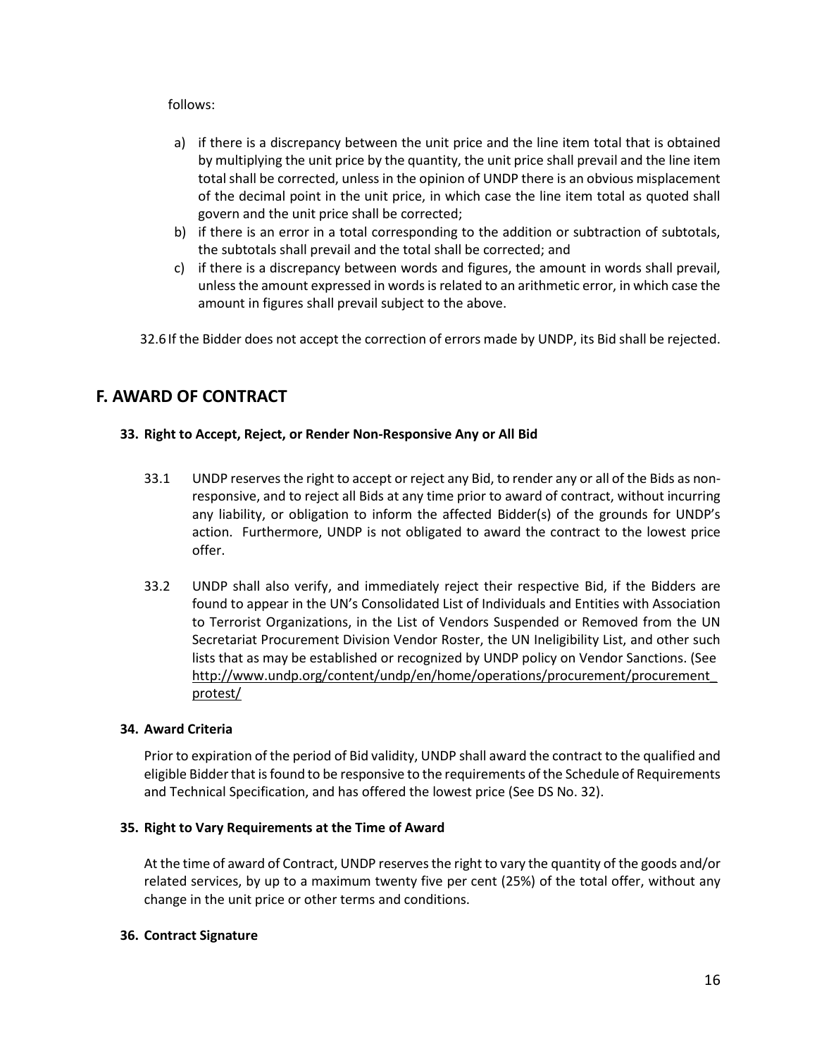follows:

a) if there is a discrepancy between the unit price and the line item total that is obtained by multiplying the unit price by the quantity, the unit price shall prevail and the line item total shall be corrected, unless in the opinion of UNDP there is an obvious misplacement of the decimal point in the unit price, in which case the line item total as quoted shall govern and the unit price shall be corrected;
b) if there is an error in a total corresponding to the addition or subtraction of subtotals, the subtotals shall prevail and the total shall be corrected; and
c) if there is a discrepancy between words and figures, the amount in words shall prevail, unless the amount expressed in words is related to an arithmetic error, in which case the amount in figures shall prevail subject to the above.

32.6 If the Bidder does not accept the correction of errors made by UNDP, its Bid shall be rejected.

## F. AWARD OF CONTRACT

### 33. Right to Accept, Reject, or Render Non-Responsive Any or All Bid

33.1 UNDP reserves the right to accept or reject any Bid, to render any or all of the Bids as non-responsive, and to reject all Bids at any time prior to award of contract, without incurring any liability, or obligation to inform the affected Bidder(s) of the grounds for UNDP's action. Furthermore, UNDP is not obligated to award the contract to the lowest price offer.

33.2 UNDP shall also verify, and immediately reject their respective Bid, if the Bidders are found to appear in the UN's Consolidated List of Individuals and Entities with Association to Terrorist Organizations, in the List of Vendors Suspended or Removed from the UN Secretariat Procurement Division Vendor Roster, the UN Ineligibility List, and other such lists that as may be established or recognized by UNDP policy on Vendor Sanctions. (See http://www.undp.org/content/undp/en/home/operations/procurement/procurement_protest/

### 34. Award Criteria

Prior to expiration of the period of Bid validity, UNDP shall award the contract to the qualified and eligible Bidder that is found to be responsive to the requirements of the Schedule of Requirements and Technical Specification, and has offered the lowest price (See DS No. 32).

### 35. Right to Vary Requirements at the Time of Award

At the time of award of Contract, UNDP reserves the right to vary the quantity of the goods and/or related services, by up to a maximum twenty five per cent (25%) of the total offer, without any change in the unit price or other terms and conditions.

### 36. Contract Signature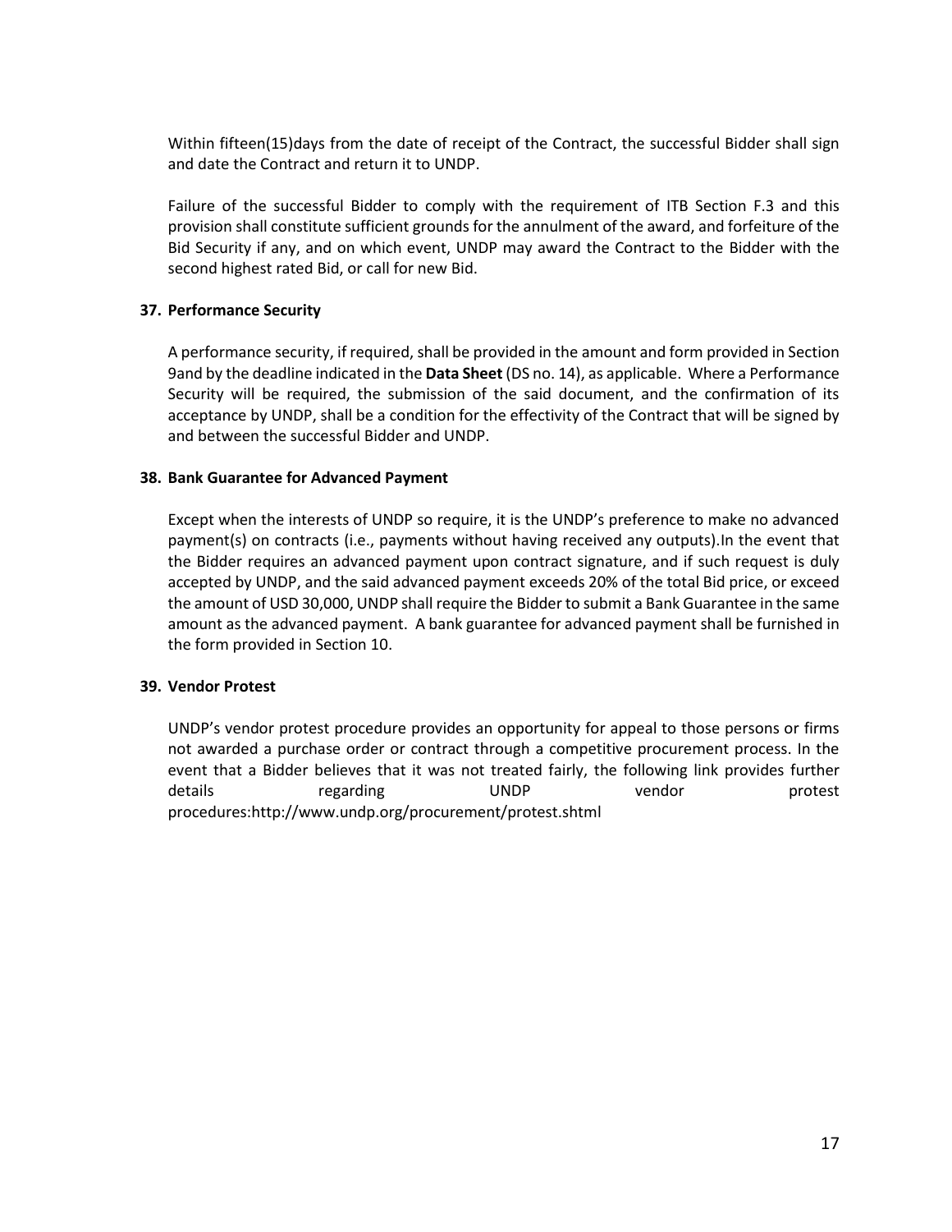Within fifteen(15)days from the date of receipt of the Contract, the successful Bidder shall sign and date the Contract and return it to UNDP.

Failure of the successful Bidder to comply with the requirement of ITB Section F.3 and this provision shall constitute sufficient grounds for the annulment of the award, and forfeiture of the Bid Security if any, and on which event, UNDP may award the Contract to the Bidder with the second highest rated Bid, or call for new Bid.

**37. Performance Security**

A performance security, if required, shall be provided in the amount and form provided in Section 9and by the deadline indicated in the **Data Sheet** (DS no. 14), as applicable. Where a Performance Security will be required, the submission of the said document, and the confirmation of its acceptance by UNDP, shall be a condition for the effectivity of the Contract that will be signed by and between the successful Bidder and UNDP.

**38. Bank Guarantee for Advanced Payment**

Except when the interests of UNDP so require, it is the UNDP's preference to make no advanced payment(s) on contracts (i.e., payments without having received any outputs).In the event that the Bidder requires an advanced payment upon contract signature, and if such request is duly accepted by UNDP, and the said advanced payment exceeds 20% of the total Bid price, or exceed the amount of USD 30,000, UNDP shall require the Bidder to submit a Bank Guarantee in the same amount as the advanced payment. A bank guarantee for advanced payment shall be furnished in the form provided in Section 10.

**39. Vendor Protest**

UNDP's vendor protest procedure provides an opportunity for appeal to those persons or firms not awarded a purchase order or contract through a competitive procurement process. In the event that a Bidder believes that it was not treated fairly, the following link provides further details regarding UNDP vendor protest procedures:http://www.undp.org/procurement/protest.shtml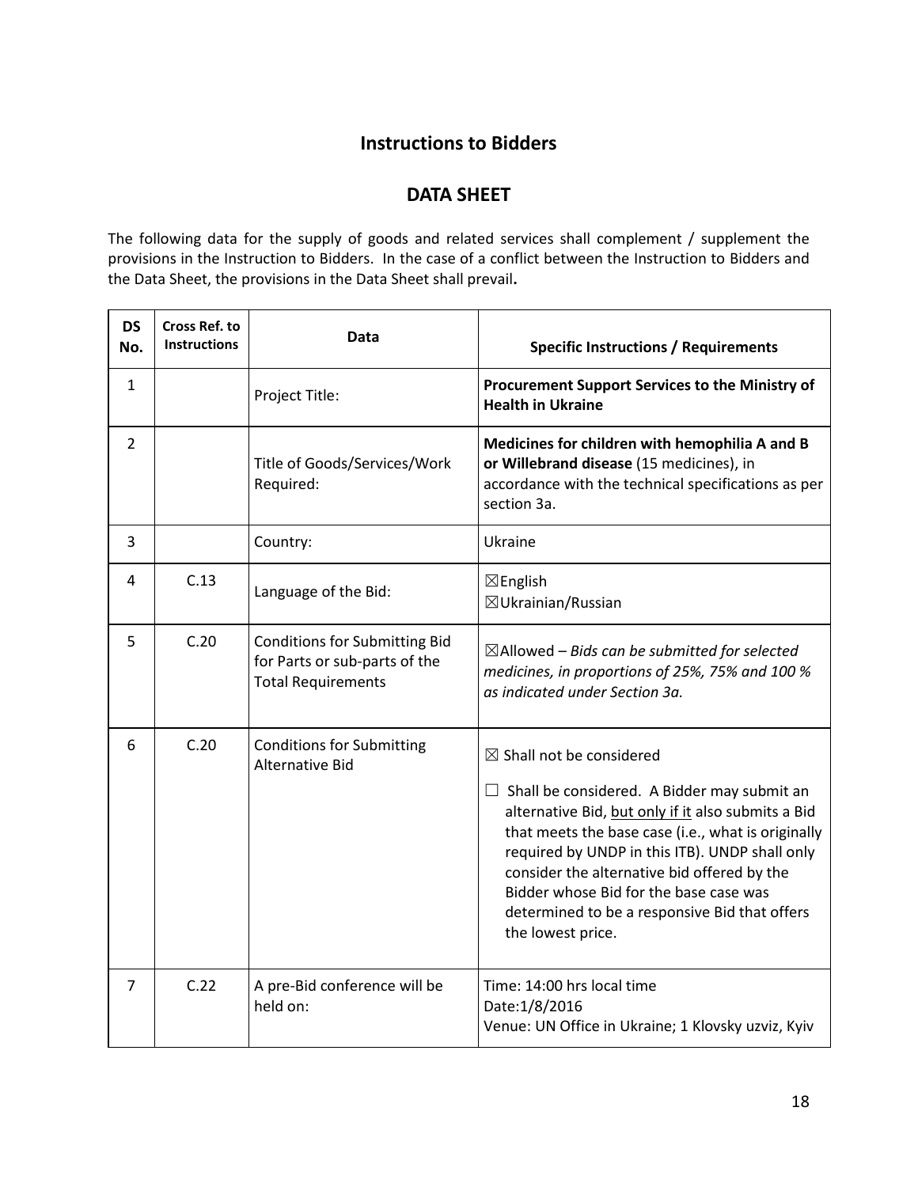## Instructions to Bidders

## DATA SHEET

The following data for the supply of goods and related services shall complement / supplement the provisions in the Instruction to Bidders. In the case of a conflict between the Instruction to Bidders and the Data Sheet, the provisions in the Data Sheet shall prevail**.**

| DS No. | Cross Ref. to Instructions | Data | Specific Instructions / Requirements |
|---|---|---|---|
| 1 | | Project Title: | **Procurement Support Services to the Ministry of Health in Ukraine** |
| 2 | | Title of Goods/Services/Work Required: | **Medicines for children with hemophilia A and B or Willebrand disease** (15 medicines), in accordance with the technical specifications as per section 3a. |
| 3 | | Country: | Ukraine |
| 4 | C.13 | Language of the Bid: | ☒English<br>☒Ukrainian/Russian |
| 5 | C.20 | Conditions for Submitting Bid for Parts or sub-parts of the Total Requirements | ☒Allowed – *Bids can be submitted for selected medicines, in proportions of 25%, 75% and 100 % as indicated under Section 3a.* |
| 6 | C.20 | Conditions for Submitting Alternative Bid | ☒ Shall not be considered<br>☐ Shall be considered. A Bidder may submit an alternative Bid, <u>but only if it</u> also submits a Bid that meets the base case (i.e., what is originally required by UNDP in this ITB). UNDP shall only consider the alternative bid offered by the Bidder whose Bid for the base case was determined to be a responsive Bid that offers the lowest price. |
| 7 | C.22 | A pre-Bid conference will be held on: | Time: 14:00 hrs local time<br>Date:1/8/2016<br>Venue: UN Office in Ukraine; 1 Klovsky uzviz, Kyiv |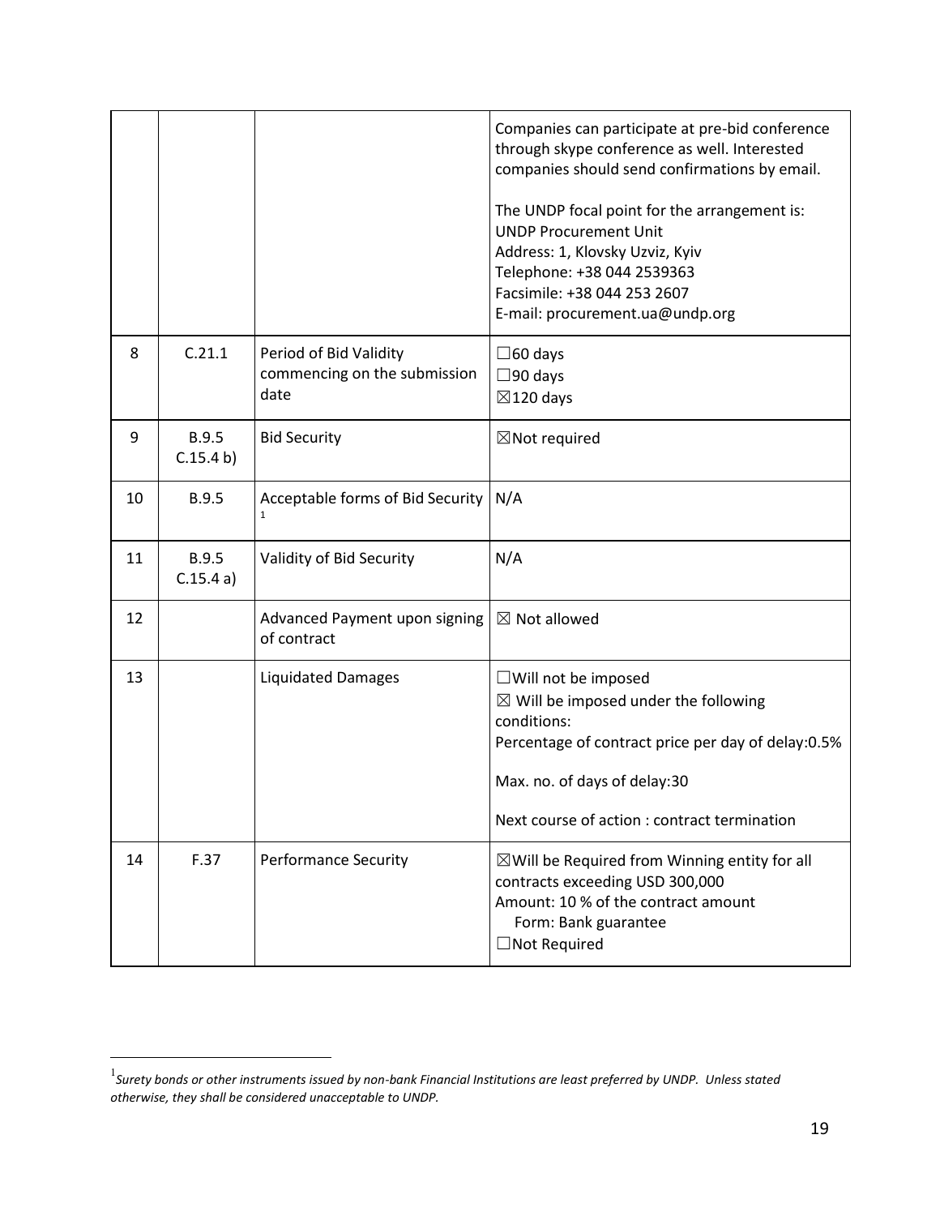| | | | |
|---|---|---|---|
| | | | Companies can participate at pre-bid conference through skype conference as well. Interested companies should send confirmations by email.<br><br>The UNDP focal point for the arrangement is:<br>UNDP Procurement Unit<br>Address: 1, Klovsky Uzviz, Kyiv<br>Telephone: +38 044 2539363<br>Facsimile: +38 044 253 2607<br>E-mail: procurement.ua@undp.org |
| 8 | C.21.1 | Period of Bid Validity commencing on the submission date | ☐60 days<br>☐90 days<br>☒120 days |
| 9 | B.9.5<br>C.15.4 b) | Bid Security | ☒Not required |
| 10 | B.9.5 | Acceptable forms of Bid Security [1] | N/A |
| 11 | B.9.5<br>C.15.4 a) | Validity of Bid Security | N/A |
| 12 | | Advanced Payment upon signing of contract | ☒ Not allowed |
| 13 | | Liquidated Damages | ☐Will not be imposed<br>☒ Will be imposed under the following conditions:<br>Percentage of contract price per day of delay:0.5%<br><br>Max. no. of days of delay:30<br><br>Next course of action : contract termination |
| 14 | F.37 | Performance Security | ☒Will be Required from Winning entity for all contracts exceeding USD 300,000<br>Amount: 10 % of the contract amount<br>Form: Bank guarantee<br>☐Not Required |

[1] *Surety bonds or other instruments issued by non-bank Financial Institutions are least preferred by UNDP. Unless stated otherwise, they shall be considered unacceptable to UNDP.*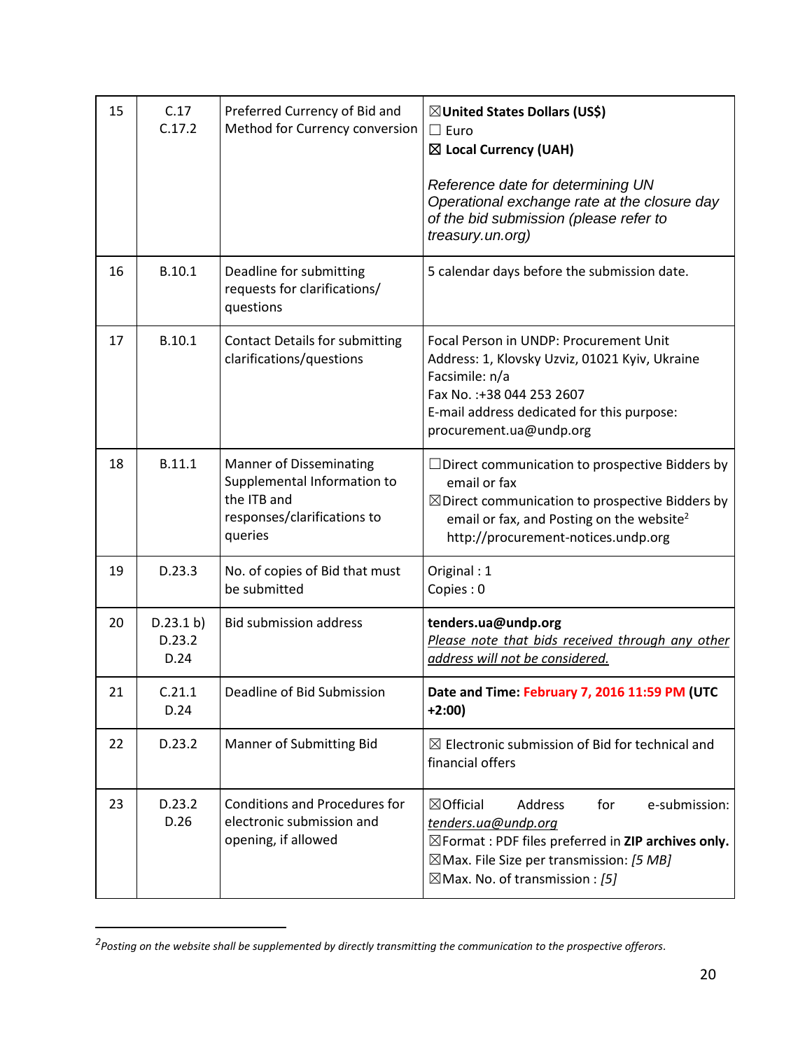| | | | |
|---|---|---|---|
| 15 | C.17<br>C.17.2 | Preferred Currency of Bid and Method for Currency conversion | ☒**United States Dollars (US$)**<br>☐ Euro<br>☒ **Local Currency (UAH)**<br><br>*Reference date for determining UN Operational exchange rate at the closure day of the bid submission (please refer to treasury.un.org)* |
| 16 | B.10.1 | Deadline for submitting requests for clarifications/ questions | 5 calendar days before the submission date. |
| 17 | B.10.1 | Contact Details for submitting clarifications/questions | Focal Person in UNDP: Procurement Unit<br>Address: 1, Klovsky Uzviz, 01021 Kyiv, Ukraine<br>Facsimile: n/a<br>Fax No. :+38 044 253 2607<br>E-mail address dedicated for this purpose: procurement.ua@undp.org |
| 18 | B.11.1 | Manner of Disseminating Supplemental Information to the ITB and responses/clarifications to queries | ☐Direct communication to prospective Bidders by email or fax<br>☒Direct communication to prospective Bidders by email or fax, and Posting on the website[2] http://procurement-notices.undp.org |
| 19 | D.23.3 | No. of copies of Bid that must be submitted | Original : 1<br>Copies : 0 |
| 20 | D.23.1 b)<br>D.23.2<br>D.24 | Bid submission address | **tenders.ua@undp.org**<br>*Please note that bids received through any other address will not be considered.* |
| 21 | C.21.1<br>D.24 | Deadline of Bid Submission | **Date and Time: February 7, 2016 11:59 PM (UTC +2:00)** |
| 22 | D.23.2 | Manner of Submitting Bid | ☒ Electronic submission of Bid for technical and financial offers |
| 23 | D.23.2<br>D.26 | Conditions and Procedures for electronic submission and opening, if allowed | ☒Official Address for e-submission: *tenders.ua@undp.org*<br>☒Format : PDF files preferred in **ZIP archives only.**<br>☒Max. File Size per transmission: *[5 MB]*<br>☒Max. No. of transmission : *[5]* |

[2] *Posting on the website shall be supplemented by directly transmitting the communication to the prospective offerors.*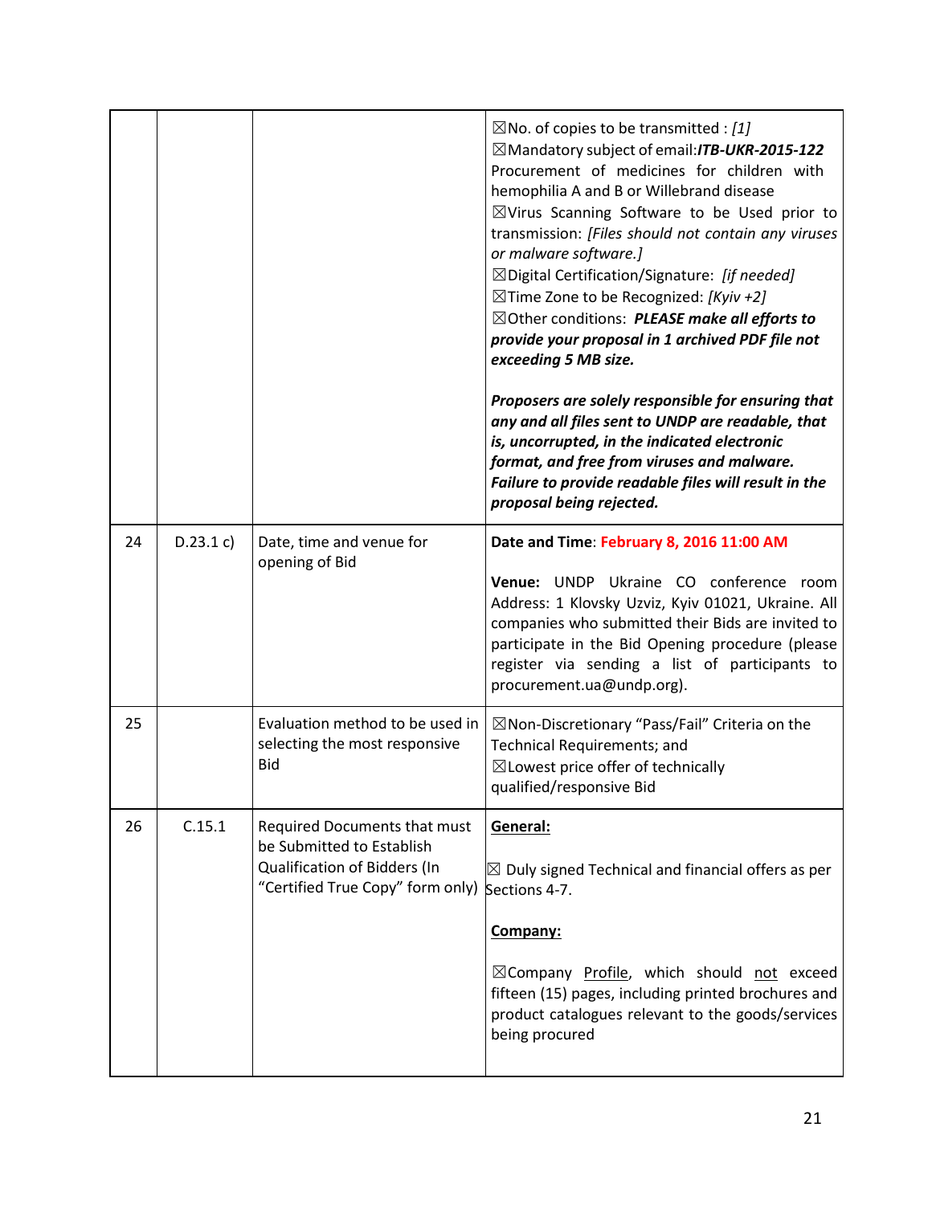|  |  |  |  |
|---|---|---|---|
|  |  |  | ☒No. of copies to be transmitted : *[1]*<br>☒Mandatory subject of email:***ITB-UKR-2015-122*** Procurement of medicines for children with hemophilia A and B or Willebrand disease<br>☒Virus Scanning Software to be Used prior to transmission: *[Files should not contain any viruses or malware software.]*<br>☒Digital Certification/Signature: *[if needed]*<br>☒Time Zone to be Recognized: *[Kyiv +2]*<br>☒Other conditions: ***PLEASE make all efforts to provide your proposal in 1 archived PDF file not exceeding 5 MB size.***<br><br>***Proposers are solely responsible for ensuring that any and all files sent to UNDP are readable, that is, uncorrupted, in the indicated electronic format, and free from viruses and malware. Failure to provide readable files will result in the proposal being rejected.*** |
| 24 | D.23.1 c) | Date, time and venue for opening of Bid | **Date and Time**: **February 8, 2016 11:00 AM**<br><br>**Venue:** UNDP Ukraine CO conference room Address: 1 Klovsky Uzviz, Kyiv 01021, Ukraine. All companies who submitted their Bids are invited to participate in the Bid Opening procedure (please register via sending a list of participants to procurement.ua@undp.org). |
| 25 |  | Evaluation method to be used in selecting the most responsive Bid | ☒Non-Discretionary "Pass/Fail" Criteria on the Technical Requirements; and<br>☒Lowest price offer of technically qualified/responsive Bid |
| 26 | C.15.1 | Required Documents that must be Submitted to Establish Qualification of Bidders (In "Certified True Copy" form only) | **General:**<br><br>☒ Duly signed Technical and financial offers as per Sections 4-7.<br><br>**Company:**<br><br>☒Company Profile, which should not exceed fifteen (15) pages, including printed brochures and product catalogues relevant to the goods/services being procured |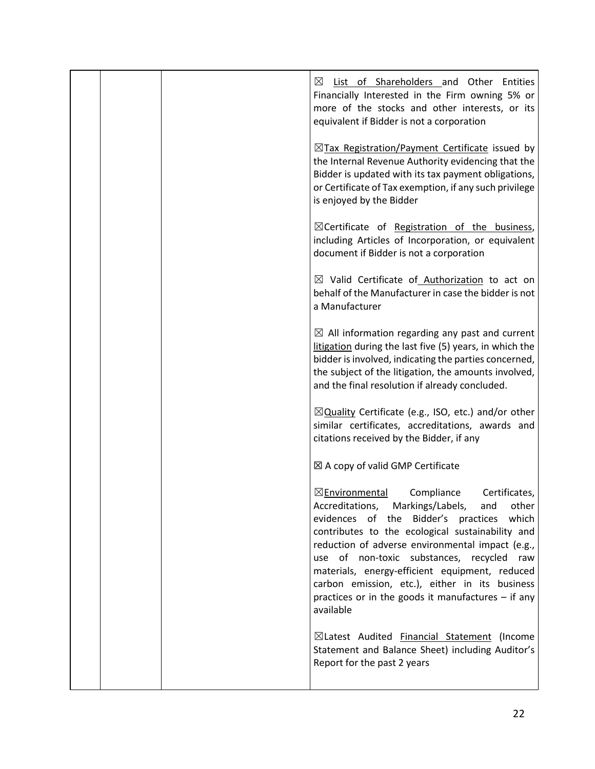| | | | |
|---|---|---|---|
| | | | ☒ List of Shareholders and Other Entities Financially Interested in the Firm owning 5% or more of the stocks and other interests, or its equivalent if Bidder is not a corporation<br><br>☒Tax Registration/Payment Certificate issued by the Internal Revenue Authority evidencing that the Bidder is updated with its tax payment obligations, or Certificate of Tax exemption, if any such privilege is enjoyed by the Bidder<br><br>☒Certificate of Registration of the business, including Articles of Incorporation, or equivalent document if Bidder is not a corporation<br><br>☒ Valid Certificate of Authorization to act on behalf of the Manufacturer in case the bidder is not a Manufacturer<br><br>☒ All information regarding any past and current litigation during the last five (5) years, in which the bidder is involved, indicating the parties concerned, the subject of the litigation, the amounts involved, and the final resolution if already concluded.<br><br>☒Quality Certificate (e.g., ISO, etc.) and/or other similar certificates, accreditations, awards and citations received by the Bidder, if any<br><br>☒ A copy of valid GMP Certificate<br><br>☒Environmental Compliance Certificates, Accreditations, Markings/Labels, and other evidences of the Bidder's practices which contributes to the ecological sustainability and reduction of adverse environmental impact (e.g., use of non-toxic substances, recycled raw materials, energy-efficient equipment, reduced carbon emission, etc.), either in its business practices or in the goods it manufactures – if any available<br><br>☒Latest Audited Financial Statement (Income Statement and Balance Sheet) including Auditor's Report for the past 2 years |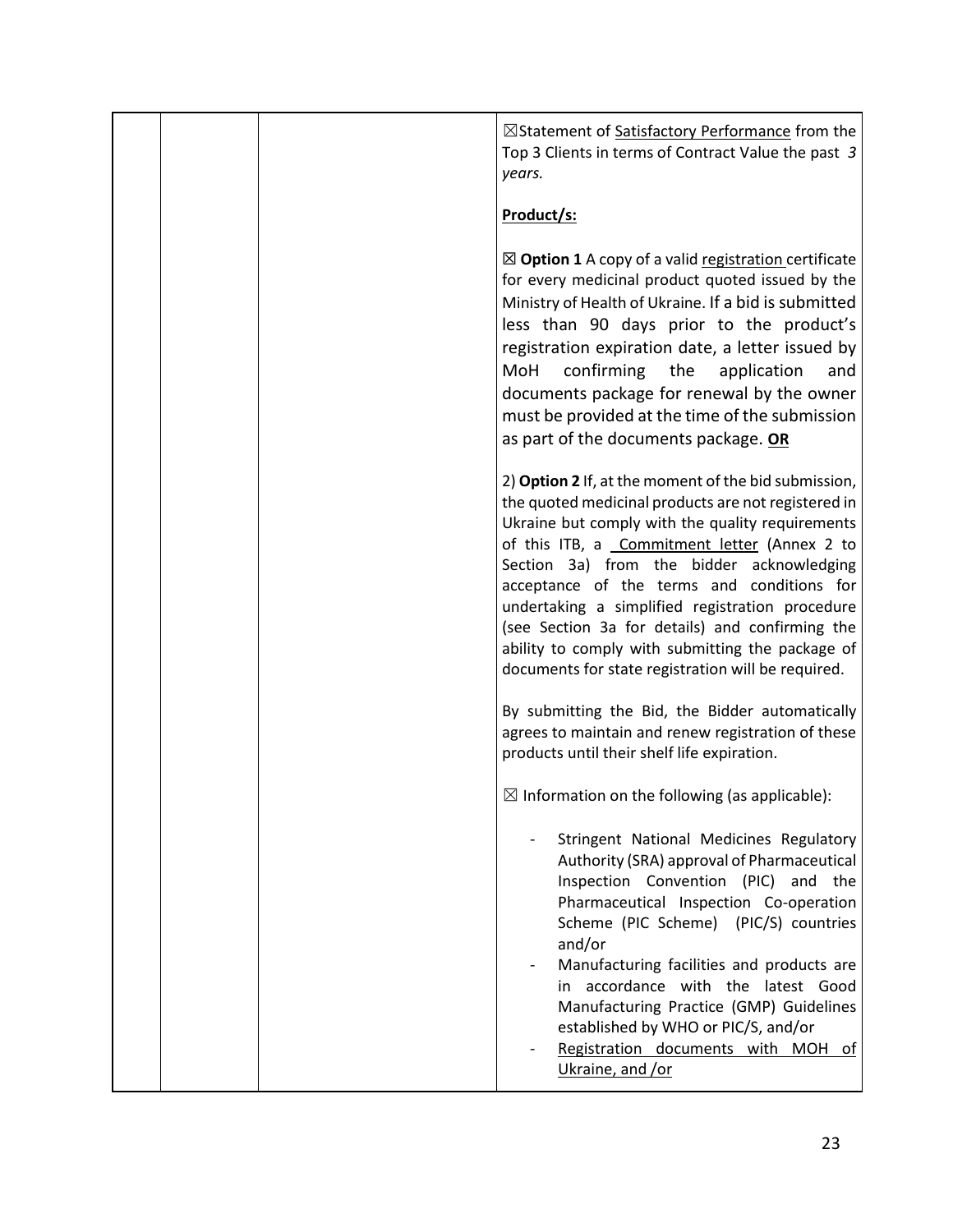| | | | ☒Statement of Satisfactory Performance from the Top 3 Clients in terms of Contract Value the past *3 years.*<br><br>**Product/s:**<br><br>☒ **Option 1** A copy of a valid registration certificate for every medicinal product quoted issued by the Ministry of Health of Ukraine. If a bid is submitted less than 90 days prior to the product's registration expiration date, a letter issued by MoH confirming the application and documents package for renewal by the owner must be provided at the time of the submission as part of the documents package. **OR**<br><br>2) **Option 2** If, at the moment of the bid submission, the quoted medicinal products are not registered in Ukraine but comply with the quality requirements of this ITB, a Commitment letter (Annex 2 to Section 3a) from the bidder acknowledging acceptance of the terms and conditions for undertaking a simplified registration procedure (see Section 3a for details) and confirming the ability to comply with submitting the package of documents for state registration will be required.<br><br>By submitting the Bid, the Bidder automatically agrees to maintain and renew registration of these products until their shelf life expiration.<br><br>☒ Information on the following (as applicable):<br><br>- Stringent National Medicines Regulatory Authority (SRA) approval of Pharmaceutical Inspection Convention (PIC) and the Pharmaceutical Inspection Co-operation Scheme (PIC Scheme) (PIC/S) countries and/or<br>- Manufacturing facilities and products are in accordance with the latest Good Manufacturing Practice (GMP) Guidelines established by WHO or PIC/S, and/or<br>- Registration documents with MOH of Ukraine, and /or |
|---|---|---|---|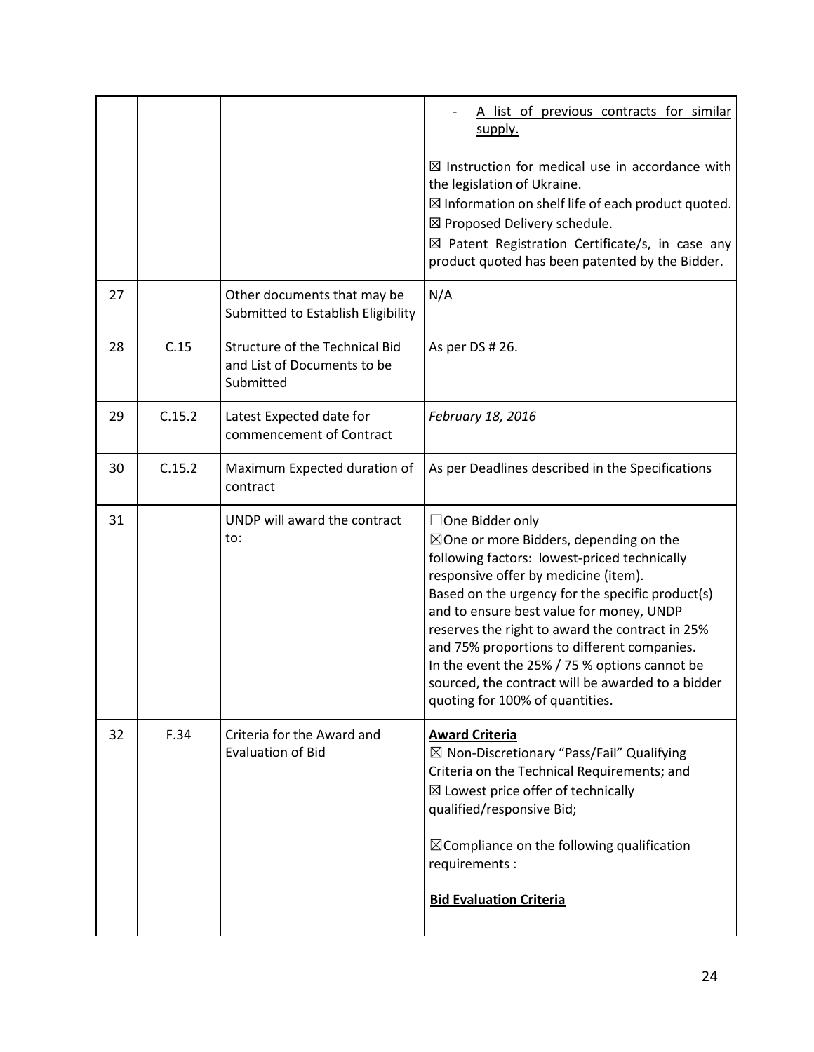| | | | |
|---|---|---|---|
| | | | - A list of previous contracts for similar supply.<br><br>☒ Instruction for medical use in accordance with the legislation of Ukraine.<br>☒ Information on shelf life of each product quoted.<br>☒ Proposed Delivery schedule.<br>☒ Patent Registration Certificate/s, in case any product quoted has been patented by the Bidder. |
| 27 | | Other documents that may be Submitted to Establish Eligibility | N/A |
| 28 | C.15 | Structure of the Technical Bid and List of Documents to be Submitted | As per DS # 26. |
| 29 | C.15.2 | Latest Expected date for commencement of Contract | *February 18, 2016* |
| 30 | C.15.2 | Maximum Expected duration of contract | As per Deadlines described in the Specifications |
| 31 | | UNDP will award the contract to: | ☐One Bidder only<br>☒One or more Bidders, depending on the following factors: lowest-priced technically responsive offer by medicine (item).<br>Based on the urgency for the specific product(s) and to ensure best value for money, UNDP reserves the right to award the contract in 25% and 75% proportions to different companies.<br>In the event the 25% / 75 % options cannot be sourced, the contract will be awarded to a bidder quoting for 100% of quantities. |
| 32 | F.34 | Criteria for the Award and Evaluation of Bid | **Award Criteria**<br>☒ Non-Discretionary "Pass/Fail" Qualifying Criteria on the Technical Requirements; and<br>☒ Lowest price offer of technically qualified/responsive Bid;<br><br>☒Compliance on the following qualification requirements :<br><br>**Bid Evaluation Criteria** |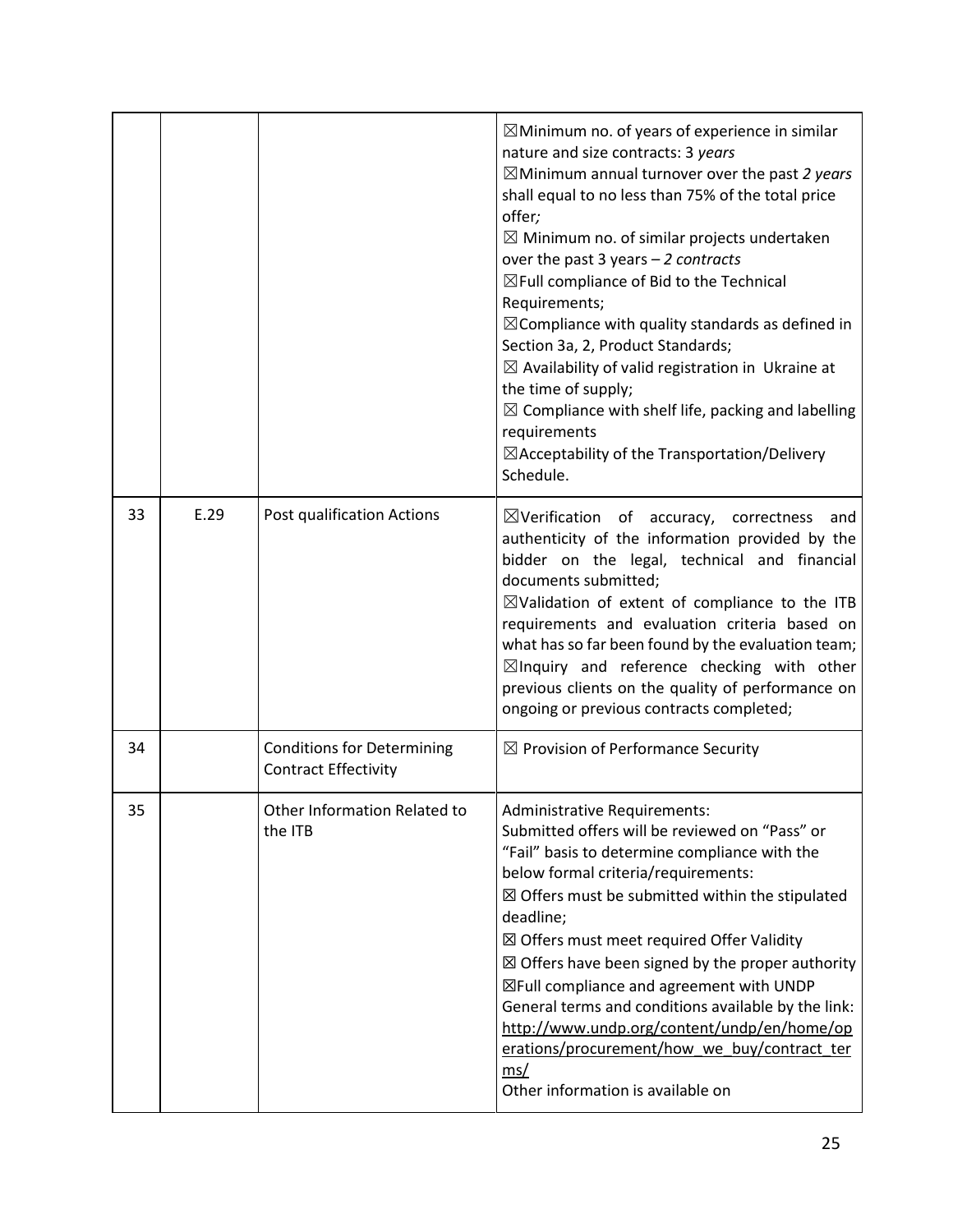| | | | |
|---|---|---|---|
| | | | ☒Minimum no. of years of experience in similar nature and size contracts: 3 *years*<br>☒Minimum annual turnover over the past *2 years* shall equal to no less than 75% of the total price offer*;*<br>☒ Minimum no. of similar projects undertaken over the past 3 years – *2 contracts*<br>☒Full compliance of Bid to the Technical Requirements;<br>☒Compliance with quality standards as defined in Section 3a, 2, Product Standards;<br>☒ Availability of valid registration in Ukraine at the time of supply;<br>☒ Compliance with shelf life, packing and labelling requirements<br>☒Acceptability of the Transportation/Delivery Schedule. |
| 33 | E.29 | Post qualification Actions | ☒Verification of accuracy, correctness and authenticity of the information provided by the bidder on the legal, technical and financial documents submitted;<br>☒Validation of extent of compliance to the ITB requirements and evaluation criteria based on what has so far been found by the evaluation team;<br>☒Inquiry and reference checking with other previous clients on the quality of performance on ongoing or previous contracts completed; |
| 34 | | Conditions for Determining Contract Effectivity | ☒ Provision of Performance Security |
| 35 | | Other Information Related to the ITB | Administrative Requirements:<br>Submitted offers will be reviewed on "Pass" or "Fail" basis to determine compliance with the below formal criteria/requirements:<br>☒ Offers must be submitted within the stipulated deadline;<br>☒ Offers must meet required Offer Validity<br>☒ Offers have been signed by the proper authority<br>☒Full compliance and agreement with UNDP General terms and conditions available by the link: http://www.undp.org/content/undp/en/home/operations/procurement/how_we_buy/contract_terms/<br>Other information is available on |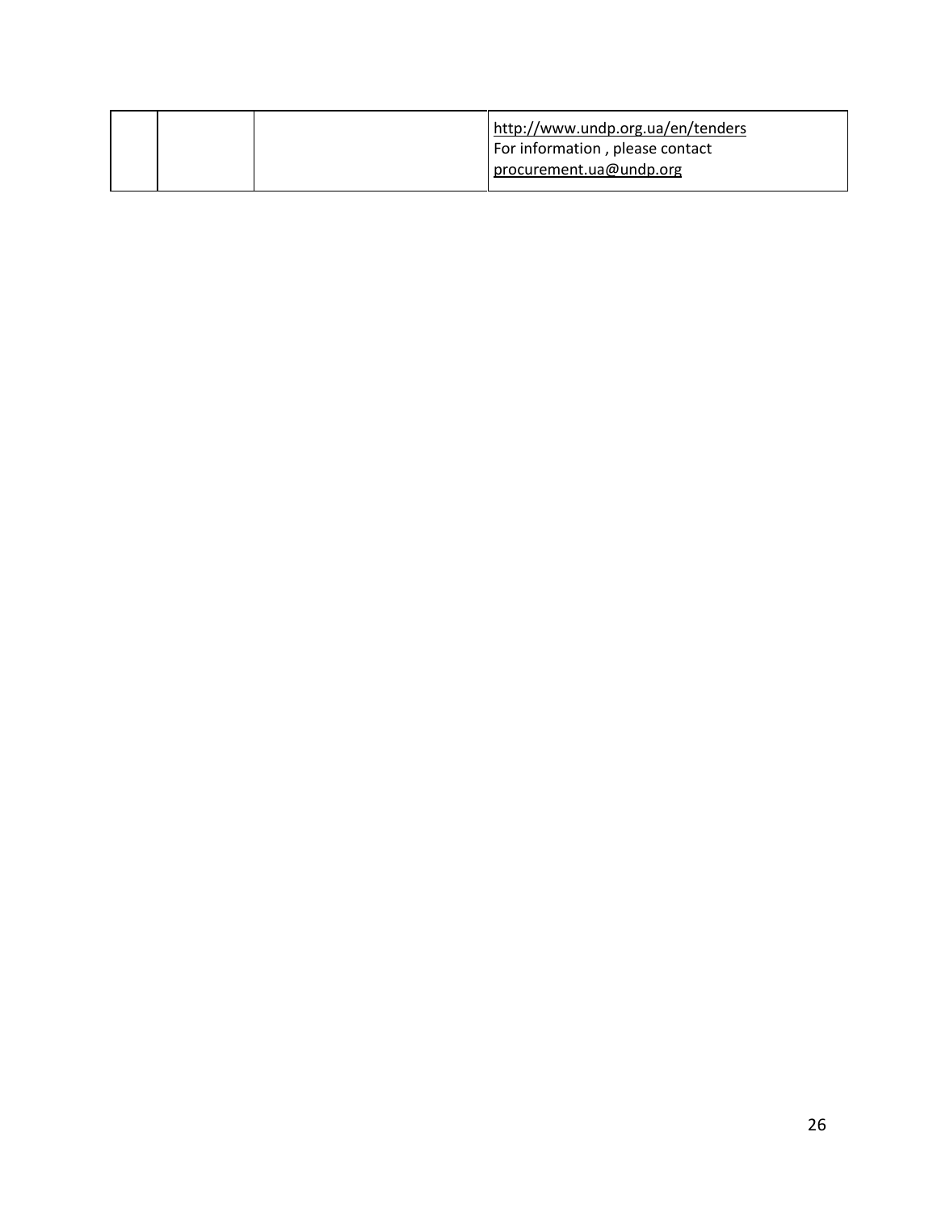| | | | |
|---|---|---|---|
| | | | http://www.undp.org.ua/en/tenders<br>For information , please contact<br>procurement.ua@undp.org |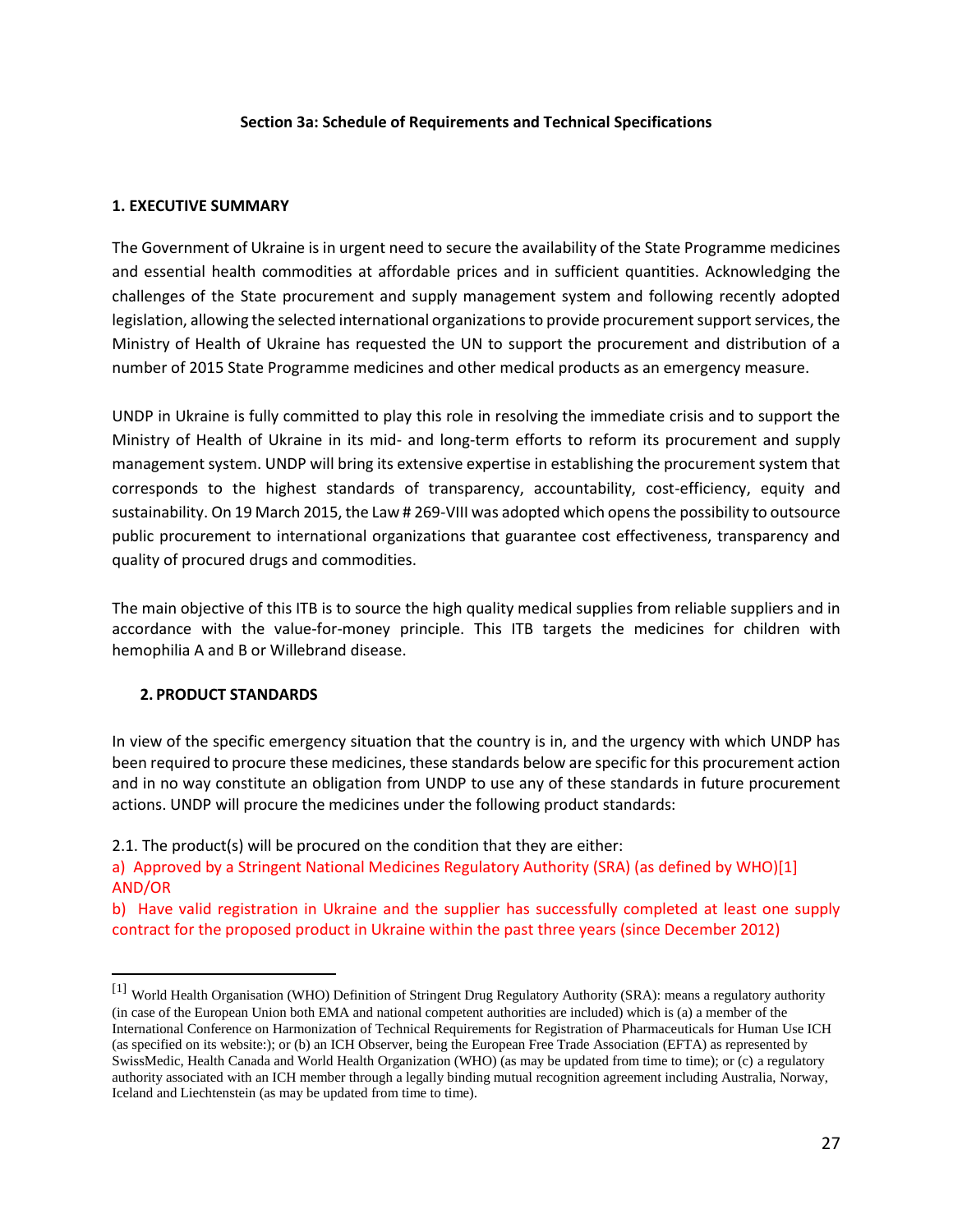### Section 3a: Schedule of Requirements and Technical Specifications

#### 1. EXECUTIVE SUMMARY

The Government of Ukraine is in urgent need to secure the availability of the State Programme medicines and essential health commodities at affordable prices and in sufficient quantities. Acknowledging the challenges of the State procurement and supply management system and following recently adopted legislation, allowing the selected international organizations to provide procurement support services, the Ministry of Health of Ukraine has requested the UN to support the procurement and distribution of a number of 2015 State Programme medicines and other medical products as an emergency measure.

UNDP in Ukraine is fully committed to play this role in resolving the immediate crisis and to support the Ministry of Health of Ukraine in its mid- and long-term efforts to reform its procurement and supply management system. UNDP will bring its extensive expertise in establishing the procurement system that corresponds to the highest standards of transparency, accountability, cost-efficiency, equity and sustainability. On 19 March 2015, the Law # 269-VIII was adopted which opens the possibility to outsource public procurement to international organizations that guarantee cost effectiveness, transparency and quality of procured drugs and commodities.

The main objective of this ITB is to source the high quality medical supplies from reliable suppliers and in accordance with the value-for-money principle. This ITB targets the medicines for children with hemophilia A and B or Willebrand disease.

#### 2. PRODUCT STANDARDS

In view of the specific emergency situation that the country is in, and the urgency with which UNDP has been required to procure these medicines, these standards below are specific for this procurement action and in no way constitute an obligation from UNDP to use any of these standards in future procurement actions. UNDP will procure the medicines under the following product standards:

2.1. The product(s) will be procured on the condition that they are either:

a) Approved by a Stringent National Medicines Regulatory Authority (SRA) (as defined by WHO)[1] AND/OR

b) Have valid registration in Ukraine and the supplier has successfully completed at least one supply contract for the proposed product in Ukraine within the past three years (since December 2012)

[1] World Health Organisation (WHO) Definition of Stringent Drug Regulatory Authority (SRA): means a regulatory authority (in case of the European Union both EMA and national competent authorities are included) which is (a) a member of the International Conference on Harmonization of Technical Requirements for Registration of Pharmaceuticals for Human Use ICH (as specified on its website:); or (b) an ICH Observer, being the European Free Trade Association (EFTA) as represented by SwissMedic, Health Canada and World Health Organization (WHO) (as may be updated from time to time); or (c) a regulatory authority associated with an ICH member through a legally binding mutual recognition agreement including Australia, Norway, Iceland and Liechtenstein (as may be updated from time to time).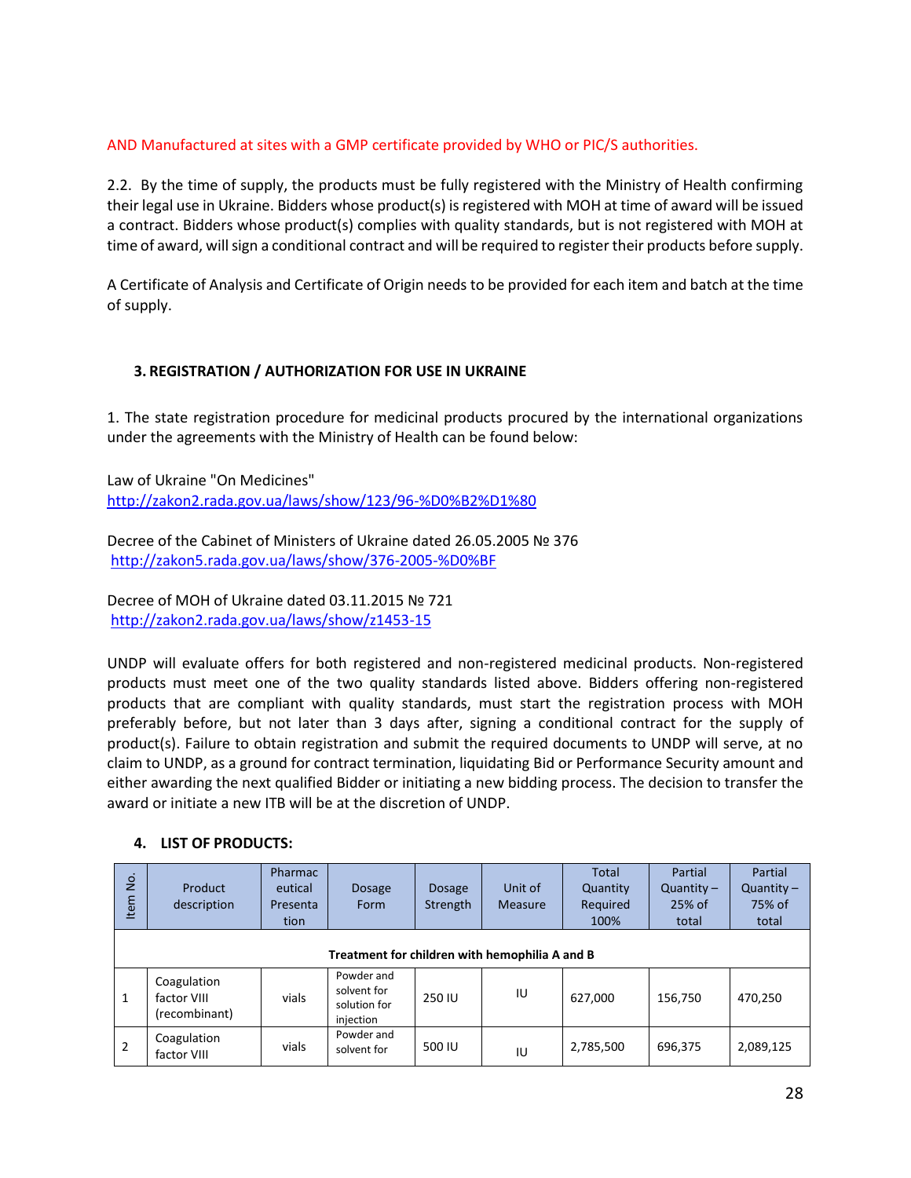AND Manufactured at sites with a GMP certificate provided by WHO or PIC/S authorities.

2.2. By the time of supply, the products must be fully registered with the Ministry of Health confirming their legal use in Ukraine. Bidders whose product(s) is registered with MOH at time of award will be issued a contract. Bidders whose product(s) complies with quality standards, but is not registered with MOH at time of award, will sign a conditional contract and will be required to register their products before supply.

A Certificate of Analysis and Certificate of Origin needs to be provided for each item and batch at the time of supply.

### 3. REGISTRATION / AUTHORIZATION FOR USE IN UKRAINE

1. The state registration procedure for medicinal products procured by the international organizations under the agreements with the Ministry of Health can be found below:

Law of Ukraine "On Medicines"
http://zakon2.rada.gov.ua/laws/show/123/96-%D0%B2%D1%80

Decree of the Cabinet of Ministers of Ukraine dated 26.05.2005 № 376
http://zakon5.rada.gov.ua/laws/show/376-2005-%D0%BF

Decree of MOH of Ukraine dated 03.11.2015 № 721
http://zakon2.rada.gov.ua/laws/show/z1453-15

UNDP will evaluate offers for both registered and non-registered medicinal products. Non-registered products must meet one of the two quality standards listed above. Bidders offering non-registered products that are compliant with quality standards, must start the registration process with MOH preferably before, but not later than 3 days after, signing a conditional contract for the supply of product(s). Failure to obtain registration and submit the required documents to UNDP will serve, at no claim to UNDP, as a ground for contract termination, liquidating Bid or Performance Security amount and either awarding the next qualified Bidder or initiating a new bidding process. The decision to transfer the award or initiate a new ITB will be at the discretion of UNDP.

### 4. LIST OF PRODUCTS:

| Item No. | Product description | Pharmaceutical Presentation | Dosage Form | Dosage Strength | Unit of Measure | Total Quantity Required 100% | Partial Quantity – 25% of total | Partial Quantity – 75% of total |
|---|---|---|---|---|---|---|---|---|
| **Treatment for children with hemophilia A and B** | | | | | | | | |
| 1 | Coagulation factor VIII (recombinant) | vials | Powder and solvent for solution for injection | 250 IU | IU | 627,000 | 156,750 | 470,250 |
| 2 | Coagulation factor VIII | vials | Powder and solvent for | 500 IU | IU | 2,785,500 | 696,375 | 2,089,125 |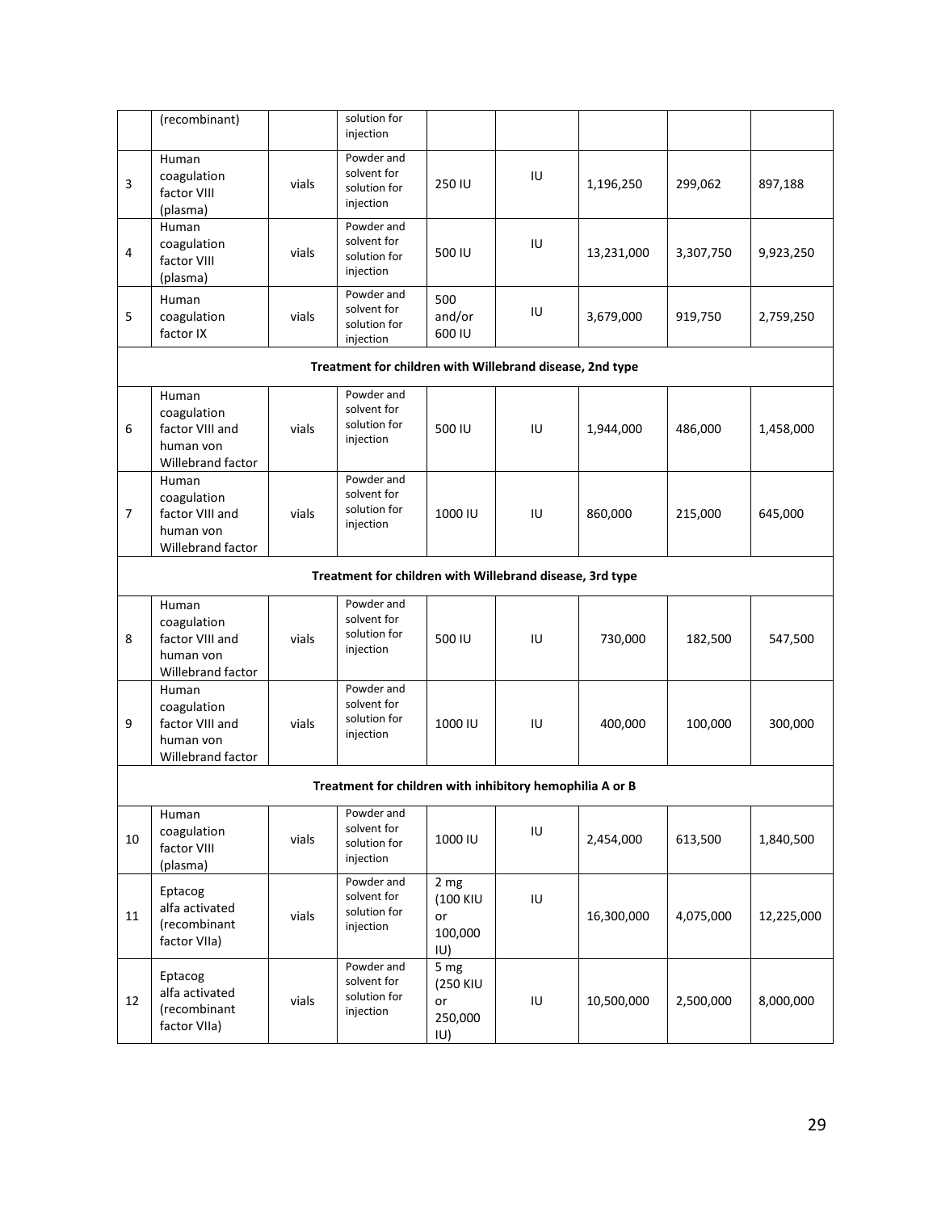| | | | | | | | | |
|---|---|---|---|---|---|---|---|---|
| | (recombinant) | | solution for injection | | | | | |
| 3 | Human coagulation factor VIII (plasma) | vials | Powder and solvent for solution for injection | 250 IU | IU | 1,196,250 | 299,062 | 897,188 |
| 4 | Human coagulation factor VIII (plasma) | vials | Powder and solvent for solution for injection | 500 IU | IU | 13,231,000 | 3,307,750 | 9,923,250 |
| 5 | Human coagulation factor IX | vials | Powder and solvent for solution for injection | 500 and/or 600 IU | IU | 3,679,000 | 919,750 | 2,759,250 |
| **Treatment for children with Willebrand disease, 2nd type** | | | | | | | | |
| 6 | Human coagulation factor VIII and human von Willebrand factor | vials | Powder and solvent for solution for injection | 500 IU | IU | 1,944,000 | 486,000 | 1,458,000 |
| 7 | Human coagulation factor VIII and human von Willebrand factor | vials | Powder and solvent for solution for injection | 1000 IU | IU | 860,000 | 215,000 | 645,000 |
| **Treatment for children with Willebrand disease, 3rd type** | | | | | | | | |
| 8 | Human coagulation factor VIII and human von Willebrand factor | vials | Powder and solvent for solution for injection | 500 IU | IU | 730,000 | 182,500 | 547,500 |
| 9 | Human coagulation factor VIII and human von Willebrand factor | vials | Powder and solvent for solution for injection | 1000 IU | IU | 400,000 | 100,000 | 300,000 |
| **Treatment for children with inhibitory hemophilia A or B** | | | | | | | | |
| 10 | Human coagulation factor VIII (plasma) | vials | Powder and solvent for solution for injection | 1000 IU | IU | 2,454,000 | 613,500 | 1,840,500 |
| 11 | Eptacog alfa activated (recombinant factor VIIa) | vials | Powder and solvent for solution for injection | 2 mg (100 KIU or 100,000 IU) | IU | 16,300,000 | 4,075,000 | 12,225,000 |
| 12 | Eptacog alfa activated (recombinant factor VIIa) | vials | Powder and solvent for solution for injection | 5 mg (250 KIU or 250,000 IU) | IU | 10,500,000 | 2,500,000 | 8,000,000 |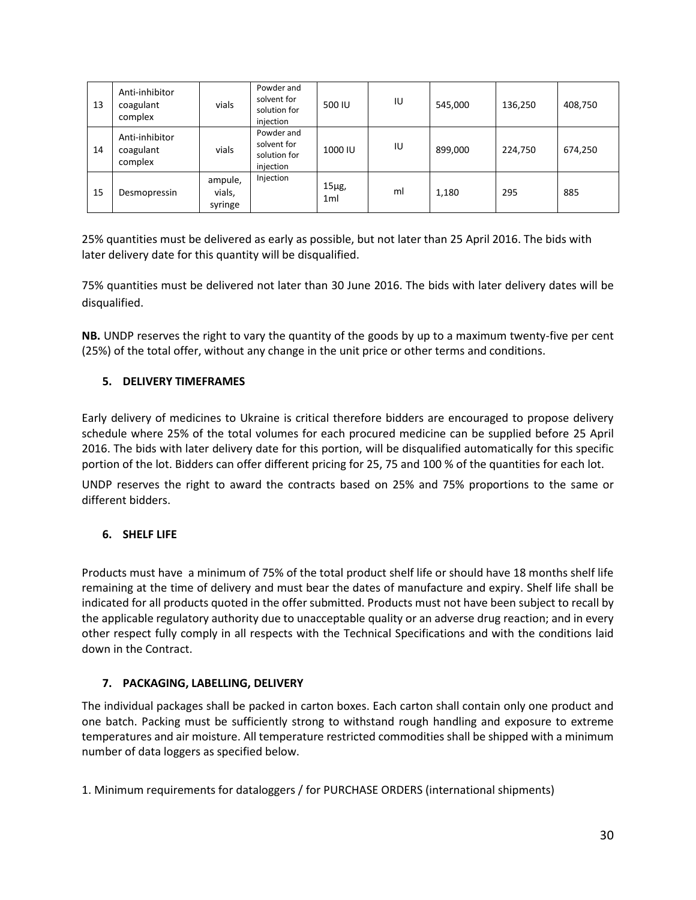| 13 | Anti-inhibitor coagulant complex | vials | Powder and solvent for solution for injection | 500 IU | IU | 545,000 | 136,250 | 408,750 |
|---|---|---|---|---|---|---|---|---|
| 14 | Anti-inhibitor coagulant complex | vials | Powder and solvent for solution for injection | 1000 IU | IU | 899,000 | 224,750 | 674,250 |
| 15 | Desmopressin | ampule, vials, syringe | Injection | 15μg, 1ml | ml | 1,180 | 295 | 885 |

25% quantities must be delivered as early as possible, but not later than 25 April 2016. The bids with later delivery date for this quantity will be disqualified.

75% quantities must be delivered not later than 30 June 2016. The bids with later delivery dates will be disqualified.

**NB.** UNDP reserves the right to vary the quantity of the goods by up to a maximum twenty-five per cent (25%) of the total offer, without any change in the unit price or other terms and conditions.

### 5. DELIVERY TIMEFRAMES

Early delivery of medicines to Ukraine is critical therefore bidders are encouraged to propose delivery schedule where 25% of the total volumes for each procured medicine can be supplied before 25 April 2016. The bids with later delivery date for this portion, will be disqualified automatically for this specific portion of the lot. Bidders can offer different pricing for 25, 75 and 100 % of the quantities for each lot.

UNDP reserves the right to award the contracts based on 25% and 75% proportions to the same or different bidders.

### 6. SHELF LIFE

Products must have a minimum of 75% of the total product shelf life or should have 18 months shelf life remaining at the time of delivery and must bear the dates of manufacture and expiry. Shelf life shall be indicated for all products quoted in the offer submitted. Products must not have been subject to recall by the applicable regulatory authority due to unacceptable quality or an adverse drug reaction; and in every other respect fully comply in all respects with the Technical Specifications and with the conditions laid down in the Contract.

### 7. PACKAGING, LABELLING, DELIVERY

The individual packages shall be packed in carton boxes. Each carton shall contain only one product and one batch. Packing must be sufficiently strong to withstand rough handling and exposure to extreme temperatures and air moisture. All temperature restricted commodities shall be shipped with a minimum number of data loggers as specified below.

1. Minimum requirements for dataloggers / for PURCHASE ORDERS (international shipments)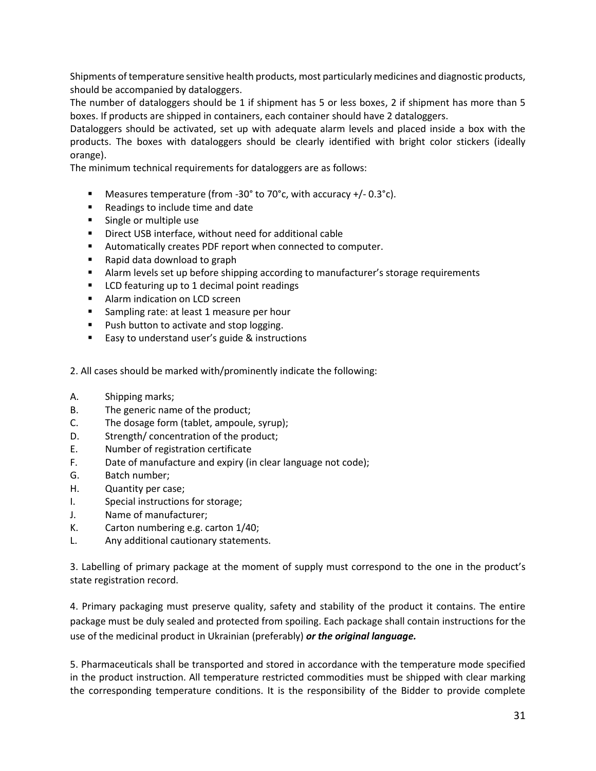Shipments of temperature sensitive health products, most particularly medicines and diagnostic products, should be accompanied by dataloggers.

The number of dataloggers should be 1 if shipment has 5 or less boxes, 2 if shipment has more than 5 boxes. If products are shipped in containers, each container should have 2 dataloggers.

Dataloggers should be activated, set up with adequate alarm levels and placed inside a box with the products. The boxes with dataloggers should be clearly identified with bright color stickers (ideally orange).

The minimum technical requirements for dataloggers are as follows:

- Measures temperature (from -30° to 70°c, with accuracy +/- 0.3°c).
- Readings to include time and date
- Single or multiple use
- Direct USB interface, without need for additional cable
- Automatically creates PDF report when connected to computer.
- Rapid data download to graph
- Alarm levels set up before shipping according to manufacturer's storage requirements
- LCD featuring up to 1 decimal point readings
- Alarm indication on LCD screen
- Sampling rate: at least 1 measure per hour
- Push button to activate and stop logging.
- Easy to understand user's guide & instructions

2. All cases should be marked with/prominently indicate the following:

A. Shipping marks;
B. The generic name of the product;
C. The dosage form (tablet, ampoule, syrup);
D. Strength/ concentration of the product;
E. Number of registration certificate
F. Date of manufacture and expiry (in clear language not code);
G. Batch number;
H. Quantity per case;
I. Special instructions for storage;
J. Name of manufacturer;
K. Carton numbering e.g. carton 1/40;
L. Any additional cautionary statements.

3. Labelling of primary package at the moment of supply must correspond to the one in the product's state registration record.

4. Primary packaging must preserve quality, safety and stability of the product it contains. The entire package must be duly sealed and protected from spoiling. Each package shall contain instructions for the use of the medicinal product in Ukrainian (preferably) ***or the original language.***

5. Pharmaceuticals shall be transported and stored in accordance with the temperature mode specified in the product instruction. All temperature restricted commodities must be shipped with clear marking the corresponding temperature conditions. It is the responsibility of the Bidder to provide complete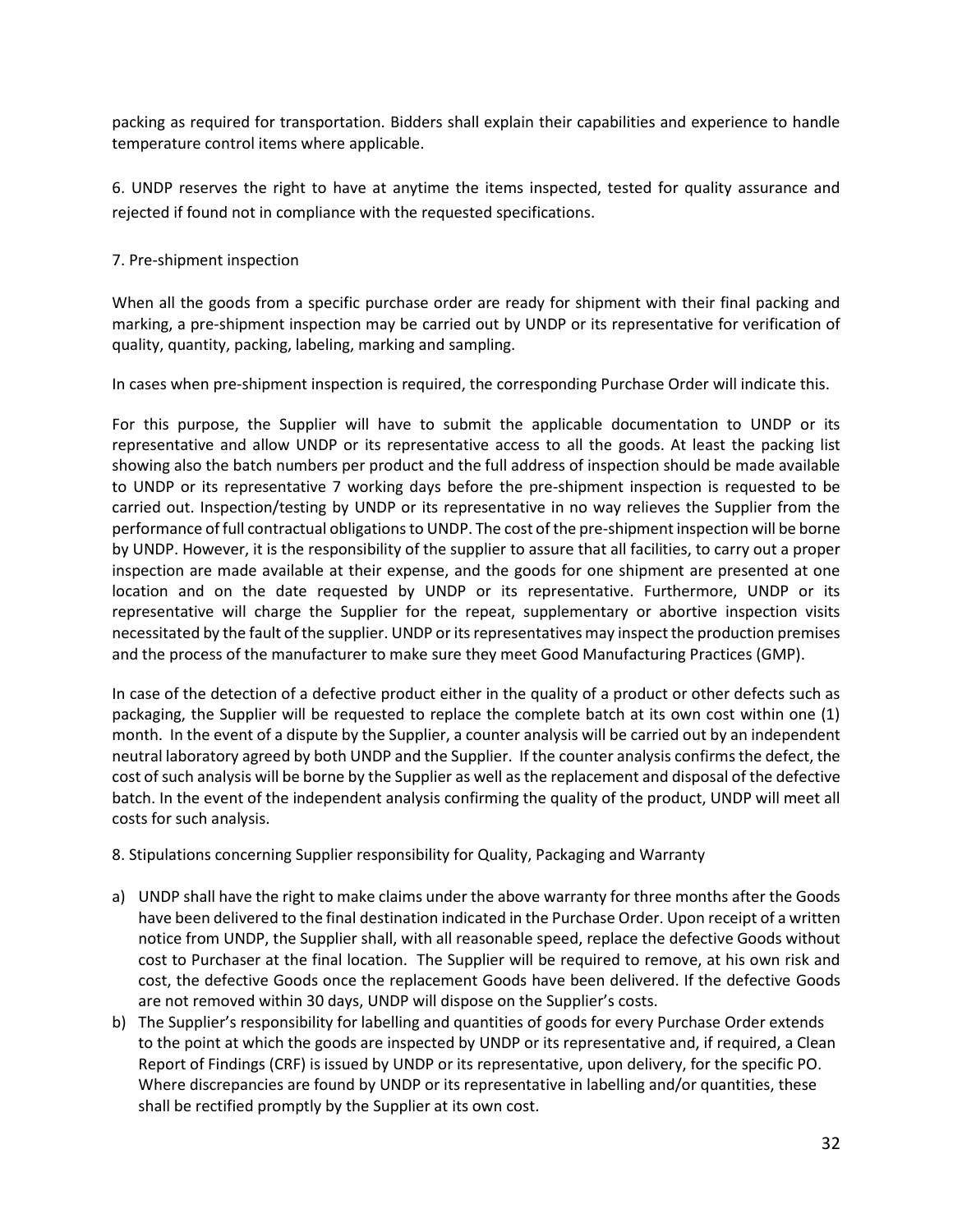packing as required for transportation. Bidders shall explain their capabilities and experience to handle temperature control items where applicable.

6. UNDP reserves the right to have at anytime the items inspected, tested for quality assurance and rejected if found not in compliance with the requested specifications.

7. Pre-shipment inspection

When all the goods from a specific purchase order are ready for shipment with their final packing and marking, a pre-shipment inspection may be carried out by UNDP or its representative for verification of quality, quantity, packing, labeling, marking and sampling.

In cases when pre-shipment inspection is required, the corresponding Purchase Order will indicate this.

For this purpose, the Supplier will have to submit the applicable documentation to UNDP or its representative and allow UNDP or its representative access to all the goods. At least the packing list showing also the batch numbers per product and the full address of inspection should be made available to UNDP or its representative 7 working days before the pre-shipment inspection is requested to be carried out. Inspection/testing by UNDP or its representative in no way relieves the Supplier from the performance of full contractual obligations to UNDP. The cost of the pre-shipment inspection will be borne by UNDP. However, it is the responsibility of the supplier to assure that all facilities, to carry out a proper inspection are made available at their expense, and the goods for one shipment are presented at one location and on the date requested by UNDP or its representative. Furthermore, UNDP or its representative will charge the Supplier for the repeat, supplementary or abortive inspection visits necessitated by the fault of the supplier. UNDP or its representatives may inspect the production premises and the process of the manufacturer to make sure they meet Good Manufacturing Practices (GMP).

In case of the detection of a defective product either in the quality of a product or other defects such as packaging, the Supplier will be requested to replace the complete batch at its own cost within one (1) month. In the event of a dispute by the Supplier, a counter analysis will be carried out by an independent neutral laboratory agreed by both UNDP and the Supplier. If the counter analysis confirms the defect, the cost of such analysis will be borne by the Supplier as well as the replacement and disposal of the defective batch. In the event of the independent analysis confirming the quality of the product, UNDP will meet all costs for such analysis.

8. Stipulations concerning Supplier responsibility for Quality, Packaging and Warranty

a) UNDP shall have the right to make claims under the above warranty for three months after the Goods have been delivered to the final destination indicated in the Purchase Order. Upon receipt of a written notice from UNDP, the Supplier shall, with all reasonable speed, replace the defective Goods without cost to Purchaser at the final location. The Supplier will be required to remove, at his own risk and cost, the defective Goods once the replacement Goods have been delivered. If the defective Goods are not removed within 30 days, UNDP will dispose on the Supplier's costs.
b) The Supplier's responsibility for labelling and quantities of goods for every Purchase Order extends to the point at which the goods are inspected by UNDP or its representative and, if required, a Clean Report of Findings (CRF) is issued by UNDP or its representative, upon delivery, for the specific PO. Where discrepancies are found by UNDP or its representative in labelling and/or quantities, these shall be rectified promptly by the Supplier at its own cost.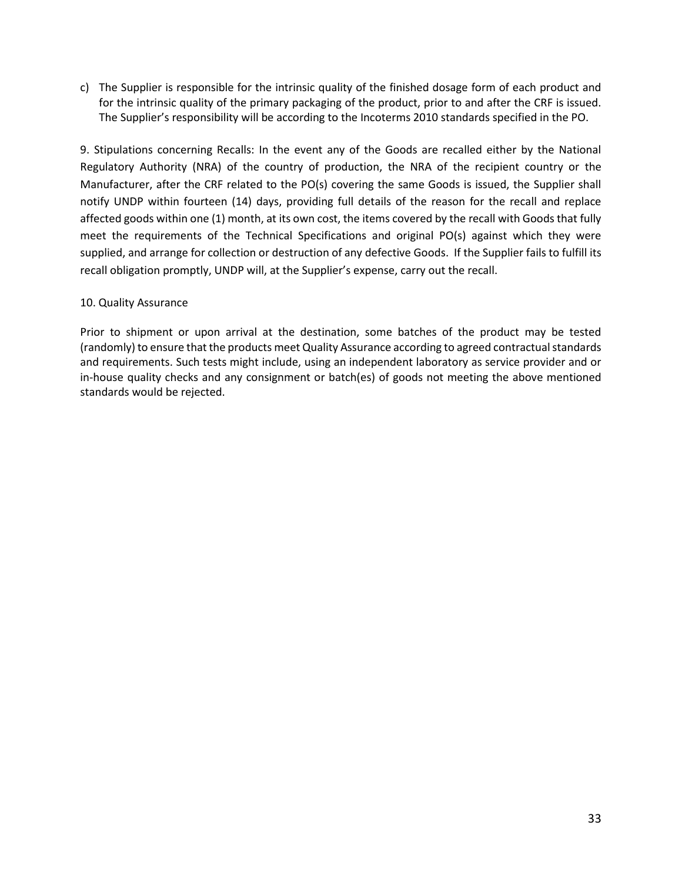c) The Supplier is responsible for the intrinsic quality of the finished dosage form of each product and for the intrinsic quality of the primary packaging of the product, prior to and after the CRF is issued. The Supplier's responsibility will be according to the Incoterms 2010 standards specified in the PO.

9. Stipulations concerning Recalls: In the event any of the Goods are recalled either by the National Regulatory Authority (NRA) of the country of production, the NRA of the recipient country or the Manufacturer, after the CRF related to the PO(s) covering the same Goods is issued, the Supplier shall notify UNDP within fourteen (14) days, providing full details of the reason for the recall and replace affected goods within one (1) month, at its own cost, the items covered by the recall with Goods that fully meet the requirements of the Technical Specifications and original PO(s) against which they were supplied, and arrange for collection or destruction of any defective Goods. If the Supplier fails to fulfill its recall obligation promptly, UNDP will, at the Supplier's expense, carry out the recall.

10. Quality Assurance

Prior to shipment or upon arrival at the destination, some batches of the product may be tested (randomly) to ensure that the products meet Quality Assurance according to agreed contractual standards and requirements. Such tests might include, using an independent laboratory as service provider and or in-house quality checks and any consignment or batch(es) of goods not meeting the above mentioned standards would be rejected.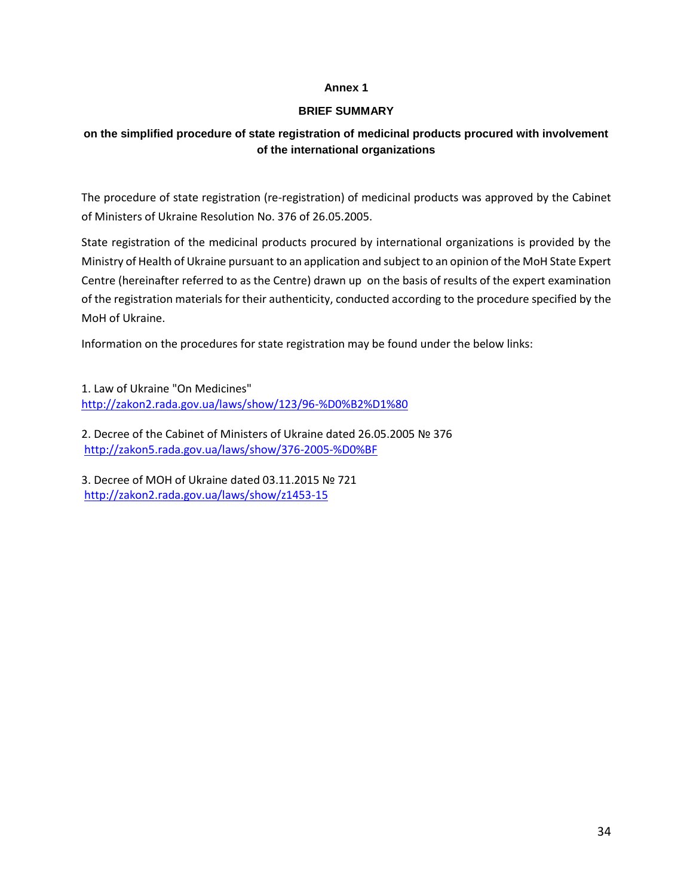**Annex 1**

**BRIEF SUMMARY**

**on the simplified procedure of state registration of medicinal products procured with involvement of the international organizations**

The procedure of state registration (re-registration) of medicinal products was approved by the Cabinet of Ministers of Ukraine Resolution No. 376 of 26.05.2005.

State registration of the medicinal products procured by international organizations is provided by the Ministry of Health of Ukraine pursuant to an application and subject to an opinion of the MoH State Expert Centre (hereinafter referred to as the Centre) drawn up on the basis of results of the expert examination of the registration materials for their authenticity, conducted according to the procedure specified by the MoH of Ukraine.

Information on the procedures for state registration may be found under the below links:

1. Law of Ukraine "On Medicines"
http://zakon2.rada.gov.ua/laws/show/123/96-%D0%B2%D1%80

2. Decree of the Cabinet of Ministers of Ukraine dated 26.05.2005 № 376
http://zakon5.rada.gov.ua/laws/show/376-2005-%D0%BF

3. Decree of MOH of Ukraine dated 03.11.2015 № 721
http://zakon2.rada.gov.ua/laws/show/z1453-15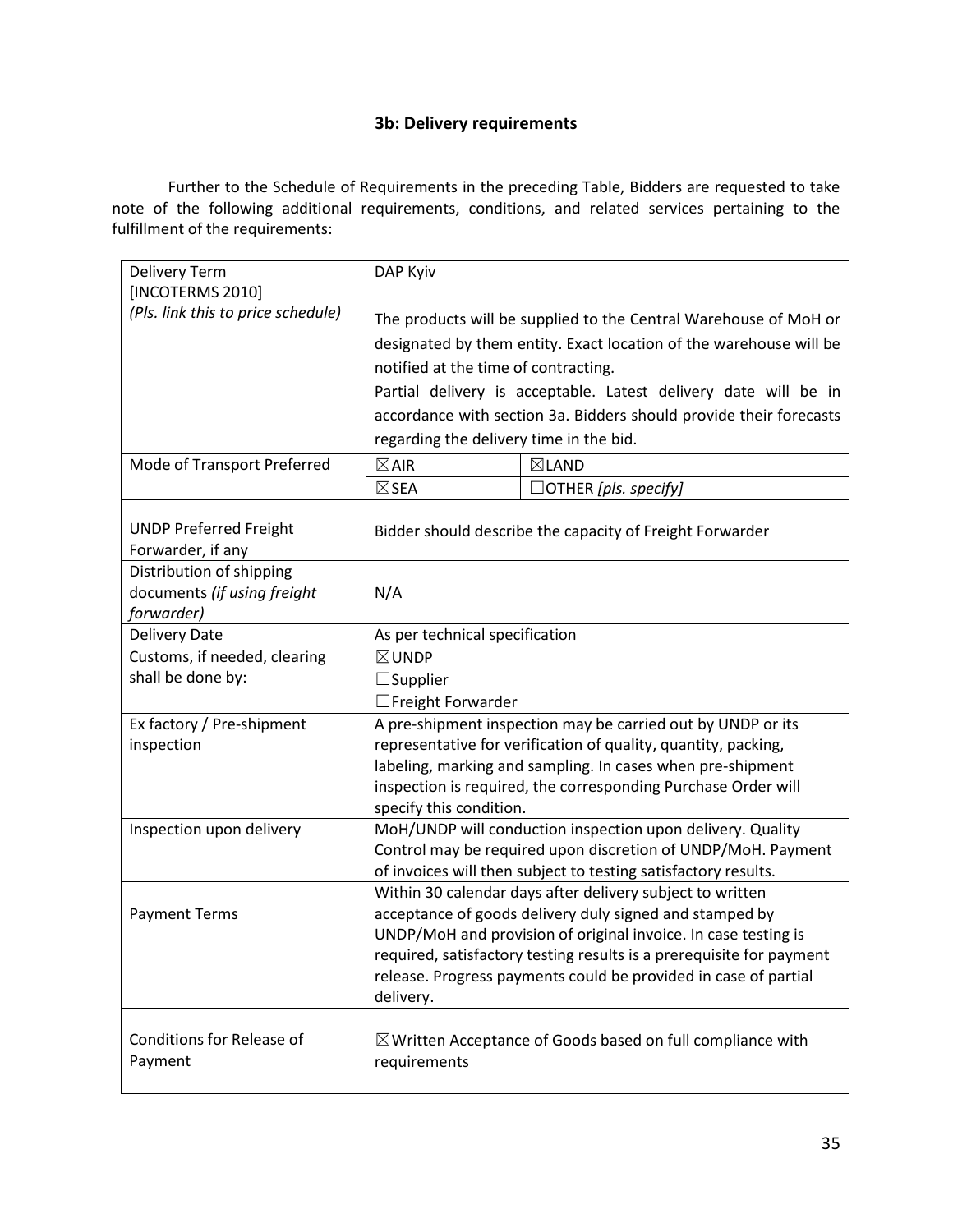### 3b: Delivery requirements

Further to the Schedule of Requirements in the preceding Table, Bidders are requested to take note of the following additional requirements, conditions, and related services pertaining to the fulfillment of the requirements:

| | | |
|---|---|---|
| Delivery Term [INCOTERMS 2010] *(Pls. link this to price schedule)* | DAP Kyiv<br><br>The products will be supplied to the Central Warehouse of MoH or designated by them entity. Exact location of the warehouse will be notified at the time of contracting.<br>Partial delivery is acceptable. Latest delivery date will be in accordance with section 3a. Bidders should provide their forecasts regarding the delivery time in the bid. | |
| Mode of Transport Preferred | ☒AIR | ☒LAND |
| | ☒SEA | ☐OTHER *[pls. specify]* |
| UNDP Preferred Freight Forwarder, if any | Bidder should describe the capacity of Freight Forwarder | |
| Distribution of shipping documents *(if using freight forwarder)* | N/A | |
| Delivery Date | As per technical specification | |
| Customs, if needed, clearing shall be done by: | ☒UNDP<br>☐Supplier<br>☐Freight Forwarder | |
| Ex factory / Pre-shipment inspection | A pre-shipment inspection may be carried out by UNDP or its representative for verification of quality, quantity, packing, labeling, marking and sampling. In cases when pre-shipment inspection is required, the corresponding Purchase Order will specify this condition. | |
| Inspection upon delivery | MoH/UNDP will conduction inspection upon delivery. Quality Control may be required upon discretion of UNDP/MoH. Payment of invoices will then subject to testing satisfactory results. | |
| Payment Terms | Within 30 calendar days after delivery subject to written acceptance of goods delivery duly signed and stamped by UNDP/MoH and provision of original invoice. In case testing is required, satisfactory testing results is a prerequisite for payment release. Progress payments could be provided in case of partial delivery. | |
| Conditions for Release of Payment | ☒Written Acceptance of Goods based on full compliance with requirements | |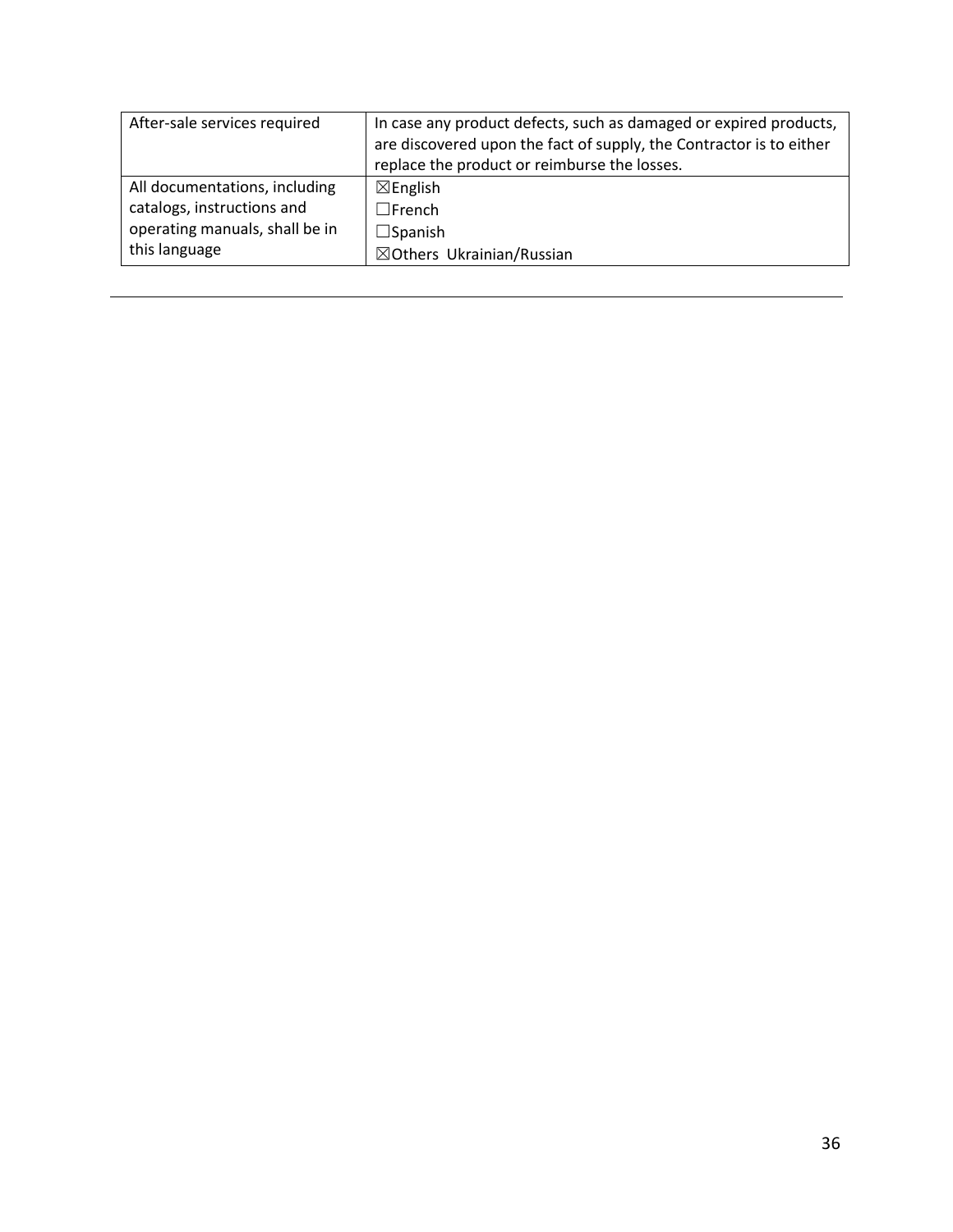| After-sale services required | In case any product defects, such as damaged or expired products, are discovered upon the fact of supply, the Contractor is to either replace the product or reimburse the losses. |
|---|---|
| All documentations, including catalogs, instructions and operating manuals, shall be in this language | ☒English<br>☐French<br>☐Spanish<br>☒Others Ukrainian/Russian |

---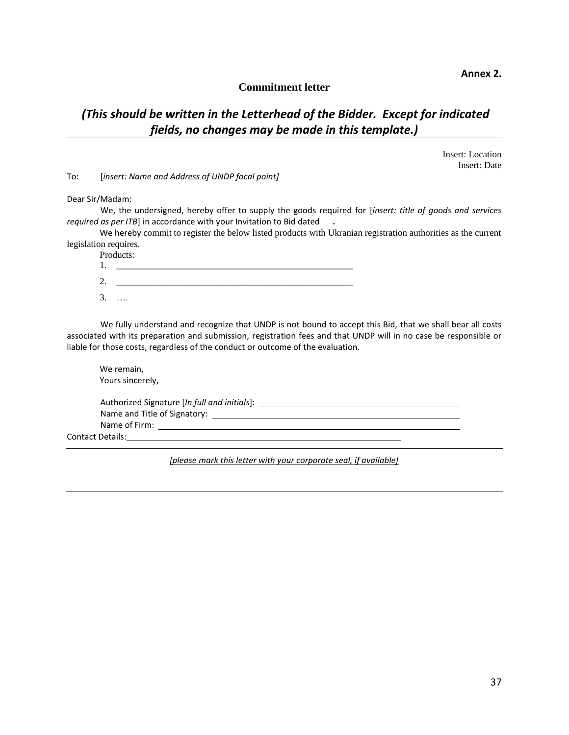**Annex 2.**

## Commitment letter

***(This should be written in the Letterhead of the Bidder. Except for indicated fields, no changes may be made in this template.)***

Insert: Location
Insert: Date

To: [*insert: Name and Address of UNDP focal point*]

Dear Sir/Madam:

We, the undersigned, hereby offer to supply the goods required for [*insert: title of goods and services required as per ITB*] in accordance with your Invitation to Bid dated .

We hereby commit to register the below listed products with Ukranian registration authorities as the current legislation requires.

Products:

1. ______________________________________________________
2. ______________________________________________________
3. ….

We fully understand and recognize that UNDP is not bound to accept this Bid, that we shall bear all costs associated with its preparation and submission, registration fees and that UNDP will in no case be responsible or liable for those costs, regardless of the conduct or outcome of the evaluation.

We remain,
Yours sincerely,

Authorized Signature [*In full and initials*]: ____________________________________________
Name and Title of Signatory: ____________________________________________
Name of Firm: ____________________________________________
Contact Details: ____________________________________________

*[please mark this letter with your corporate seal, if available]*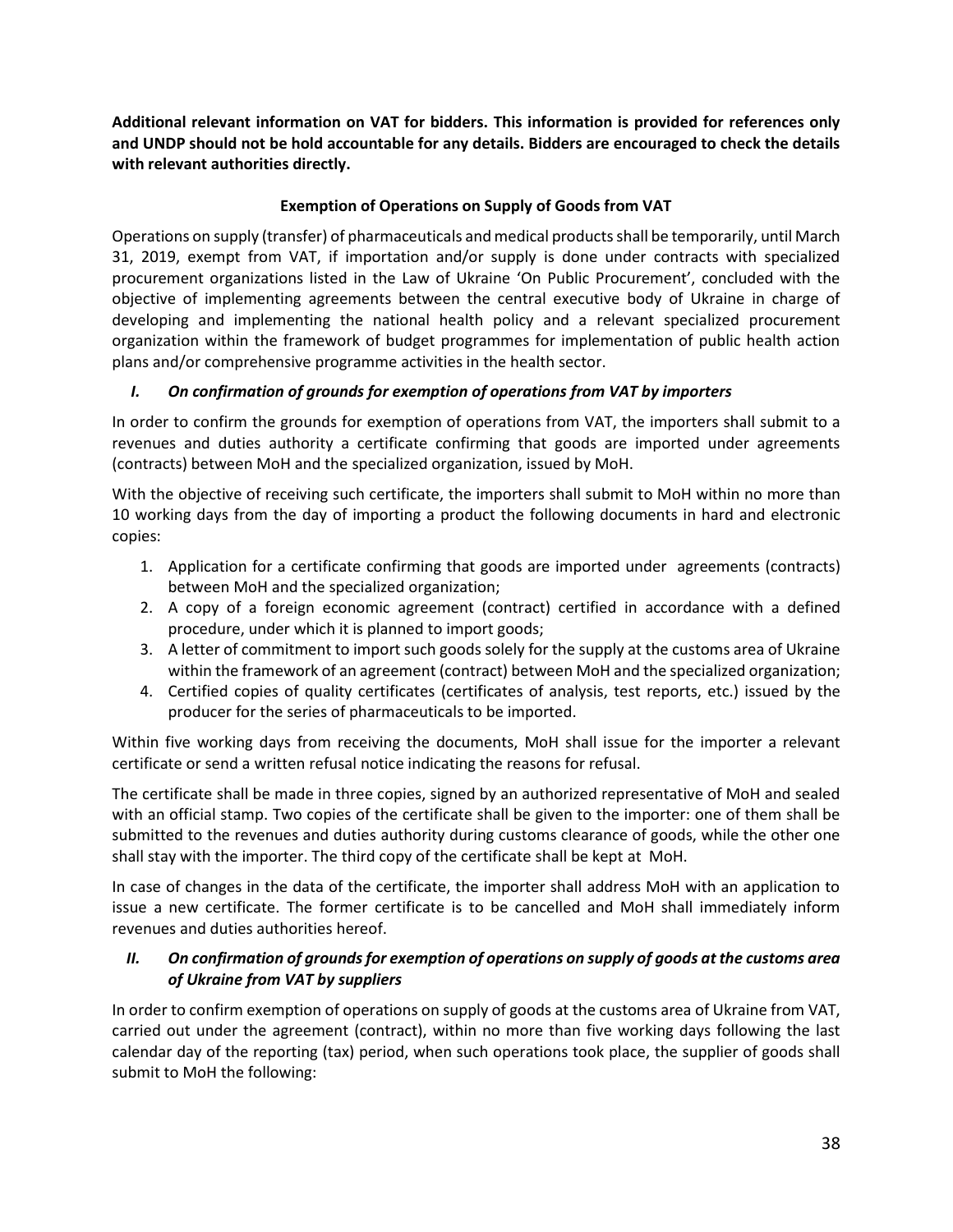**Additional relevant information on VAT for bidders. This information is provided for references only and UNDP should not be hold accountable for any details. Bidders are encouraged to check the details with relevant authorities directly.**

**Exemption of Operations on Supply of Goods from VAT**

Operations on supply (transfer) of pharmaceuticals and medical products shall be temporarily, until March 31, 2019, exempt from VAT, if importation and/or supply is done under contracts with specialized procurement organizations listed in the Law of Ukraine 'On Public Procurement', concluded with the objective of implementing agreements between the central executive body of Ukraine in charge of developing and implementing the national health policy and a relevant specialized procurement organization within the framework of budget programmes for implementation of public health action plans and/or comprehensive programme activities in the health sector.

### *I. On confirmation of grounds for exemption of operations from VAT by importers*

In order to confirm the grounds for exemption of operations from VAT, the importers shall submit to a revenues and duties authority a certificate confirming that goods are imported under agreements (contracts) between MoH and the specialized organization, issued by MoH.

With the objective of receiving such certificate, the importers shall submit to MoH within no more than 10 working days from the day of importing a product the following documents in hard and electronic copies:

1. Application for a certificate confirming that goods are imported under agreements (contracts) between MoH and the specialized organization;
2. A copy of a foreign economic agreement (contract) certified in accordance with a defined procedure, under which it is planned to import goods;
3. A letter of commitment to import such goods solely for the supply at the customs area of Ukraine within the framework of an agreement (contract) between MoH and the specialized organization;
4. Certified copies of quality certificates (certificates of analysis, test reports, etc.) issued by the producer for the series of pharmaceuticals to be imported.

Within five working days from receiving the documents, MoH shall issue for the importer a relevant certificate or send a written refusal notice indicating the reasons for refusal.

The certificate shall be made in three copies, signed by an authorized representative of MoH and sealed with an official stamp. Two copies of the certificate shall be given to the importer: one of them shall be submitted to the revenues and duties authority during customs clearance of goods, while the other one shall stay with the importer. The third copy of the certificate shall be kept at MoH.

In case of changes in the data of the certificate, the importer shall address MoH with an application to issue a new certificate. The former certificate is to be cancelled and MoH shall immediately inform revenues and duties authorities hereof.

### *II. On confirmation of grounds for exemption of operations on supply of goods at the customs area of Ukraine from VAT by suppliers*

In order to confirm exemption of operations on supply of goods at the customs area of Ukraine from VAT, carried out under the agreement (contract), within no more than five working days following the last calendar day of the reporting (tax) period, when such operations took place, the supplier of goods shall submit to MoH the following: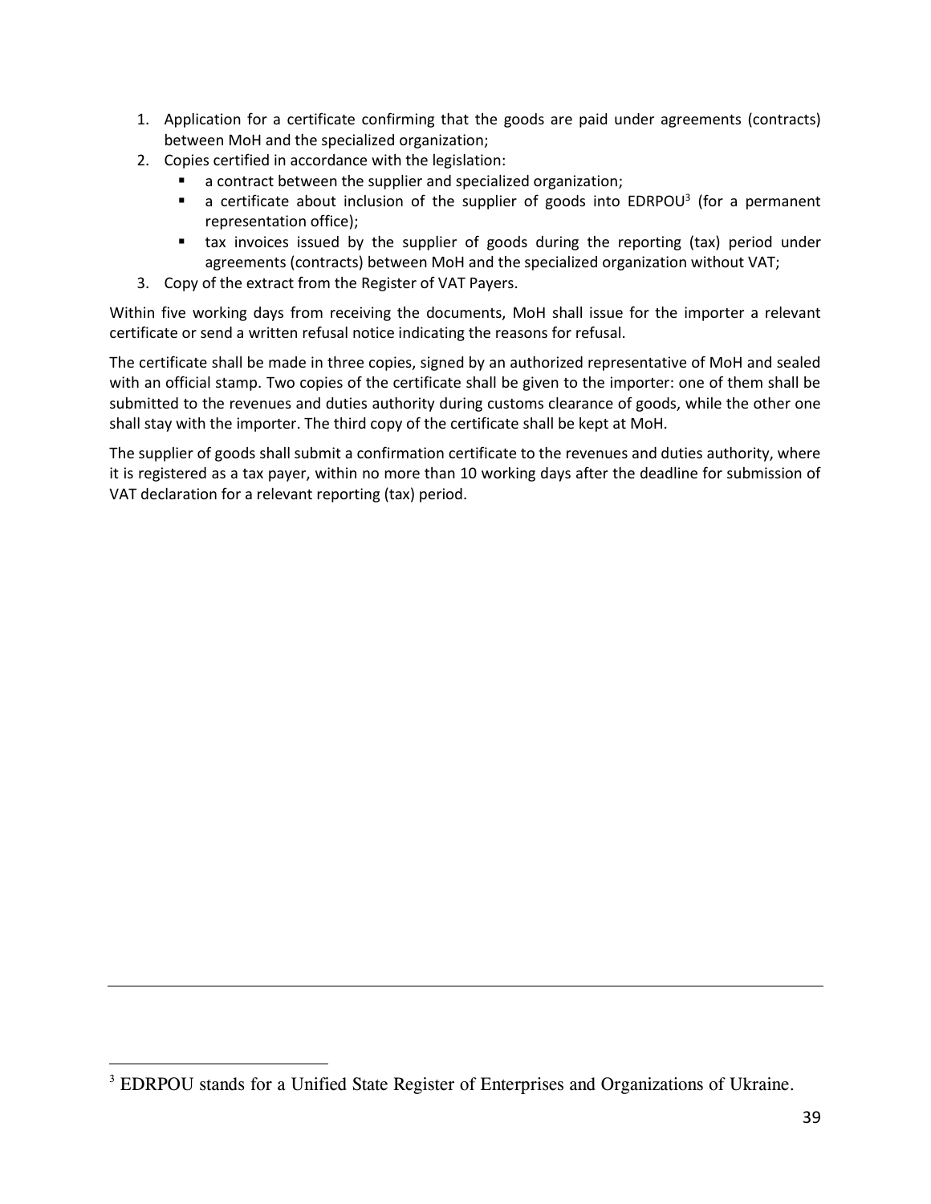1. Application for a certificate confirming that the goods are paid under agreements (contracts) between MoH and the specialized organization;
2. Copies certified in accordance with the legislation:
   - a contract between the supplier and specialized organization;
   - a certificate about inclusion of the supplier of goods into EDRPOU[3] (for a permanent representation office);
   - tax invoices issued by the supplier of goods during the reporting (tax) period under agreements (contracts) between MoH and the specialized organization without VAT;
3. Copy of the extract from the Register of VAT Payers.

Within five working days from receiving the documents, MoH shall issue for the importer a relevant certificate or send a written refusal notice indicating the reasons for refusal.

The certificate shall be made in three copies, signed by an authorized representative of MoH and sealed with an official stamp. Two copies of the certificate shall be given to the importer: one of them shall be submitted to the revenues and duties authority during customs clearance of goods, while the other one shall stay with the importer. The third copy of the certificate shall be kept at MoH.

The supplier of goods shall submit a confirmation certificate to the revenues and duties authority, where it is registered as a tax payer, within no more than 10 working days after the deadline for submission of VAT declaration for a relevant reporting (tax) period.

---

[3] EDRPOU stands for a Unified State Register of Enterprises and Organizations of Ukraine.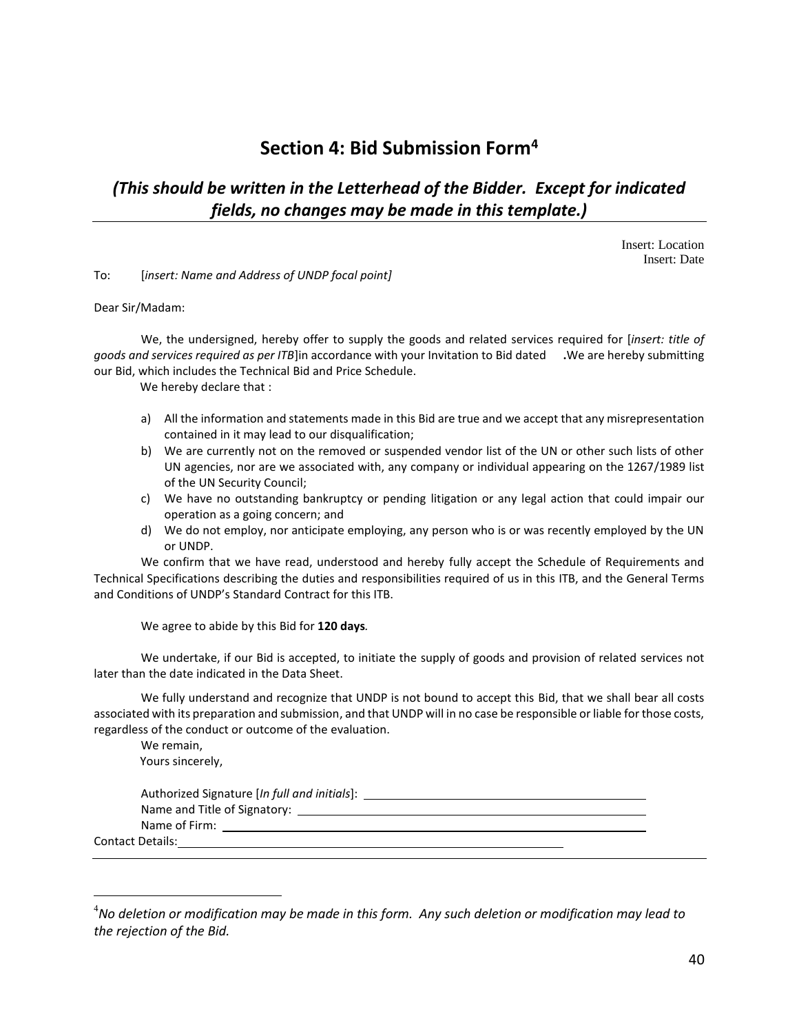# Section 4: Bid Submission Form[4]

## *(This should be written in the Letterhead of the Bidder. Except for indicated fields, no changes may be made in this template.)*

Insert: Location
Insert: Date

To: [*insert: Name and Address of UNDP focal point]*

Dear Sir/Madam:

We, the undersigned, hereby offer to supply the goods and related services required for [*insert: title of goods and services required as per ITB*]in accordance with your Invitation to Bid dated **.**We are hereby submitting our Bid, which includes the Technical Bid and Price Schedule.

We hereby declare that :

a) All the information and statements made in this Bid are true and we accept that any misrepresentation contained in it may lead to our disqualification;
b) We are currently not on the removed or suspended vendor list of the UN or other such lists of other UN agencies, nor are we associated with, any company or individual appearing on the 1267/1989 list of the UN Security Council;
c) We have no outstanding bankruptcy or pending litigation or any legal action that could impair our operation as a going concern; and
d) We do not employ, nor anticipate employing, any person who is or was recently employed by the UN or UNDP.

We confirm that we have read, understood and hereby fully accept the Schedule of Requirements and Technical Specifications describing the duties and responsibilities required of us in this ITB, and the General Terms and Conditions of UNDP's Standard Contract for this ITB.

We agree to abide by this Bid for **120 days**.

We undertake, if our Bid is accepted, to initiate the supply of goods and provision of related services not later than the date indicated in the Data Sheet.

We fully understand and recognize that UNDP is not bound to accept this Bid, that we shall bear all costs associated with its preparation and submission, and that UNDP will in no case be responsible or liable for those costs, regardless of the conduct or outcome of the evaluation.

We remain,

Yours sincerely,

Authorized Signature [*In full and initials*]: ____________________

Name and Title of Signatory: ____________________

Name of Firm: ____________________

Contact Details: ____________________

---

[4] *No deletion or modification may be made in this form. Any such deletion or modification may lead to the rejection of the Bid.*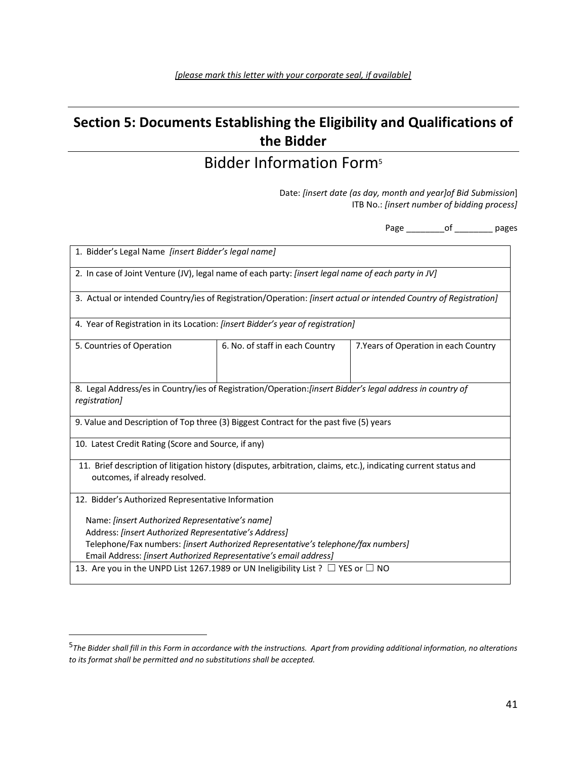*[please mark this letter with your corporate seal, if available]*

## Section 5: Documents Establishing the Eligibility and Qualifications of the Bidder

# Bidder Information Form[5]

Date: *[insert date (as day, month and year]of Bid Submission*]
ITB No.: *[insert number of bidding process]*

Page ________of ________ pages

| | | |
|---|---|---|
| 1. Bidder's Legal Name *[insert Bidder's legal name]* | | |
| 2. In case of Joint Venture (JV), legal name of each party: *[insert legal name of each party in JV]* | | |
| 3. Actual or intended Country/ies of Registration/Operation: *[insert actual or intended Country of Registration]* | | |
| 4. Year of Registration in its Location: *[insert Bidder's year of registration]* | | |
| 5. Countries of Operation | 6. No. of staff in each Country | 7.Years of Operation in each Country |
| 8. Legal Address/es in Country/ies of Registration/Operation:*[insert Bidder's legal address in country of registration]* | | |
| 9. Value and Description of Top three (3) Biggest Contract for the past five (5) years | | |
| 10. Latest Credit Rating (Score and Source, if any) | | |
| 11. Brief description of litigation history (disputes, arbitration, claims, etc.), indicating current status and outcomes, if already resolved. | | |
| 12. Bidder's Authorized Representative Information<br><br>Name: *[insert Authorized Representative's name]*<br>Address: *[insert Authorized Representative's Address]*<br>Telephone/Fax numbers: *[insert Authorized Representative's telephone/fax numbers]*<br>Email Address: *[insert Authorized Representative's email address]* | | |
| 13. Are you in the UNPD List 1267.1989 or UN Ineligibility List ? ☐ YES or ☐ NO | | |

[5] *The Bidder shall fill in this Form in accordance with the instructions. Apart from providing additional information, no alterations to its format shall be permitted and no substitutions shall be accepted.*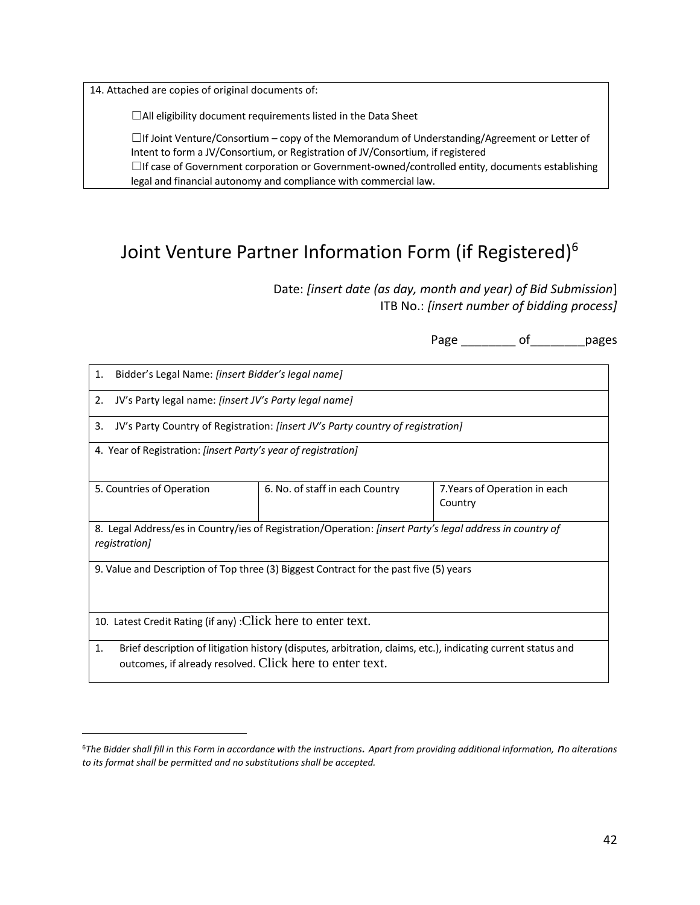| 14. Attached are copies of original documents of: |
|---|
| ☐All eligibility document requirements listed in the Data Sheet<br><br>☐If Joint Venture/Consortium – copy of the Memorandum of Understanding/Agreement or Letter of Intent to form a JV/Consortium, or Registration of JV/Consortium, if registered<br>☐If case of Government corporation or Government-owned/controlled entity, documents establishing legal and financial autonomy and compliance with commercial law. |

# Joint Venture Partner Information Form (if Registered)[6]

Date: *[insert date (as day, month and year) of Bid Submission*]
ITB No.: *[insert number of bidding process]*

Page ________ of________pages

| 1. Bidder's Legal Name: *[insert Bidder's legal name]* | | |
|---|---|---|
| 2. JV's Party legal name: *[insert JV's Party legal name]* | | |
| 3. JV's Party Country of Registration: *[insert JV's Party country of registration]* | | |
| 4. Year of Registration: *[insert Party's year of registration]* | | |
| 5. Countries of Operation | 6. No. of staff in each Country | 7.Years of Operation in each Country |
| 8. Legal Address/es in Country/ies of Registration/Operation: *[insert Party's legal address in country of registration]* | | |
| 9. Value and Description of Top three (3) Biggest Contract for the past five (5) years | | |
| 10. Latest Credit Rating (if any) :Click here to enter text. | | |
| 1. Brief description of litigation history (disputes, arbitration, claims, etc.), indicating current status and outcomes, if already resolved. Click here to enter text. | | |

[6]*The Bidder shall fill in this Form in accordance with the instructions. Apart from providing additional information, no alterations to its format shall be permitted and no substitutions shall be accepted.*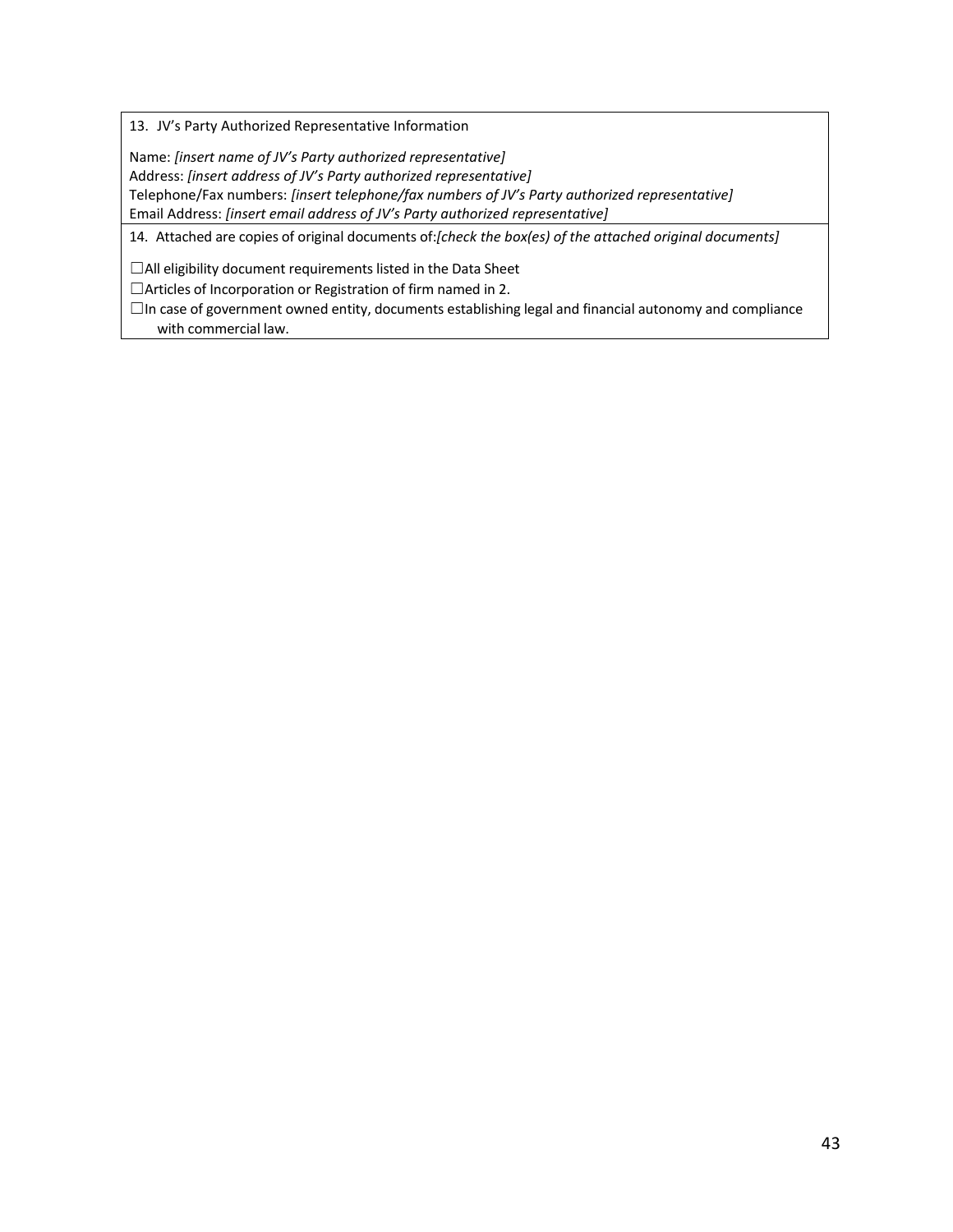| 13. JV's Party Authorized Representative Information<br><br>Name: *[insert name of JV's Party authorized representative]*<br>Address: *[insert address of JV's Party authorized representative]*<br>Telephone/Fax numbers: *[insert telephone/fax numbers of JV's Party authorized representative]*<br>Email Address: *[insert email address of JV's Party authorized representative]* |
|---|
| 14. Attached are copies of original documents of:*[check the box(es) of the attached original documents]*<br><br>☐All eligibility document requirements listed in the Data Sheet<br>☐Articles of Incorporation or Registration of firm named in 2.<br>☐In case of government owned entity, documents establishing legal and financial autonomy and compliance with commercial law. |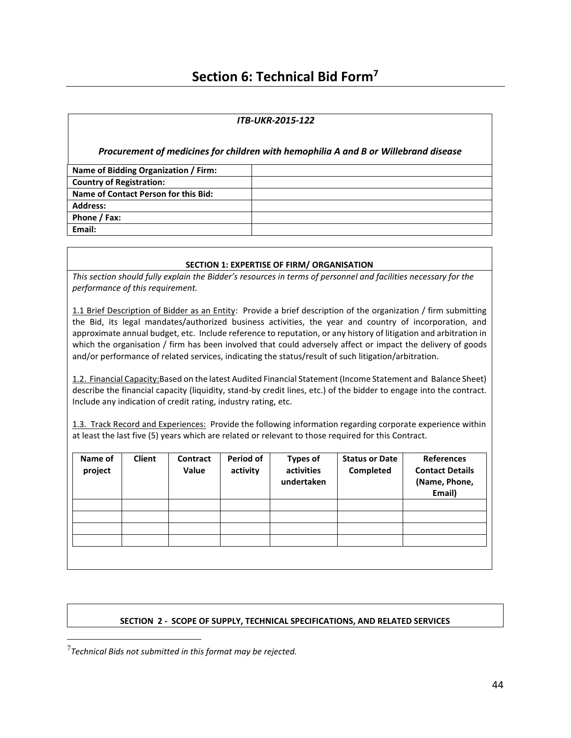# Section 6: Technical Bid Form[7]

| *ITB-UKR-2015-122*<br><br>*Procurement of medicines for children with hemophilia A and B or Willebrand disease* | |
|---|---|
| **Name of Bidding Organization / Firm:** | |
| **Country of Registration:** | |
| **Name of Contact Person for this Bid:** | |
| **Address:** | |
| **Phone / Fax:** | |
| **Email:** | |

**SECTION 1: EXPERTISE OF FIRM/ ORGANISATION**

*This section should fully explain the Bidder's resources in terms of personnel and facilities necessary for the performance of this requirement.*

1.1 Brief Description of Bidder as an Entity: Provide a brief description of the organization / firm submitting the Bid, its legal mandates/authorized business activities, the year and country of incorporation, and approximate annual budget, etc. Include reference to reputation, or any history of litigation and arbitration in which the organisation / firm has been involved that could adversely affect or impact the delivery of goods and/or performance of related services, indicating the status/result of such litigation/arbitration.

1.2. Financial Capacity:Based on the latest Audited Financial Statement (Income Statement and Balance Sheet) describe the financial capacity (liquidity, stand-by credit lines, etc.) of the bidder to engage into the contract. Include any indication of credit rating, industry rating, etc.

1.3. Track Record and Experiences: Provide the following information regarding corporate experience within at least the last five (5) years which are related or relevant to those required for this Contract.

| Name of project | Client | Contract Value | Period of activity | Types of activities undertaken | Status or Date Completed | References Contact Details (Name, Phone, Email) |
|---|---|---|---|---|---|---|
| | | | | | | |
| | | | | | | |
| | | | | | | |
| | | | | | | |

**SECTION 2 - SCOPE OF SUPPLY, TECHNICAL SPECIFICATIONS, AND RELATED SERVICES**

---

[7] *Technical Bids not submitted in this format may be rejected.*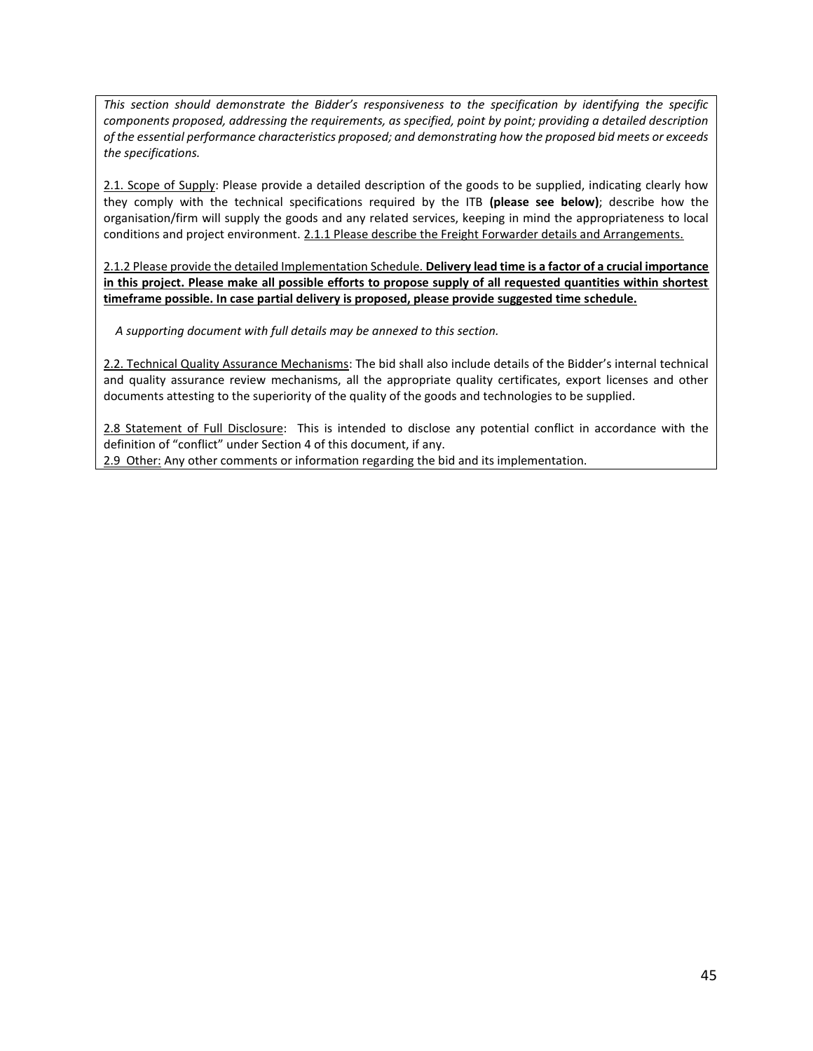*This section should demonstrate the Bidder's responsiveness to the specification by identifying the specific components proposed, addressing the requirements, as specified, point by point; providing a detailed description of the essential performance characteristics proposed; and demonstrating how the proposed bid meets or exceeds the specifications.*

<u>2.1. Scope of Supply</u>: Please provide a detailed description of the goods to be supplied, indicating clearly how they comply with the technical specifications required by the ITB **(please see below)**; describe how the organisation/firm will supply the goods and any related services, keeping in mind the appropriateness to local conditions and project environment. <u>2.1.1 Please describe the Freight Forwarder details and Arrangements.</u>

<u>2.1.2 Please provide the detailed Implementation Schedule. **Delivery lead time is a factor of a crucial importance in this project. Please make all possible efforts to propose supply of all requested quantities within shortest timeframe possible. In case partial delivery is proposed, please provide suggested time schedule.**</u>

*A supporting document with full details may be annexed to this section.*

<u>2.2. Technical Quality Assurance Mechanisms</u>: The bid shall also include details of the Bidder's internal technical and quality assurance review mechanisms, all the appropriate quality certificates, export licenses and other documents attesting to the superiority of the quality of the goods and technologies to be supplied.

<u>2.8 Statement of Full Disclosure</u>: This is intended to disclose any potential conflict in accordance with the definition of "conflict" under Section 4 of this document, if any.

<u>2.9 Other:</u> Any other comments or information regarding the bid and its implementation.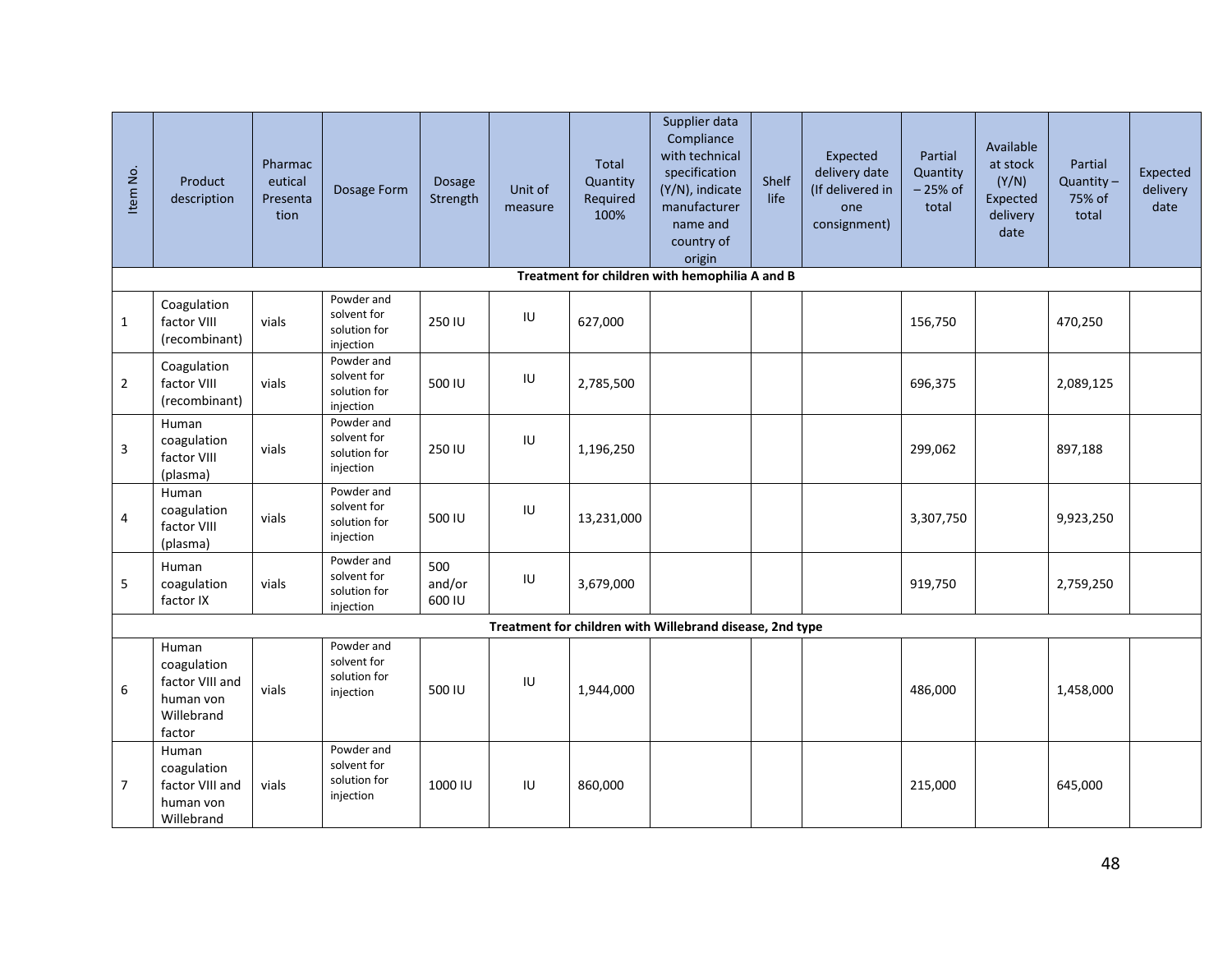| Item No. | Product description | Pharmaceutical Presentation | Dosage Form | Dosage Strength | Unit of measure | Total Quantity Required 100% | Supplier data Compliance with technical specification (Y/N), indicate manufacturer name and country of origin | Shelf life | Expected delivery date (If delivered in one consignment) | Partial Quantity – 25% of total | Available at stock (Y/N) Expected delivery date | Partial Quantity – 75% of total | Expected delivery date |
|---|---|---|---|---|---|---|---|---|---|---|---|---|---|
| **Treatment for children with hemophilia A and B** | | | | | | | | | | | | | |
| 1 | Coagulation factor VIII (recombinant) | vials | Powder and solvent for solution for injection | 250 IU | IU | 627,000 | | | | 156,750 | | 470,250 | |
| 2 | Coagulation factor VIII (recombinant) | vials | Powder and solvent for solution for injection | 500 IU | IU | 2,785,500 | | | | 696,375 | | 2,089,125 | |
| 3 | Human coagulation factor VIII (plasma) | vials | Powder and solvent for solution for injection | 250 IU | IU | 1,196,250 | | | | 299,062 | | 897,188 | |
| 4 | Human coagulation factor VIII (plasma) | vials | Powder and solvent for solution for injection | 500 IU | IU | 13,231,000 | | | | 3,307,750 | | 9,923,250 | |
| 5 | Human coagulation factor IX | vials | Powder and solvent for solution for injection | 500 and/or 600 IU | IU | 3,679,000 | | | | 919,750 | | 2,759,250 | |
| **Treatment for children with Willebrand disease, 2nd type** | | | | | | | | | | | | | |
| 6 | Human coagulation factor VIII and human von Willebrand factor | vials | Powder and solvent for solution for injection | 500 IU | IU | 1,944,000 | | | | 486,000 | | 1,458,000 | |
| 7 | Human coagulation factor VIII and human von Willebrand | vials | Powder and solvent for solution for injection | 1000 IU | IU | 860,000 | | | | 215,000 | | 645,000 | |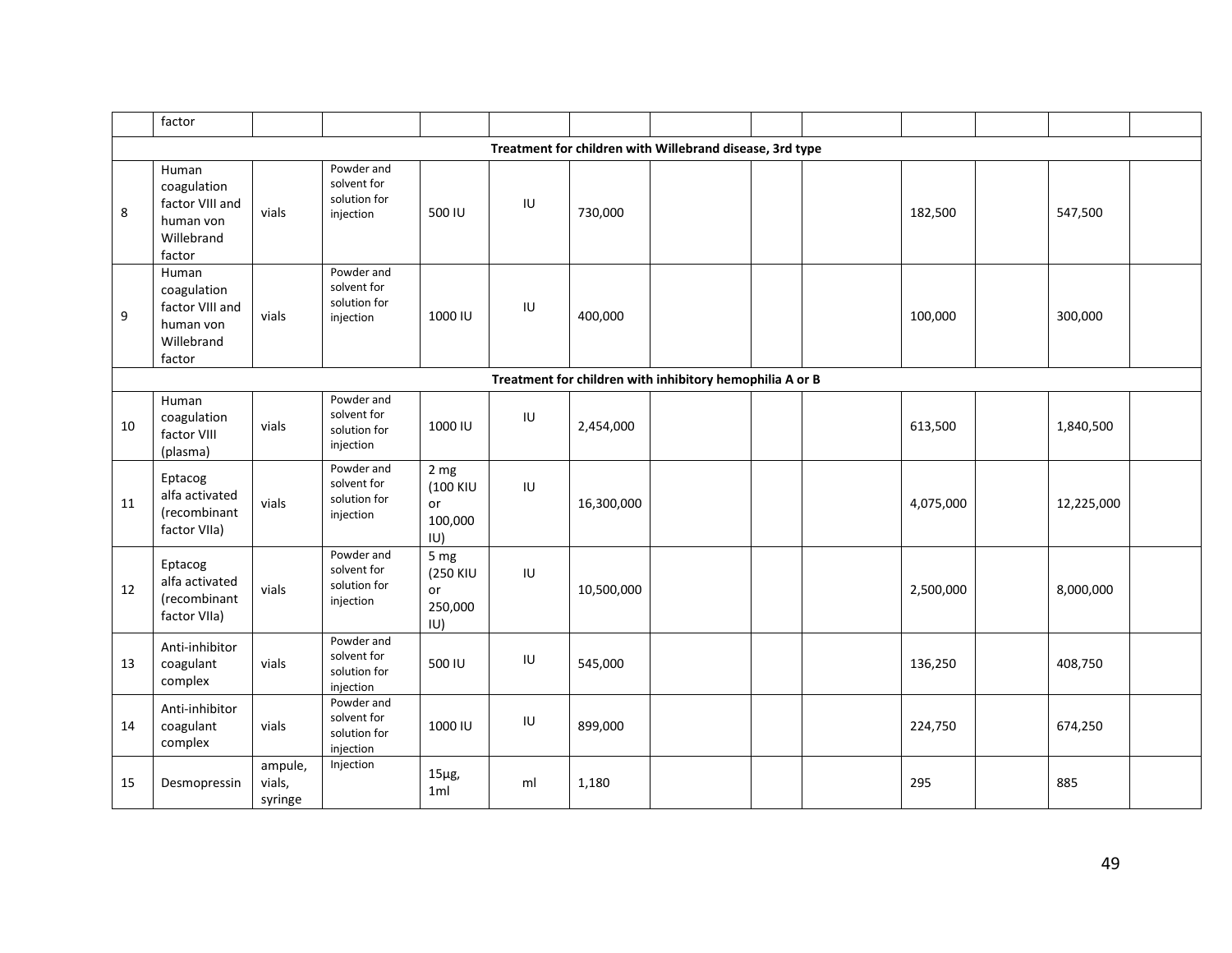| | factor | | | | | | | | | | | | |
|---|---|---|---|---|---|---|---|---|---|---|---|---|---|
| **Treatment for children with Willebrand disease, 3rd type** | | | | | | | | | | | | | |
| 8 | Human coagulation factor VIII and human von Willebrand factor | vials | Powder and solvent for solution for injection | 500 IU | IU | 730,000 | | | | 182,500 | | 547,500 | |
| 9 | Human coagulation factor VIII and human von Willebrand factor | vials | Powder and solvent for solution for injection | 1000 IU | IU | 400,000 | | | | 100,000 | | 300,000 | |
| **Treatment for children with inhibitory hemophilia A or B** | | | | | | | | | | | | | |
| 10 | Human coagulation factor VIII (plasma) | vials | Powder and solvent for solution for injection | 1000 IU | IU | 2,454,000 | | | | 613,500 | | 1,840,500 | |
| 11 | Eptacog alfa activated (recombinant factor VIIa) | vials | Powder and solvent for solution for injection | 2 mg (100 KIU or 100,000 IU) | IU | 16,300,000 | | | | 4,075,000 | | 12,225,000 | |
| 12 | Eptacog alfa activated (recombinant factor VIIa) | vials | Powder and solvent for solution for injection | 5 mg (250 KIU or 250,000 IU) | IU | 10,500,000 | | | | 2,500,000 | | 8,000,000 | |
| 13 | Anti-inhibitor coagulant complex | vials | Powder and solvent for solution for injection | 500 IU | IU | 545,000 | | | | 136,250 | | 408,750 | |
| 14 | Anti-inhibitor coagulant complex | vials | Powder and solvent for solution for injection | 1000 IU | IU | 899,000 | | | | 224,750 | | 674,250 | |
| 15 | Desmopressin | ampule, vials, syringe | Injection | 15µg, 1ml | ml | 1,180 | | | | 295 | | 885 | |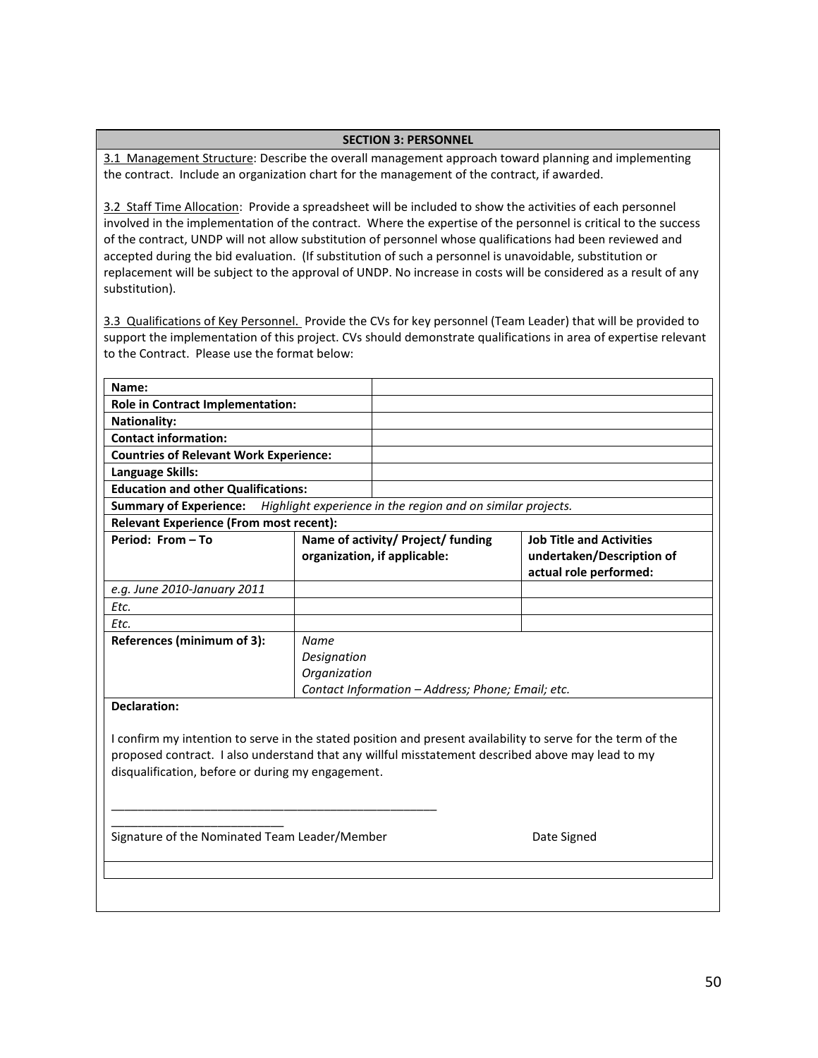## SECTION 3: PERSONNEL

3.1 Management Structure: Describe the overall management approach toward planning and implementing the contract. Include an organization chart for the management of the contract, if awarded.

3.2 Staff Time Allocation: Provide a spreadsheet will be included to show the activities of each personnel involved in the implementation of the contract. Where the expertise of the personnel is critical to the success of the contract, UNDP will not allow substitution of personnel whose qualifications had been reviewed and accepted during the bid evaluation. (If substitution of such a personnel is unavoidable, substitution or replacement will be subject to the approval of UNDP. No increase in costs will be considered as a result of any substitution).

3.3 Qualifications of Key Personnel. Provide the CVs for key personnel (Team Leader) that will be provided to support the implementation of this project. CVs should demonstrate qualifications in area of expertise relevant to the Contract. Please use the format below:

| **Name:** | | |
|---|---|---|
| **Role in Contract Implementation:** | | |
| **Nationality:** | | |
| **Contact information:** | | |
| **Countries of Relevant Work Experience:** | | |
| **Language Skills:** | | |
| **Education and other Qualifications:** | | |
| **Summary of Experience:** *Highlight experience in the region and on similar projects.* | | |
| **Relevant Experience (From most recent):** | | |
| **Period: From – To** | **Name of activity/ Project/ funding organization, if applicable:** | **Job Title and Activities undertaken/Description of actual role performed:** |
| *e.g. June 2010-January 2011* | | |
| *Etc.* | | |
| *Etc.* | | |
| **References (minimum of 3):** | *Name*<br>*Designation*<br>*Organization*<br>*Contact Information – Address; Phone; Email; etc.* | |

**Declaration:**

I confirm my intention to serve in the stated position and present availability to serve for the term of the proposed contract. I also understand that any willful misstatement described above may lead to my disqualification, before or during my engagement.

\_\_\_\_\_\_\_\_\_\_\_\_\_\_\_\_\_\_\_\_\_\_\_\_\_\_\_\_\_\_\_\_\_\_\_\_\_\_\_\_\_\_\_\_\_\_\_\_\_\_\_\_\_\_\_\_\_\_\_\_\_\_\_\_\_\_\_\_\_\_\_\_\_\_\_\_\_\_\_\_\_

Signature of the Nominated Team Leader/Member                                        Date Signed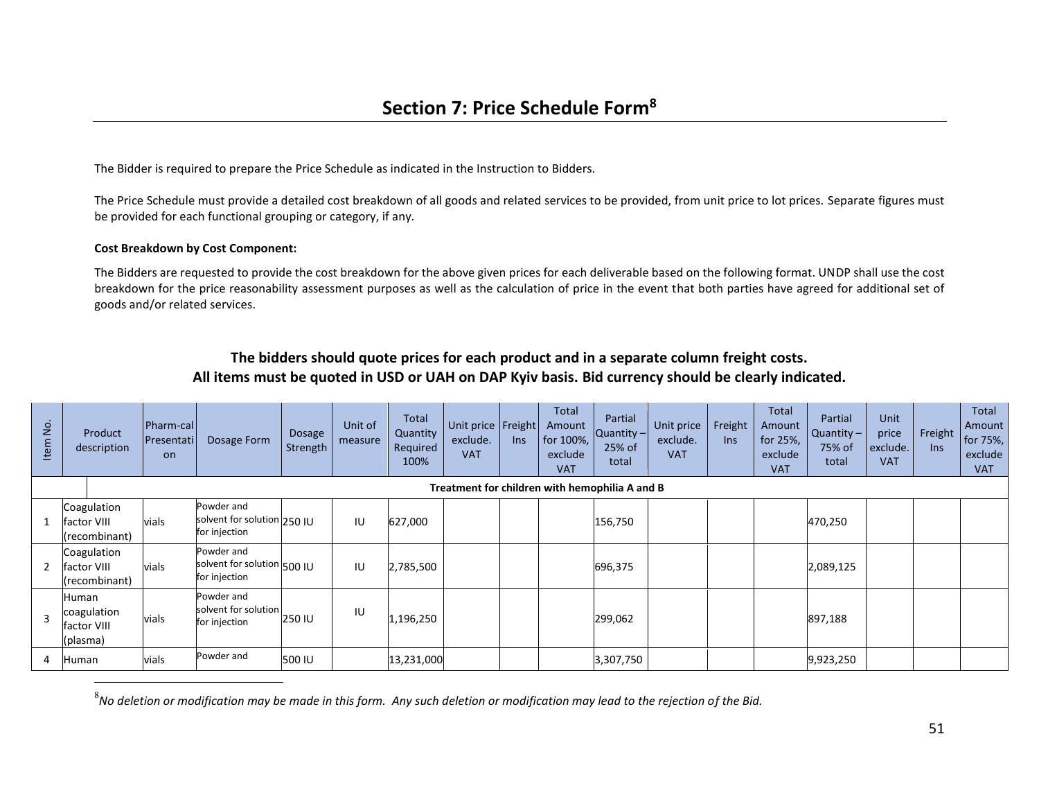## Section 7: Price Schedule Form[8]

The Bidder is required to prepare the Price Schedule as indicated in the Instruction to Bidders.

The Price Schedule must provide a detailed cost breakdown of all goods and related services to be provided, from unit price to lot prices. Separate figures must be provided for each functional grouping or category, if any.

**Cost Breakdown by Cost Component:**

The Bidders are requested to provide the cost breakdown for the above given prices for each deliverable based on the following format. UNDP shall use the cost breakdown for the price reasonability assessment purposes as well as the calculation of price in the event that both parties have agreed for additional set of goods and/or related services.

**The bidders should quote prices for each product and in a separate column freight costs.**
**All items must be quoted in USD or UAH on DAP Kyiv basis. Bid currency should be clearly indicated.**

| Item No. | Product description | Pharm-cal Presentation | Dosage Form | Dosage Strength | Unit of measure | Total Quantity Required 100% | Unit price exclude. VAT | Freight Ins | Total Amount for 100%, exclude VAT | Partial Quantity – 25% of total | Unit price exclude. VAT | Freight Ins | Total Amount for 25%, exclude VAT | Partial Quantity – 75% of total | Unit price exclude. VAT | Freight Ins | Total Amount for 75%, exclude VAT |
|---|---|---|---|---|---|---|---|---|---|---|---|---|---|---|---|---|---|
| | Treatment for children with hemophilia A and B | | | | | | | | | | | | | | | | |
| 1 | Coagulation factor VIII (recombinant) | vials | Powder and solvent for solution for injection | 250 IU | IU | 627,000 | | | | 156,750 | | | | 470,250 | | | |
| 2 | Coagulation factor VIII (recombinant) | vials | Powder and solvent for solution for injection | 500 IU | IU | 2,785,500 | | | | 696,375 | | | | 2,089,125 | | | |
| 3 | Human coagulation factor VIII (plasma) | vials | Powder and solvent for solution for injection | 250 IU | IU | 1,196,250 | | | | 299,062 | | | | 897,188 | | | |
| 4 | Human | vials | Powder and | 500 IU | | 13,231,000 | | | | 3,307,750 | | | | 9,923,250 | | | |

[8] *No deletion or modification may be made in this form. Any such deletion or modification may lead to the rejection of the Bid.*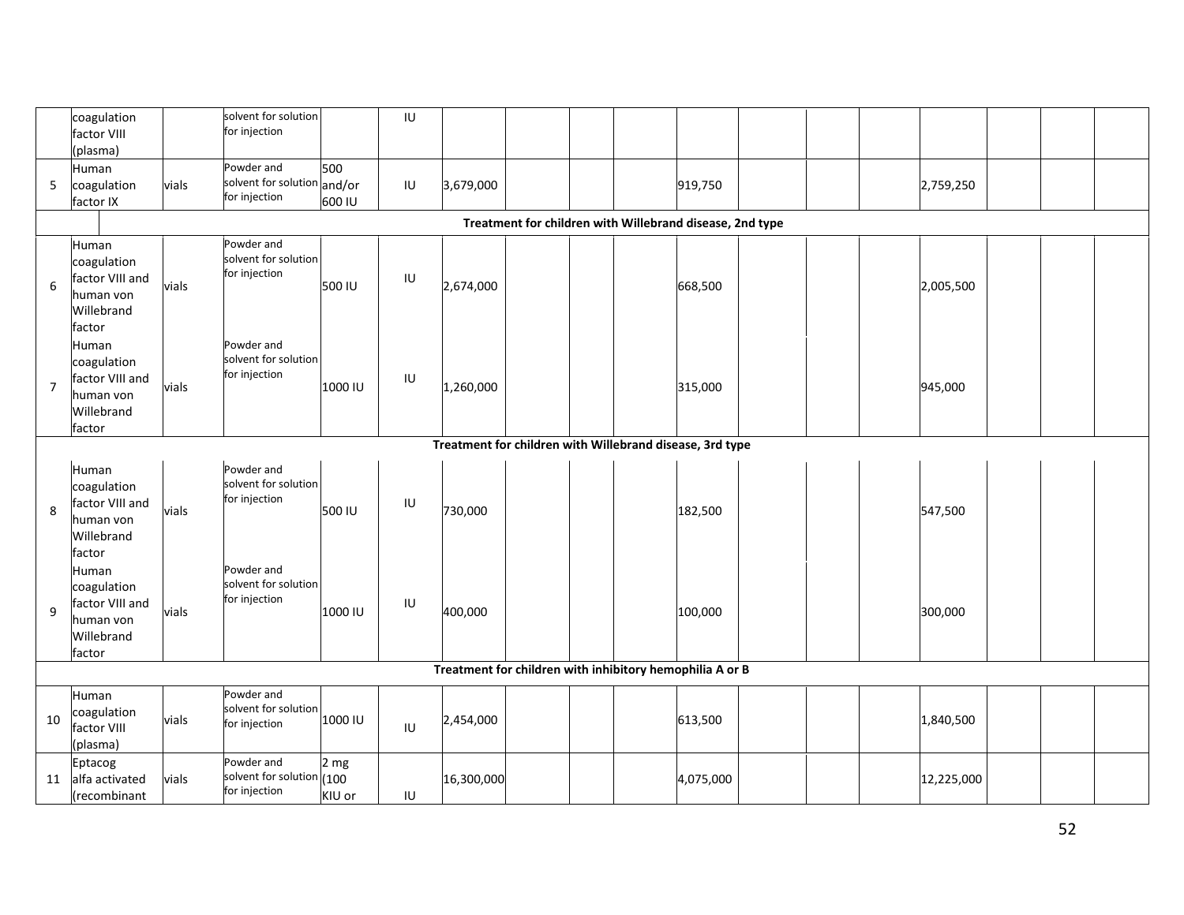|  | coagulation factor VIII (plasma) |  | solvent for solution for injection |  | IU |  |  |  |  |  |  |  |  |  |  |  |  |
|---|---|---|---|---|---|---|---|---|---|---|---|---|---|---|---|---|---|
| 5 | Human coagulation factor IX | vials | Powder and solvent for solution for injection | 500 and/or 600 IU | IU | 3,679,000 |  |  |  | 919,750 |  |  |  | 2,759,250 |  |  |  |
| **Treatment for children with Willebrand disease, 2nd type** | | | | | | | | | | | | | | | | | |
| 6 | Human coagulation factor VIII and human von Willebrand factor | vials | Powder and solvent for solution for injection | 500 IU | IU | 2,674,000 |  |  |  | 668,500 |  |  |  | 2,005,500 |  |  |  |
| 7 | Human coagulation factor VIII and human von Willebrand factor | vials | Powder and solvent for solution for injection | 1000 IU | IU | 1,260,000 |  |  |  | 315,000 |  |  |  | 945,000 |  |  |  |
| **Treatment for children with Willebrand disease, 3rd type** | | | | | | | | | | | | | | | | | |
| 8 | Human coagulation factor VIII and human von Willebrand factor | vials | Powder and solvent for solution for injection | 500 IU | IU | 730,000 |  |  |  | 182,500 |  |  |  | 547,500 |  |  |  |
| 9 | Human coagulation factor VIII and human von Willebrand factor | vials | Powder and solvent for solution for injection | 1000 IU | IU | 400,000 |  |  |  | 100,000 |  |  |  | 300,000 |  |  |  |
| **Treatment for children with inhibitory hemophilia A or B** | | | | | | | | | | | | | | | | | |
| 10 | Human coagulation factor VIII (plasma) | vials | Powder and solvent for solution for injection | 1000 IU | IU | 2,454,000 |  |  |  | 613,500 |  |  |  | 1,840,500 |  |  |  |
| 11 | Eptacog alfa activated (recombinant | vials | Powder and solvent for solution for injection | 2 mg (100 KIU or | IU | 16,300,000 |  |  |  | 4,075,000 |  |  |  | 12,225,000 |  |  |  |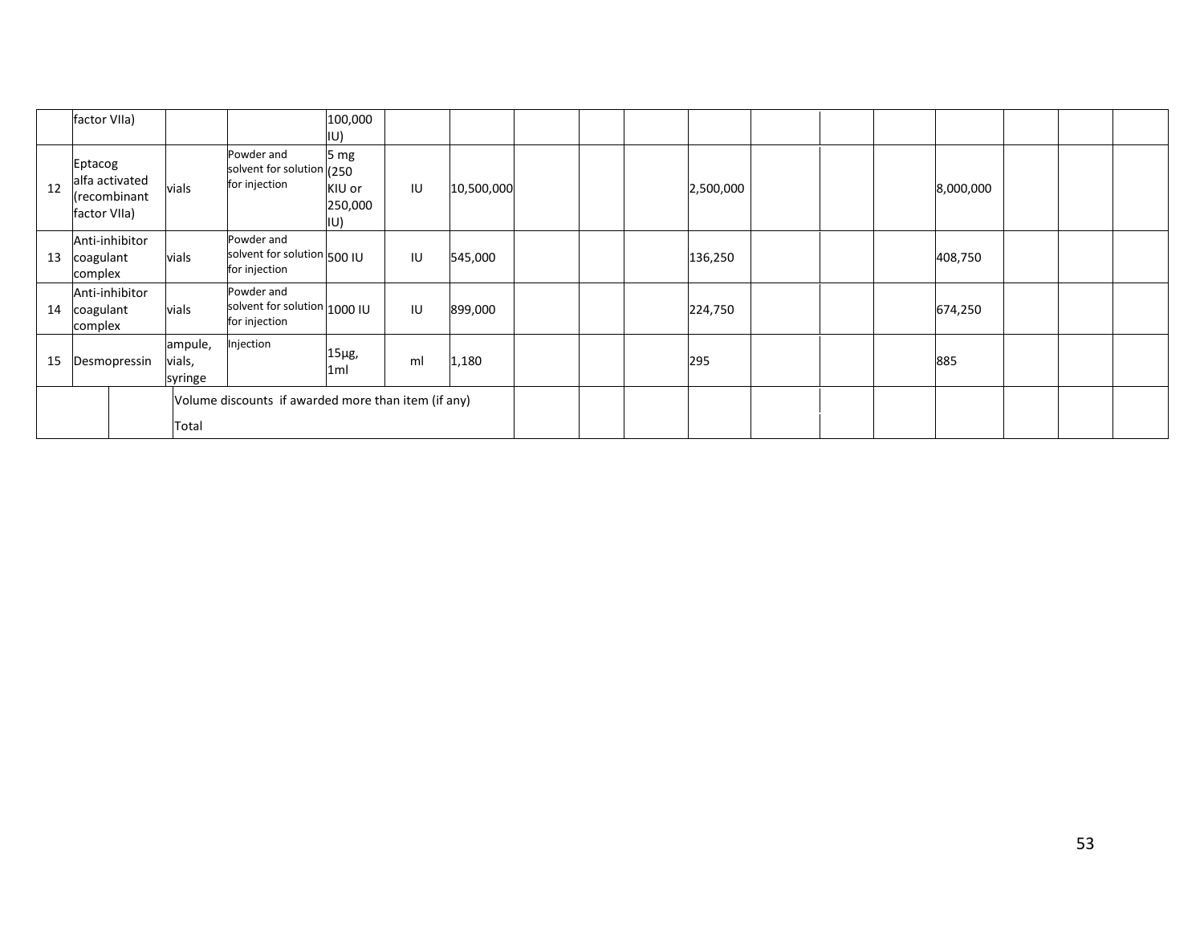| | | | | | | | | | | | | | | | | | |
|---|---|---|---|---|---|---|---|---|---|---|---|---|---|---|---|---|---|
| | factor VIIa) | | | 100,000 IU) | | | | | | | | | | | | | |
| 12 | Eptacog alfa activated (recombinant factor VIIa) | vials | Powder and solvent for solution for injection | 5 mg (250 KIU or 250,000 IU) | IU | 10,500,000 | | | | 2,500,000 | | | | 8,000,000 | | | |
| 13 | Anti-inhibitor coagulant complex | vials | Powder and solvent for solution for injection | 500 IU | IU | 545,000 | | | | 136,250 | | | | 408,750 | | | |
| 14 | Anti-inhibitor coagulant complex | vials | Powder and solvent for solution for injection | 1000 IU | IU | 899,000 | | | | 224,750 | | | | 674,250 | | | |
| 15 | Desmopressin | ampule, vials, syringe | Injection | 15µg, 1ml | ml | 1,180 | | | | 295 | | | | 885 | | | |
| | | Volume discounts if awarded more than item (if any) | | | | | | | | | | | | | | | |
| | | Total | | | | | | | | | | | | | | | |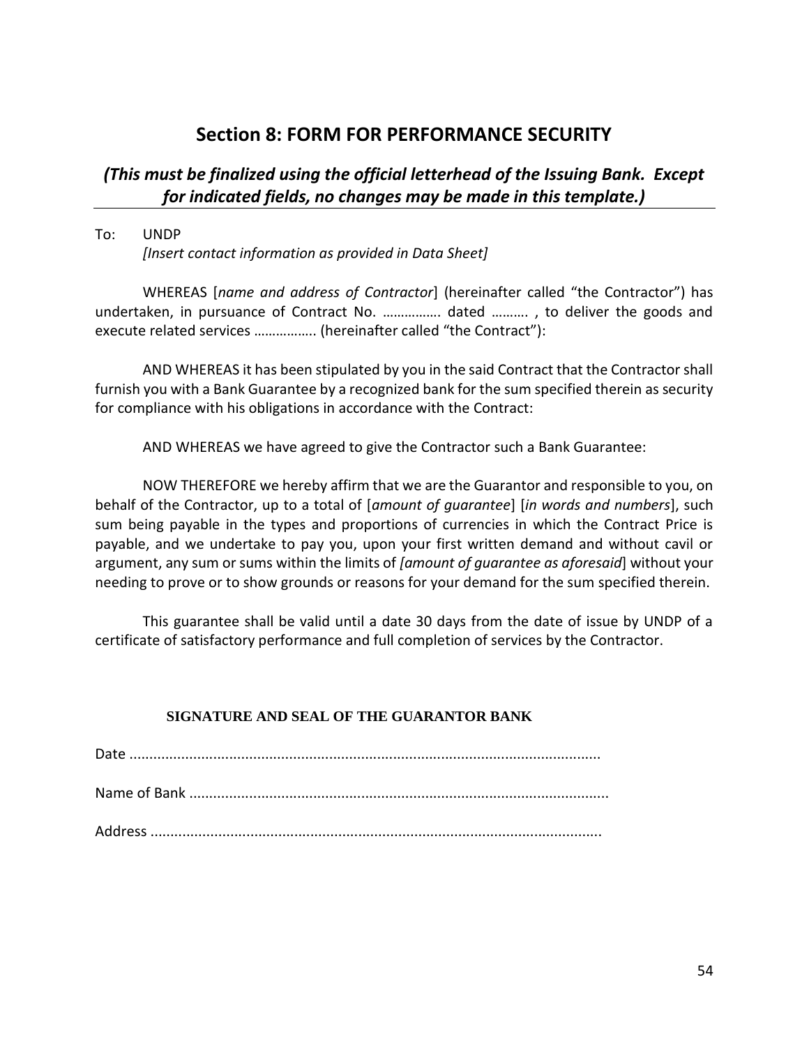# Section 8: FORM FOR PERFORMANCE SECURITY

## *(This must be finalized using the official letterhead of the Issuing Bank. Except for indicated fields, no changes may be made in this template.)*

To: UNDP
*[Insert contact information as provided in Data Sheet]*

WHEREAS [*name and address of Contractor*] (hereinafter called "the Contractor") has undertaken, in pursuance of Contract No. ……………. dated ………. , to deliver the goods and execute related services …………….. (hereinafter called "the Contract"):

AND WHEREAS it has been stipulated by you in the said Contract that the Contractor shall furnish you with a Bank Guarantee by a recognized bank for the sum specified therein as security for compliance with his obligations in accordance with the Contract:

AND WHEREAS we have agreed to give the Contractor such a Bank Guarantee:

NOW THEREFORE we hereby affirm that we are the Guarantor and responsible to you, on behalf of the Contractor, up to a total of [*amount of guarantee*] [*in words and numbers*], such sum being payable in the types and proportions of currencies in which the Contract Price is payable, and we undertake to pay you, upon your first written demand and without cavil or argument, any sum or sums within the limits of *[amount of guarantee as aforesaid*] without your needing to prove or to show grounds or reasons for your demand for the sum specified therein.

This guarantee shall be valid until a date 30 days from the date of issue by UNDP of a certificate of satisfactory performance and full completion of services by the Contractor.

**SIGNATURE AND SEAL OF THE GUARANTOR BANK**

Date .......................................................................................................................

Name of Bank .........................................................................................................

Address ..................................................................................................................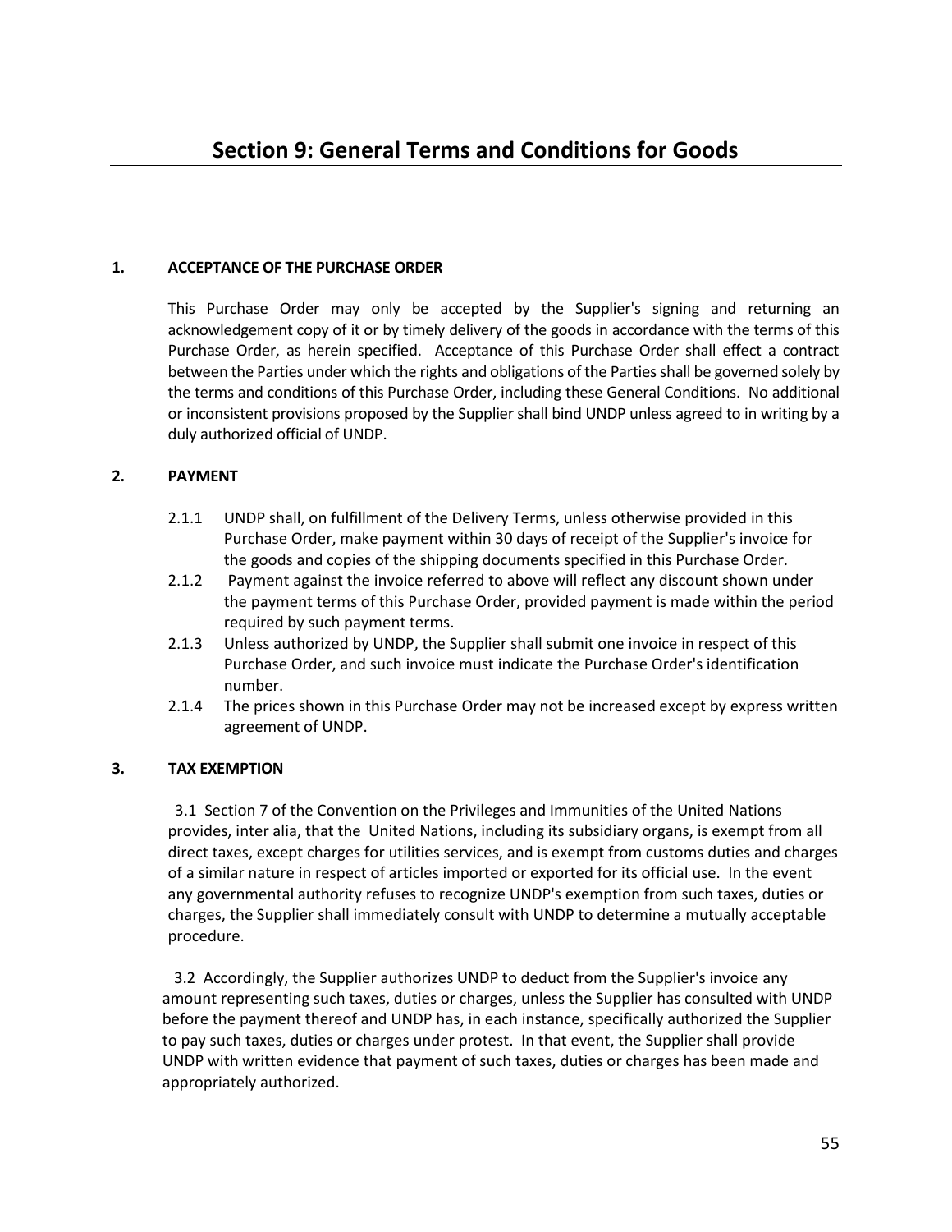# Section 9: General Terms and Conditions for Goods

## 1. ACCEPTANCE OF THE PURCHASE ORDER

This Purchase Order may only be accepted by the Supplier's signing and returning an acknowledgement copy of it or by timely delivery of the goods in accordance with the terms of this Purchase Order, as herein specified. Acceptance of this Purchase Order shall effect a contract between the Parties under which the rights and obligations of the Parties shall be governed solely by the terms and conditions of this Purchase Order, including these General Conditions. No additional or inconsistent provisions proposed by the Supplier shall bind UNDP unless agreed to in writing by a duly authorized official of UNDP.

## 2. PAYMENT

2.1.1 UNDP shall, on fulfillment of the Delivery Terms, unless otherwise provided in this Purchase Order, make payment within 30 days of receipt of the Supplier's invoice for the goods and copies of the shipping documents specified in this Purchase Order.

2.1.2 Payment against the invoice referred to above will reflect any discount shown under the payment terms of this Purchase Order, provided payment is made within the period required by such payment terms.

2.1.3 Unless authorized by UNDP, the Supplier shall submit one invoice in respect of this Purchase Order, and such invoice must indicate the Purchase Order's identification number.

2.1.4 The prices shown in this Purchase Order may not be increased except by express written agreement of UNDP.

## 3. TAX EXEMPTION

3.1 Section 7 of the Convention on the Privileges and Immunities of the United Nations provides, inter alia, that the United Nations, including its subsidiary organs, is exempt from all direct taxes, except charges for utilities services, and is exempt from customs duties and charges of a similar nature in respect of articles imported or exported for its official use. In the event any governmental authority refuses to recognize UNDP's exemption from such taxes, duties or charges, the Supplier shall immediately consult with UNDP to determine a mutually acceptable procedure.

3.2 Accordingly, the Supplier authorizes UNDP to deduct from the Supplier's invoice any amount representing such taxes, duties or charges, unless the Supplier has consulted with UNDP before the payment thereof and UNDP has, in each instance, specifically authorized the Supplier to pay such taxes, duties or charges under protest. In that event, the Supplier shall provide UNDP with written evidence that payment of such taxes, duties or charges has been made and appropriately authorized.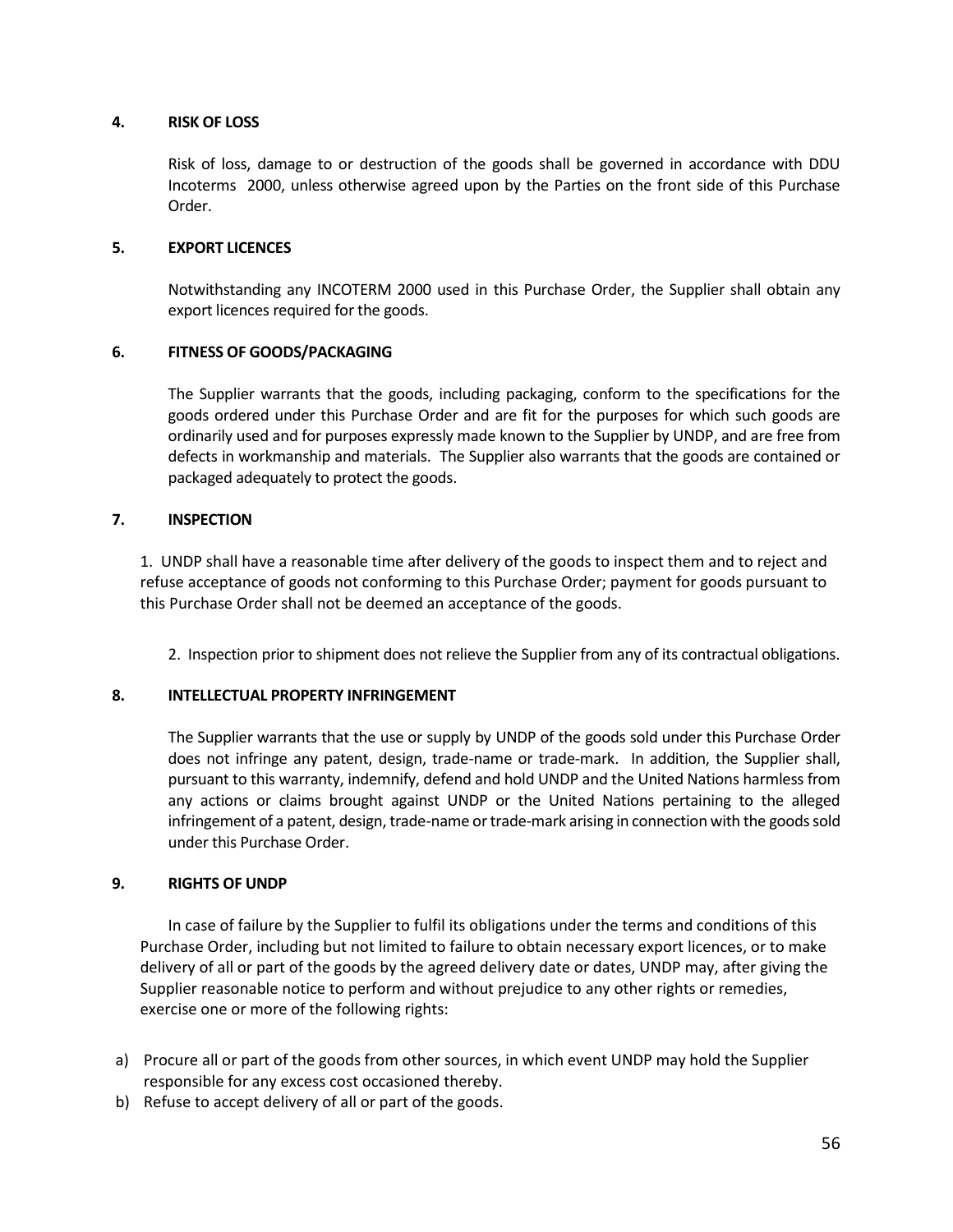## 4. RISK OF LOSS

Risk of loss, damage to or destruction of the goods shall be governed in accordance with DDU Incoterms 2000, unless otherwise agreed upon by the Parties on the front side of this Purchase Order.

## 5. EXPORT LICENCES

Notwithstanding any INCOTERM 2000 used in this Purchase Order, the Supplier shall obtain any export licences required for the goods.

## 6. FITNESS OF GOODS/PACKAGING

The Supplier warrants that the goods, including packaging, conform to the specifications for the goods ordered under this Purchase Order and are fit for the purposes for which such goods are ordinarily used and for purposes expressly made known to the Supplier by UNDP, and are free from defects in workmanship and materials. The Supplier also warrants that the goods are contained or packaged adequately to protect the goods.

## 7. INSPECTION

1. UNDP shall have a reasonable time after delivery of the goods to inspect them and to reject and refuse acceptance of goods not conforming to this Purchase Order; payment for goods pursuant to this Purchase Order shall not be deemed an acceptance of the goods.

2. Inspection prior to shipment does not relieve the Supplier from any of its contractual obligations.

## 8. INTELLECTUAL PROPERTY INFRINGEMENT

The Supplier warrants that the use or supply by UNDP of the goods sold under this Purchase Order does not infringe any patent, design, trade-name or trade-mark. In addition, the Supplier shall, pursuant to this warranty, indemnify, defend and hold UNDP and the United Nations harmless from any actions or claims brought against UNDP or the United Nations pertaining to the alleged infringement of a patent, design, trade-name or trade-mark arising in connection with the goods sold under this Purchase Order.

## 9. RIGHTS OF UNDP

In case of failure by the Supplier to fulfil its obligations under the terms and conditions of this Purchase Order, including but not limited to failure to obtain necessary export licences, or to make delivery of all or part of the goods by the agreed delivery date or dates, UNDP may, after giving the Supplier reasonable notice to perform and without prejudice to any other rights or remedies, exercise one or more of the following rights:

a) Procure all or part of the goods from other sources, in which event UNDP may hold the Supplier responsible for any excess cost occasioned thereby.
b) Refuse to accept delivery of all or part of the goods.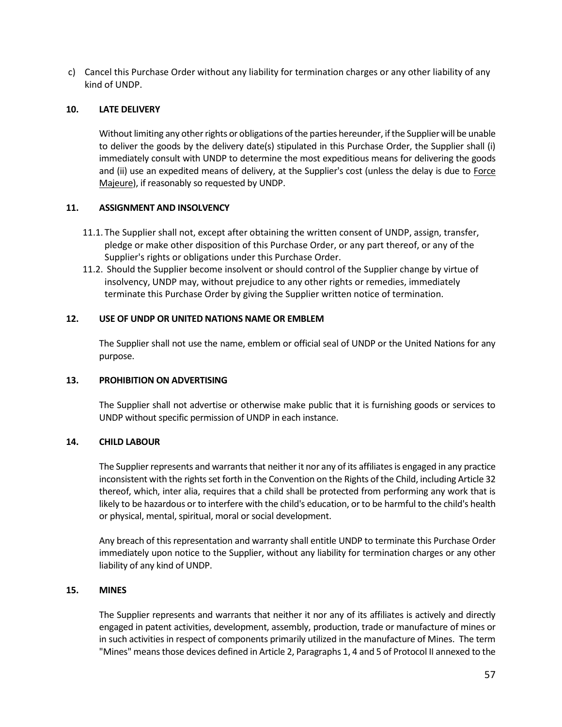c) Cancel this Purchase Order without any liability for termination charges or any other liability of any kind of UNDP.

**10. LATE DELIVERY**

Without limiting any other rights or obligations of the parties hereunder, if the Supplier will be unable to deliver the goods by the delivery date(s) stipulated in this Purchase Order, the Supplier shall (i) immediately consult with UNDP to determine the most expeditious means for delivering the goods and (ii) use an expedited means of delivery, at the Supplier's cost (unless the delay is due to Force Majeure), if reasonably so requested by UNDP.

**11. ASSIGNMENT AND INSOLVENCY**

11.1. The Supplier shall not, except after obtaining the written consent of UNDP, assign, transfer, pledge or make other disposition of this Purchase Order, or any part thereof, or any of the Supplier's rights or obligations under this Purchase Order.

11.2. Should the Supplier become insolvent or should control of the Supplier change by virtue of insolvency, UNDP may, without prejudice to any other rights or remedies, immediately terminate this Purchase Order by giving the Supplier written notice of termination.

**12. USE OF UNDP OR UNITED NATIONS NAME OR EMBLEM**

The Supplier shall not use the name, emblem or official seal of UNDP or the United Nations for any purpose.

**13. PROHIBITION ON ADVERTISING**

The Supplier shall not advertise or otherwise make public that it is furnishing goods or services to UNDP without specific permission of UNDP in each instance.

**14. CHILD LABOUR**

The Supplier represents and warrants that neither it nor any of its affiliates is engaged in any practice inconsistent with the rights set forth in the Convention on the Rights of the Child, including Article 32 thereof, which, inter alia, requires that a child shall be protected from performing any work that is likely to be hazardous or to interfere with the child's education, or to be harmful to the child's health or physical, mental, spiritual, moral or social development.

Any breach of this representation and warranty shall entitle UNDP to terminate this Purchase Order immediately upon notice to the Supplier, without any liability for termination charges or any other liability of any kind of UNDP.

**15. MINES**

The Supplier represents and warrants that neither it nor any of its affiliates is actively and directly engaged in patent activities, development, assembly, production, trade or manufacture of mines or in such activities in respect of components primarily utilized in the manufacture of Mines. The term "Mines" means those devices defined in Article 2, Paragraphs 1, 4 and 5 of Protocol II annexed to the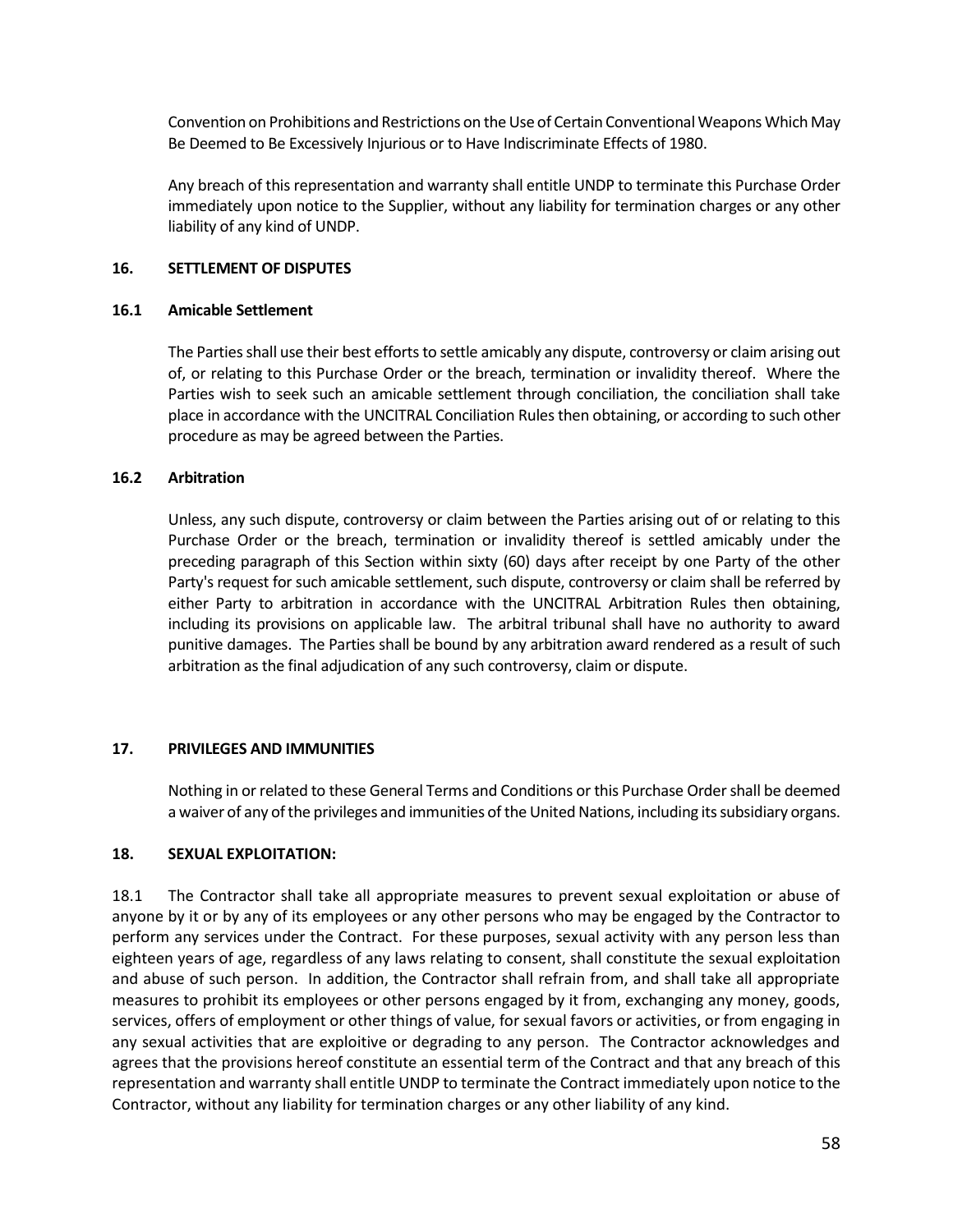Convention on Prohibitions and Restrictions on the Use of Certain Conventional Weapons Which May Be Deemed to Be Excessively Injurious or to Have Indiscriminate Effects of 1980.

Any breach of this representation and warranty shall entitle UNDP to terminate this Purchase Order immediately upon notice to the Supplier, without any liability for termination charges or any other liability of any kind of UNDP.

## 16. SETTLEMENT OF DISPUTES

### 16.1 Amicable Settlement

The Parties shall use their best efforts to settle amicably any dispute, controversy or claim arising out of, or relating to this Purchase Order or the breach, termination or invalidity thereof. Where the Parties wish to seek such an amicable settlement through conciliation, the conciliation shall take place in accordance with the UNCITRAL Conciliation Rules then obtaining, or according to such other procedure as may be agreed between the Parties.

### 16.2 Arbitration

Unless, any such dispute, controversy or claim between the Parties arising out of or relating to this Purchase Order or the breach, termination or invalidity thereof is settled amicably under the preceding paragraph of this Section within sixty (60) days after receipt by one Party of the other Party's request for such amicable settlement, such dispute, controversy or claim shall be referred by either Party to arbitration in accordance with the UNCITRAL Arbitration Rules then obtaining, including its provisions on applicable law. The arbitral tribunal shall have no authority to award punitive damages. The Parties shall be bound by any arbitration award rendered as a result of such arbitration as the final adjudication of any such controversy, claim or dispute.

## 17. PRIVILEGES AND IMMUNITIES

Nothing in or related to these General Terms and Conditions or this Purchase Order shall be deemed a waiver of any of the privileges and immunities of the United Nations, including its subsidiary organs.

## 18. SEXUAL EXPLOITATION:

18.1 The Contractor shall take all appropriate measures to prevent sexual exploitation or abuse of anyone by it or by any of its employees or any other persons who may be engaged by the Contractor to perform any services under the Contract. For these purposes, sexual activity with any person less than eighteen years of age, regardless of any laws relating to consent, shall constitute the sexual exploitation and abuse of such person. In addition, the Contractor shall refrain from, and shall take all appropriate measures to prohibit its employees or other persons engaged by it from, exchanging any money, goods, services, offers of employment or other things of value, for sexual favors or activities, or from engaging in any sexual activities that are exploitive or degrading to any person. The Contractor acknowledges and agrees that the provisions hereof constitute an essential term of the Contract and that any breach of this representation and warranty shall entitle UNDP to terminate the Contract immediately upon notice to the Contractor, without any liability for termination charges or any other liability of any kind.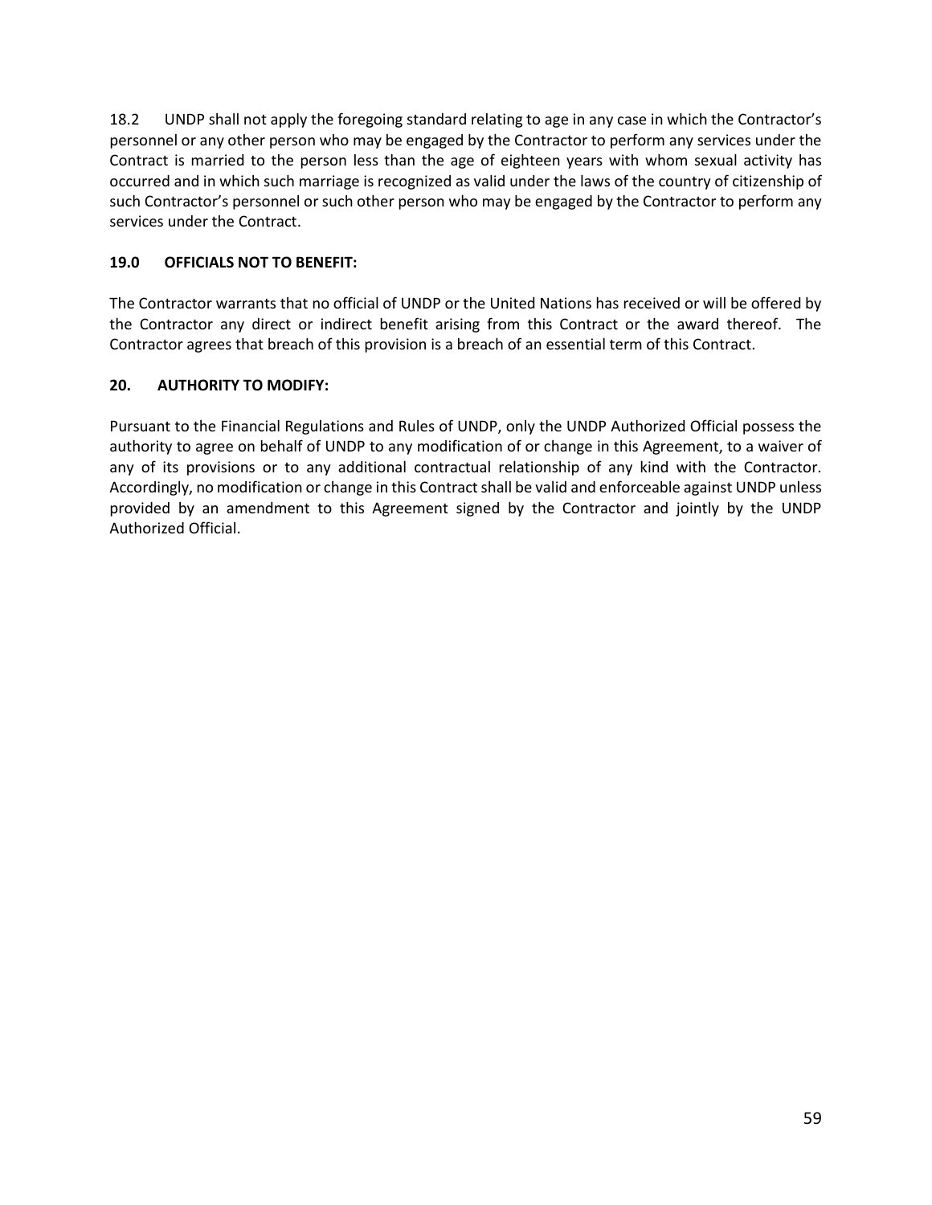18.2 UNDP shall not apply the foregoing standard relating to age in any case in which the Contractor's personnel or any other person who may be engaged by the Contractor to perform any services under the Contract is married to the person less than the age of eighteen years with whom sexual activity has occurred and in which such marriage is recognized as valid under the laws of the country of citizenship of such Contractor's personnel or such other person who may be engaged by the Contractor to perform any services under the Contract.

**19.0 OFFICIALS NOT TO BENEFIT:**

The Contractor warrants that no official of UNDP or the United Nations has received or will be offered by the Contractor any direct or indirect benefit arising from this Contract or the award thereof. The Contractor agrees that breach of this provision is a breach of an essential term of this Contract.

**20. AUTHORITY TO MODIFY:**

Pursuant to the Financial Regulations and Rules of UNDP, only the UNDP Authorized Official possess the authority to agree on behalf of UNDP to any modification of or change in this Agreement, to a waiver of any of its provisions or to any additional contractual relationship of any kind with the Contractor. Accordingly, no modification or change in this Contract shall be valid and enforceable against UNDP unless provided by an amendment to this Agreement signed by the Contractor and jointly by the UNDP Authorized Official.